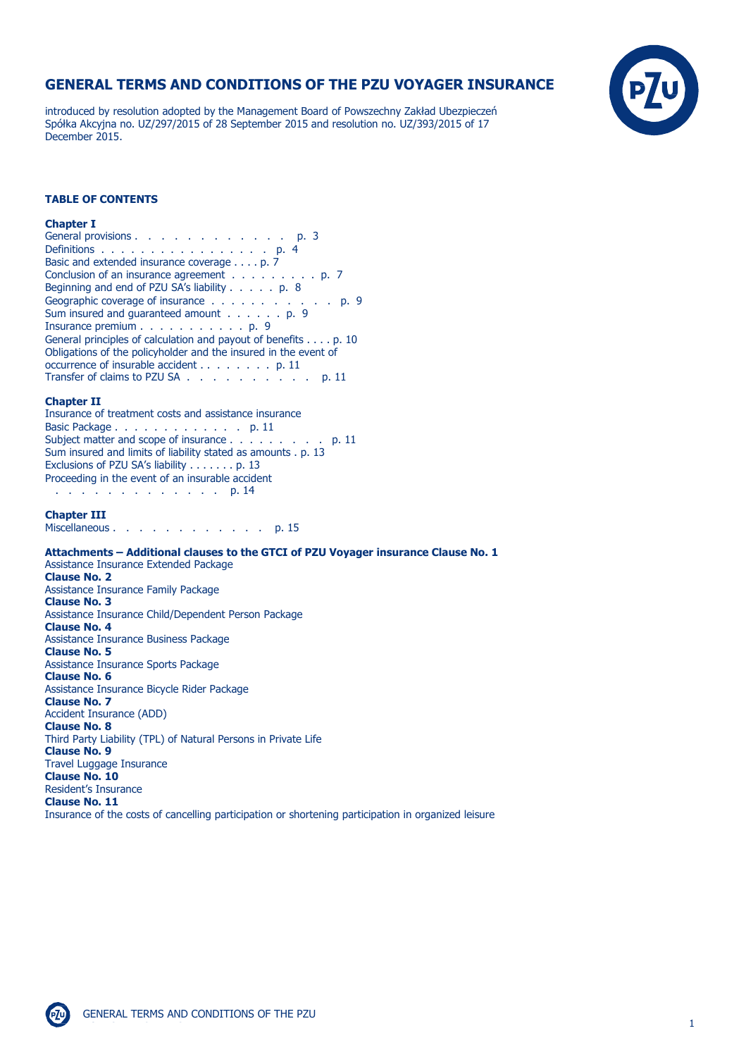# GENERAL TERMS AND CONDITIONS OF THE PZU VOYAGER INSURANCE

introduced by resolution adopted by the Management Board of Powszechny Zakład Ubezpieczeń Spółka Akcyjna no. UZ/297/2015 of 28 September 2015 and resolution no. UZ/393/2015 of 17 December 2015.

## TABLE OF CONTENTS

**Chapter I**

General provisions . . . . . . . . . . . . . p. 3
Definitions . . . . . . . . . . . . . . . . . p. 4
Basic and extended insurance coverage . . . . p. 7
Conclusion of an insurance agreement . . . . . . . . . p. 7
Beginning and end of PZU SA's liability . . . . . p. 8
Geographic coverage of insurance . . . . . . . . . . . . p. 9
Sum insured and guaranteed amount . . . . . . p. 9
Insurance premium . . . . . . . . . . . p. 9
General principles of calculation and payout of benefits . . . . p. 10
Obligations of the policyholder and the insured in the event of occurrence of insurable accident . . . . . . . . p. 11
Transfer of claims to PZU SA . . . . . . . . . . . p. 11

**Chapter II**

Insurance of treatment costs and assistance insurance
Basic Package . . . . . . . . . . . . . p. 11
Subject matter and scope of insurance . . . . . . . . . p. 11
Sum insured and limits of liability stated as amounts . p. 13
Exclusions of PZU SA's liability . . . . . . . p. 13
Proceeding in the event of an insurable accident . . . . . . . . . . . . . . . p. 14

**Chapter III**

Miscellaneous . . . . . . . . . . . . . p. 15

**Attachments – Additional clauses to the GTCI of PZU Voyager insurance Clause No. 1**
Assistance Insurance Extended Package
**Clause No. 2**
Assistance Insurance Family Package
**Clause No. 3**
Assistance Insurance Child/Dependent Person Package
**Clause No. 4**
Assistance Insurance Business Package
**Clause No. 5**
Assistance Insurance Sports Package
**Clause No. 6**
Assistance Insurance Bicycle Rider Package
**Clause No. 7**
Accident Insurance (ADD)
**Clause No. 8**
Third Party Liability (TPL) of Natural Persons in Private Life
**Clause No. 9**
Travel Luggage Insurance
**Clause No. 10**
Resident's Insurance
**Clause No. 11**
Insurance of the costs of cancelling participation or shortening participation in organized leisure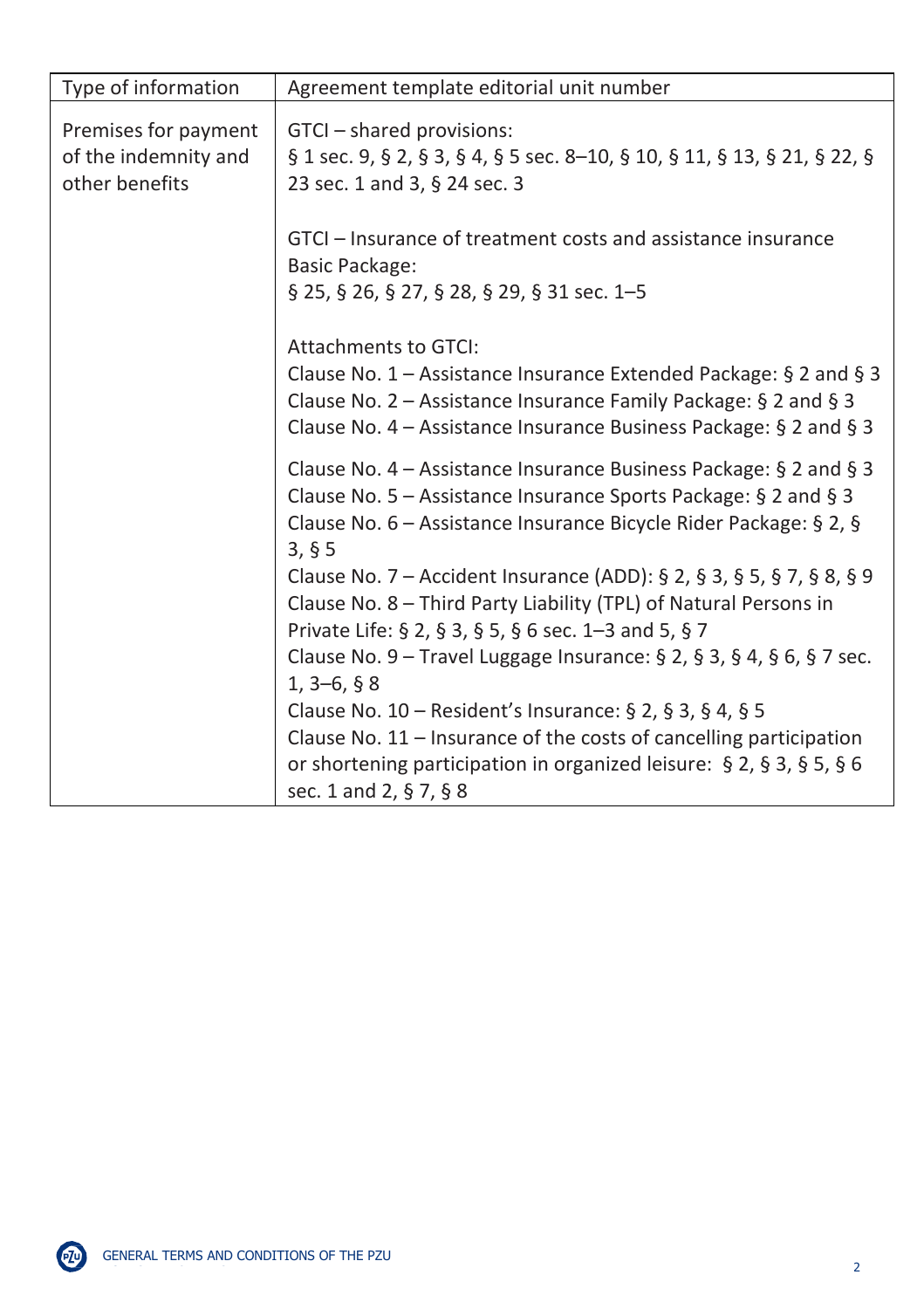| Type of information | Agreement template editorial unit number |
|---|---|
| Premises for payment of the indemnity and other benefits | GTCI – shared provisions:<br>§ 1 sec. 9, § 2, § 3, § 4, § 5 sec. 8–10, § 10, § 11, § 13, § 21, § 22, § 23 sec. 1 and 3, § 24 sec. 3<br><br>GTCI – Insurance of treatment costs and assistance insurance Basic Package:<br>§ 25, § 26, § 27, § 28, § 29, § 31 sec. 1–5<br><br>Attachments to GTCI:<br>Clause No. 1 – Assistance Insurance Extended Package: § 2 and § 3<br>Clause No. 2 – Assistance Insurance Family Package: § 2 and § 3<br>Clause No. 4 – Assistance Insurance Business Package: § 2 and § 3<br><br>Clause No. 4 – Assistance Insurance Business Package: § 2 and § 3<br>Clause No. 5 – Assistance Insurance Sports Package: § 2 and § 3<br>Clause No. 6 – Assistance Insurance Bicycle Rider Package: § 2, § 3, § 5<br>Clause No. 7 – Accident Insurance (ADD): § 2, § 3, § 5, § 7, § 8, § 9<br>Clause No. 8 – Third Party Liability (TPL) of Natural Persons in Private Life: § 2, § 3, § 5, § 6 sec. 1–3 and 5, § 7<br>Clause No. 9 – Travel Luggage Insurance: § 2, § 3, § 4, § 6, § 7 sec. 1, 3–6, § 8<br>Clause No. 10 – Resident's Insurance: § 2, § 3, § 4, § 5<br>Clause No. 11 – Insurance of the costs of cancelling participation or shortening participation in organized leisure: § 2, § 3, § 5, § 6 sec. 1 and 2, § 7, § 8 |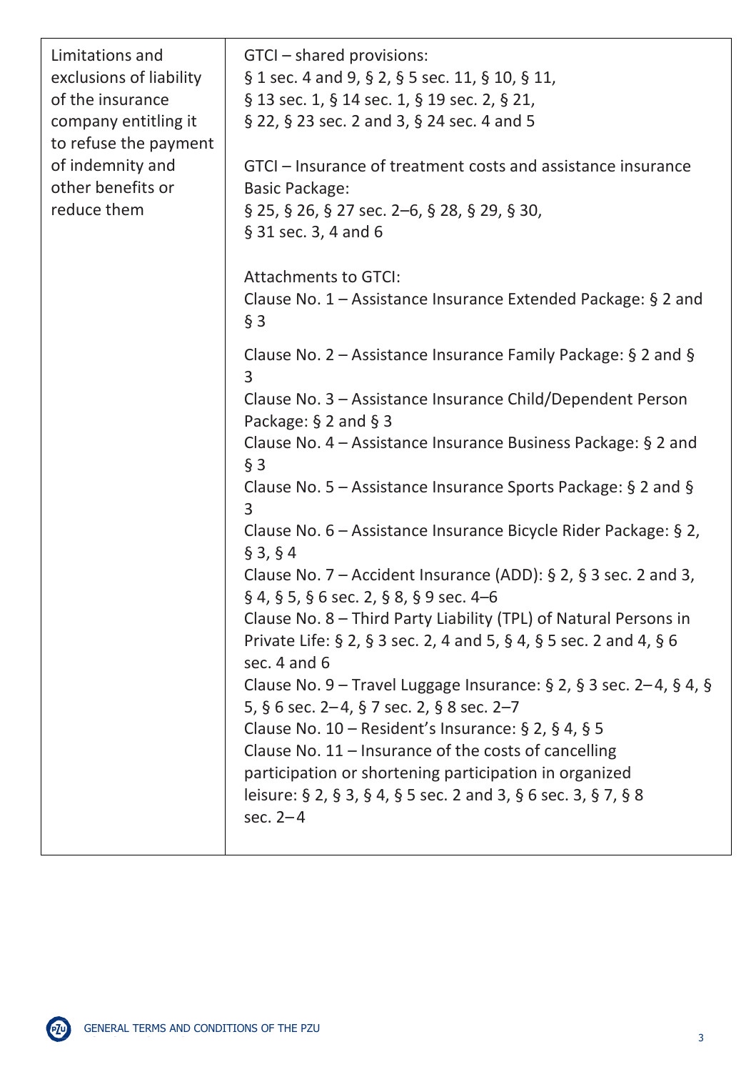| Limitations and exclusions of liability of the insurance company entitling it to refuse the payment of indemnity and other benefits or reduce them | GTCI – shared provisions:<br>§ 1 sec. 4 and 9, § 2, § 5 sec. 11, § 10, § 11, § 13 sec. 1, § 14 sec. 1, § 19 sec. 2, § 21, § 22, § 23 sec. 2 and 3, § 24 sec. 4 and 5<br><br>GTCI – Insurance of treatment costs and assistance insurance Basic Package:<br>§ 25, § 26, § 27 sec. 2–6, § 28, § 29, § 30, § 31 sec. 3, 4 and 6<br><br>Attachments to GTCI:<br>Clause No. 1 – Assistance Insurance Extended Package: § 2 and § 3<br>Clause No. 2 – Assistance Insurance Family Package: § 2 and § 3<br>Clause No. 3 – Assistance Insurance Child/Dependent Person Package: § 2 and § 3<br>Clause No. 4 – Assistance Insurance Business Package: § 2 and § 3<br>Clause No. 5 – Assistance Insurance Sports Package: § 2 and § 3<br>Clause No. 6 – Assistance Insurance Bicycle Rider Package: § 2, § 3, § 4<br>Clause No. 7 – Accident Insurance (ADD): § 2, § 3 sec. 2 and 3, § 4, § 5, § 6 sec. 2, § 8, § 9 sec. 4–6<br>Clause No. 8 – Third Party Liability (TPL) of Natural Persons in Private Life: § 2, § 3 sec. 2, 4 and 5, § 4, § 5 sec. 2 and 4, § 6 sec. 4 and 6<br>Clause No. 9 – Travel Luggage Insurance: § 2, § 3 sec. 2–4, § 4, § 5, § 6 sec. 2–4, § 7 sec. 2, § 8 sec. 2–7<br>Clause No. 10 – Resident's Insurance: § 2, § 4, § 5<br>Clause No. 11 – Insurance of the costs of cancelling participation or shortening participation in organized leisure: § 2, § 3, § 4, § 5 sec. 2 and 3, § 6 sec. 3, § 7, § 8 sec. 2–4 |
|---|---|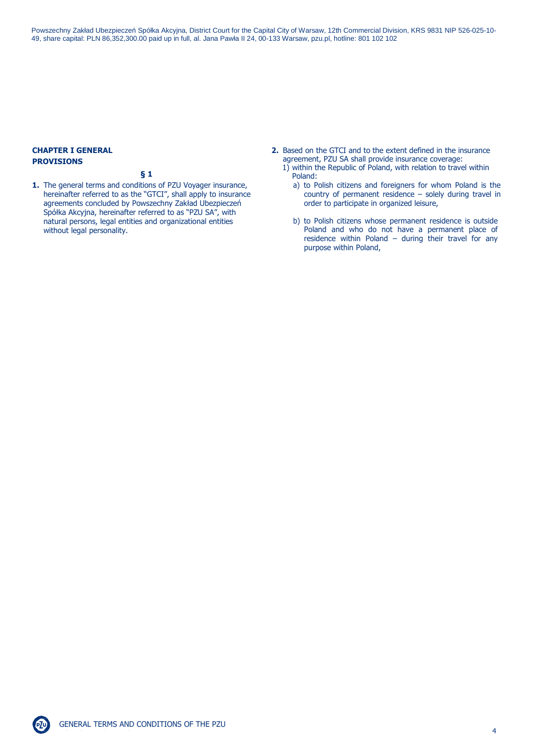## CHAPTER I GENERAL PROVISIONS

### § 1

**1.** The general terms and conditions of PZU Voyager insurance, hereinafter referred to as the "GTCI", shall apply to insurance agreements concluded by Powszechny Zakład Ubezpieczeń Spółka Akcyjna, hereinafter referred to as "PZU SA", with natural persons, legal entities and organizational entities without legal personality.

**2.** Based on the GTCI and to the extent defined in the insurance agreement, PZU SA shall provide insurance coverage:

1) within the Republic of Poland, with relation to travel within Poland:
   a) to Polish citizens and foreigners for whom Poland is the country of permanent residence – solely during travel in order to participate in organized leisure,
   b) to Polish citizens whose permanent residence is outside Poland and who do not have a permanent place of residence within Poland – during their travel for any purpose within Poland,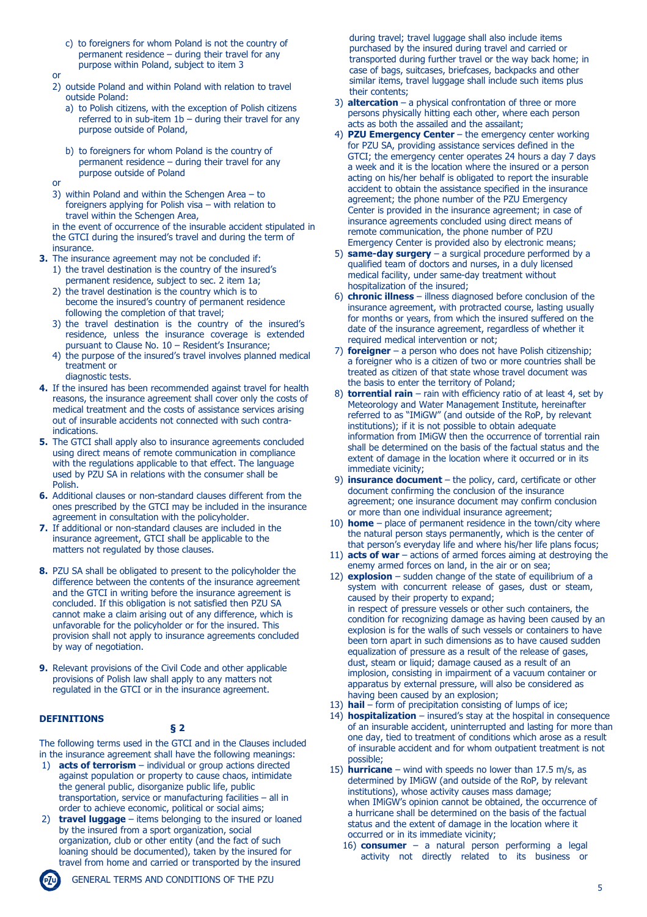c) to foreigners for whom Poland is not the country of permanent residence – during their travel for any purpose within Poland, subject to item 3

or

2) outside Poland and within Poland with relation to travel outside Poland:
   a) to Polish citizens, with the exception of Polish citizens referred to in sub-item 1b – during their travel for any purpose outside of Poland,
   b) to foreigners for whom Poland is the country of permanent residence – during their travel for any purpose outside of Poland

or

3) within Poland and within the Schengen Area – to foreigners applying for Polish visa – with relation to travel within the Schengen Area,

in the event of occurrence of the insurable accident stipulated in the GTCI during the insured's travel and during the term of insurance.

**3.** The insurance agreement may not be concluded if:
1) the travel destination is the country of the insured's permanent residence, subject to sec. 2 item 1a;
2) the travel destination is the country which is to become the insured's country of permanent residence following the completion of that travel;
3) the travel destination is the country of the insured's residence, unless the insurance coverage is extended pursuant to Clause No. 10 – Resident's Insurance;
4) the purpose of the insured's travel involves planned medical treatment or diagnostic tests.

**4.** If the insured has been recommended against travel for health reasons, the insurance agreement shall cover only the costs of medical treatment and the costs of assistance services arising out of insurable accidents not connected with such contra-indications.

**5.** The GTCI shall apply also to insurance agreements concluded using direct means of remote communication in compliance with the regulations applicable to that effect. The language used by PZU SA in relations with the consumer shall be Polish.

**6.** Additional clauses or non-standard clauses different from the ones prescribed by the GTCI may be included in the insurance agreement in consultation with the policyholder.

**7.** If additional or non-standard clauses are included in the insurance agreement, GTCI shall be applicable to the matters not regulated by those clauses.

**8.** PZU SA shall be obligated to present to the policyholder the difference between the contents of the insurance agreement and the GTCI in writing before the insurance agreement is concluded. If this obligation is not satisfied then PZU SA cannot make a claim arising out of any difference, which is unfavorable for the policyholder or for the insured. This provision shall not apply to insurance agreements concluded by way of negotiation.

**9.** Relevant provisions of the Civil Code and other applicable provisions of Polish law shall apply to any matters not regulated in the GTCI or in the insurance agreement.

## DEFINITIONS

### § 2

The following terms used in the GTCI and in the Clauses included in the insurance agreement shall have the following meanings:

1) **acts of terrorism** – individual or group actions directed against population or property to cause chaos, intimidate the general public, disorganize public life, public transportation, service or manufacturing facilities – all in order to achieve economic, political or social aims;
2) **travel luggage** – items belonging to the insured or loaned by the insured from a sport organization, social organization, club or other entity (and the fact of such loaning should be documented), taken by the insured for travel from home and carried or transported by the insured during travel; travel luggage shall also include items purchased by the insured during travel and carried or transported during further travel or the way back home; in case of bags, suitcases, briefcases, backpacks and other similar items, travel luggage shall include such items plus their contents;
3) **altercation** – a physical confrontation of three or more persons physically hitting each other, where each person acts as both the assailed and the assailant;
4) **PZU Emergency Center** – the emergency center working for PZU SA, providing assistance services defined in the GTCI; the emergency center operates 24 hours a day 7 days a week and it is the location where the insured or a person acting on his/her behalf is obligated to report the insurable accident to obtain the assistance specified in the insurance agreement; the phone number of the PZU Emergency Center is provided in the insurance agreement; in case of insurance agreements concluded using direct means of remote communication, the phone number of PZU Emergency Center is provided also by electronic means;
5) **same-day surgery** – a surgical procedure performed by a qualified team of doctors and nurses, in a duly licensed medical facility, under same-day treatment without hospitalization of the insured;
6) **chronic illness** – illness diagnosed before conclusion of the insurance agreement, with protracted course, lasting usually for months or years, from which the insured suffered on the date of the insurance agreement, regardless of whether it required medical intervention or not;
7) **foreigner** – a person who does not have Polish citizenship; a foreigner who is a citizen of two or more countries shall be treated as citizen of that state whose travel document was the basis to enter the territory of Poland;
8) **torrential rain** – rain with efficiency ratio of at least 4, set by Meteorology and Water Management Institute, hereinafter referred to as "IMiGW" (and outside of the RoP, by relevant institutions); if it is not possible to obtain adequate information from IMiGW then the occurrence of torrential rain shall be determined on the basis of the factual status and the extent of damage in the location where it occurred or in its immediate vicinity;
9) **insurance document** – the policy, card, certificate or other document confirming the conclusion of the insurance agreement; one insurance document may confirm conclusion or more than one individual insurance agreement;
10) **home** – place of permanent residence in the town/city where the natural person stays permanently, which is the center of that person's everyday life and where his/her life plans focus;
11) **acts of war** – actions of armed forces aiming at destroying the enemy armed forces on land, in the air or on sea;
12) **explosion** – sudden change of the state of equilibrium of a system with concurrent release of gases, dust or steam, caused by their property to expand;
    in respect of pressure vessels or other such containers, the condition for recognizing damage as having been caused by an explosion is for the walls of such vessels or containers to have been torn apart in such dimensions as to have caused sudden equalization of pressure as a result of the release of gases, dust, steam or liquid; damage caused as a result of an implosion, consisting in impairment of a vacuum container or apparatus by external pressure, will also be considered as having been caused by an explosion;
13) **hail** – form of precipitation consisting of lumps of ice;
14) **hospitalization** – insured's stay at the hospital in consequence of an insurable accident, uninterrupted and lasting for more than one day, tied to treatment of conditions which arose as a result of insurable accident and for whom outpatient treatment is not possible;
15) **hurricane** – wind with speeds no lower than 17.5 m/s, as determined by IMiGW (and outside of the RoP, by relevant institutions), whose activity causes mass damage;
    when IMiGW's opinion cannot be obtained, the occurrence of a hurricane shall be determined on the basis of the factual status and the extent of damage in the location where it occurred or in its immediate vicinity;
16) **consumer** – a natural person performing a legal activity not directly related to its business or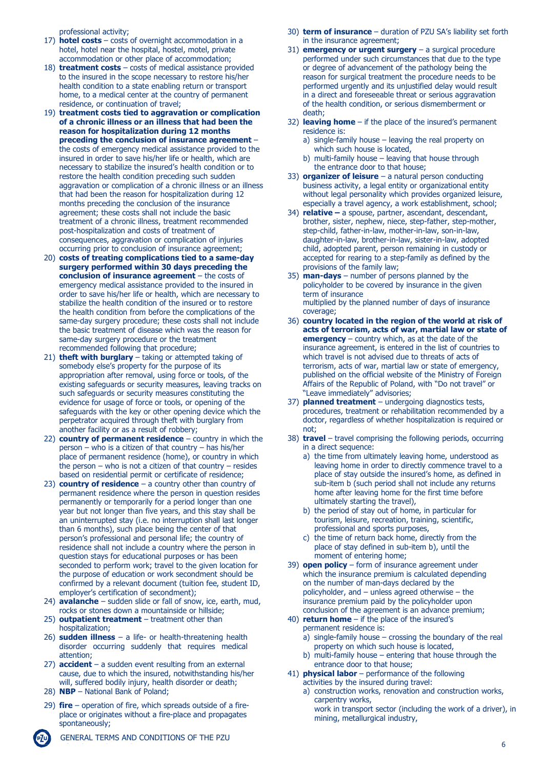professional activity;

17) **hotel costs** – costs of overnight accommodation in a hotel, hotel near the hospital, hostel, motel, private accommodation or other place of accommodation;
18) **treatment costs** – costs of medical assistance provided to the insured in the scope necessary to restore his/her health condition to a state enabling return or transport home, to a medical center at the country of permanent residence, or continuation of travel;
19) **treatment costs tied to aggravation or complication of a chronic illness or an illness that had been the reason for hospitalization during 12 months preceding the conclusion of insurance agreement** – the costs of emergency medical assistance provided to the insured in order to save his/her life or health, which are necessary to stabilize the insured's health condition or to restore the health condition preceding such sudden aggravation or complication of a chronic illness or an illness that had been the reason for hospitalization during 12 months preceding the conclusion of the insurance agreement; these costs shall not include the basic treatment of a chronic illness, treatment recommended post-hospitalization and costs of treatment of consequences, aggravation or complication of injuries occurring prior to conclusion of insurance agreement;
20) **costs of treating complications tied to a same-day surgery performed within 30 days preceding the conclusion of insurance agreement** – the costs of emergency medical assistance provided to the insured in order to save his/her life or health, which are necessary to stabilize the health condition of the insured or to restore the health condition from before the complications of the same-day surgery procedure; these costs shall not include the basic treatment of disease which was the reason for same-day surgery procedure or the treatment recommended following that procedure;
21) **theft with burglary** – taking or attempted taking of somebody else's property for the purpose of its appropriation after removal, using force or tools, of the existing safeguards or security measures, leaving tracks on such safeguards or security measures constituting the evidence for usage of force or tools, or opening of the safeguards with the key or other opening device which the perpetrator acquired through theft with burglary from another facility or as a result of robbery;
22) **country of permanent residence** – country in which the person – who is a citizen of that country – has his/her place of permanent residence (home), or country in which the person – who is not a citizen of that country – resides based on residential permit or certificate of residence;
23) **country of residence** – a country other than country of permanent residence where the person in question resides permanently or temporarily for a period longer than one year but not longer than five years, and this stay shall be an uninterrupted stay (i.e. no interruption shall last longer than 6 months), such place being the center of that person's professional and personal life; the country of residence shall not include a country where the person in question stays for educational purposes or has been seconded to perform work; travel to the given location for the purpose of education or work secondment should be confirmed by a relevant document (tuition fee, student ID, employer's certification of secondment);
24) **avalanche** – sudden slide or fall of snow, ice, earth, mud, rocks or stones down a mountainside or hillside;
25) **outpatient treatment** – treatment other than hospitalization;
26) **sudden illness** – a life- or health-threatening health disorder occurring suddenly that requires medical attention;
27) **accident** – a sudden event resulting from an external cause, due to which the insured, notwithstanding his/her will, suffered bodily injury, health disorder or death;
28) **NBP** – National Bank of Poland;
29) **fire** – operation of fire, which spreads outside of a fire-place or originates without a fire-place and propagates spontaneously;
30) **term of insurance** – duration of PZU SA's liability set forth in the insurance agreement;
31) **emergency or urgent surgery** – a surgical procedure performed under such circumstances that due to the type or degree of advancement of the pathology being the reason for surgical treatment the procedure needs to be performed urgently and its unjustified delay would result in a direct and foreseeable threat or serious aggravation of the health condition, or serious dismemberment or death;
32) **leaving home** – if the place of the insured's permanent residence is:
    a) single-family house – leaving the real property on which such house is located,
    b) multi-family house – leaving that house through the entrance door to that house;
33) **organizer of leisure** – a natural person conducting business activity, a legal entity or organizational entity without legal personality which provides organized leisure, especially a travel agency, a work establishment, school;
34) **relative –** a spouse, partner, ascendant, descendant, brother, sister, nephew, niece, step-father, step-mother, step-child, father-in-law, mother-in-law, son-in-law, daughter-in-law, brother-in-law, sister-in-law, adopted child, adopted parent, person remaining in custody or accepted for rearing to a step-family as defined by the provisions of the family law;
35) **man-days** – number of persons planned by the policyholder to be covered by insurance in the given term of insurance
    multiplied by the planned number of days of insurance coverage;
36) **country located in the region of the world at risk of acts of terrorism, acts of war, martial law or state of emergency** – country which, as at the date of the insurance agreement, is entered in the list of countries to which travel is not advised due to threats of acts of terrorism, acts of war, martial law or state of emergency, published on the official website of the Ministry of Foreign Affairs of the Republic of Poland, with "Do not travel" or "Leave immediately" advisories;
37) **planned treatment** – undergoing diagnostics tests, procedures, treatment or rehabilitation recommended by a doctor, regardless of whether hospitalization is required or not;
38) **travel** – travel comprising the following periods, occurring in a direct sequence:
    a) the time from ultimately leaving home, understood as leaving home in order to directly commence travel to a place of stay outside the insured's home, as defined in sub-item b (such period shall not include any returns home after leaving home for the first time before ultimately starting the travel),
    b) the period of stay out of home, in particular for tourism, leisure, recreation, training, scientific, professional and sports purposes,
    c) the time of return back home, directly from the place of stay defined in sub-item b), until the moment of entering home;
39) **open policy** – form of insurance agreement under which the insurance premium is calculated depending on the number of man-days declared by the policyholder, and – unless agreed otherwise – the insurance premium paid by the policyholder upon conclusion of the agreement is an advance premium;
40) **return home** – if the place of the insured's permanent residence is:
    a) single-family house – crossing the boundary of the real property on which such house is located,
    b) multi-family house – entering that house through the entrance door to that house;
41) **physical labor** – performance of the following activities by the insured during travel:
    a) construction works, renovation and construction works, carpentry works,
    work in transport sector (including the work of a driver), in mining, metallurgical industry,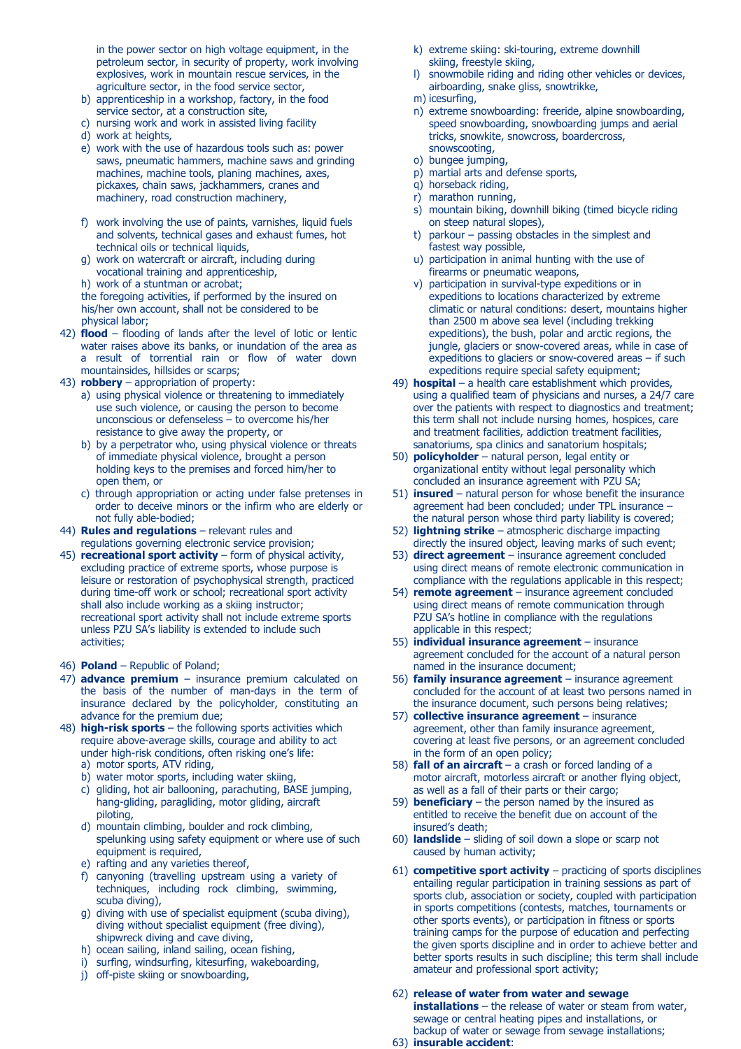in the power sector on high voltage equipment, in the petroleum sector, in security of property, work involving explosives, work in mountain rescue services, in the agriculture sector, in the food service sector,

b) apprenticeship in a workshop, factory, in the food service sector, at a construction site,
c) nursing work and work in assisted living facility
d) work at heights,
e) work with the use of hazardous tools such as: power saws, pneumatic hammers, machine saws and grinding machines, machine tools, planing machines, axes, pickaxes, chain saws, jackhammers, cranes and machinery, road construction machinery,
f) work involving the use of paints, varnishes, liquid fuels and solvents, technical gases and exhaust fumes, hot technical oils or technical liquids,
g) work on watercraft or aircraft, including during vocational training and apprenticeship,
h) work of a stuntman or acrobat;

the foregoing activities, if performed by the insured on his/her own account, shall not be considered to be physical labor;

42) **flood** – flooding of lands after the level of lotic or lentic water raises above its banks, or inundation of the area as a result of torrential rain or flow of water down mountainsides, hillsides or scarps;
43) **robbery** – appropriation of property:
    a) using physical violence or threatening to immediately use such violence, or causing the person to become unconscious or defenseless – to overcome his/her resistance to give away the property, or
    b) by a perpetrator who, using physical violence or threats of immediate physical violence, brought a person holding keys to the premises and forced him/her to open them, or
    c) through appropriation or acting under false pretenses in order to deceive minors or the infirm who are elderly or not fully able-bodied;
44) **Rules and regulations** – relevant rules and regulations governing electronic service provision;
45) **recreational sport activity** – form of physical activity, excluding practice of extreme sports, whose purpose is leisure or restoration of psychophysical strength, practiced during time-off work or school; recreational sport activity shall also include working as a skiing instructor; recreational sport activity shall not include extreme sports unless PZU SA's liability is extended to include such activities;
46) **Poland** – Republic of Poland;
47) **advance premium** – insurance premium calculated on the basis of the number of man-days in the term of insurance declared by the policyholder, constituting an advance for the premium due;
48) **high-risk sports** – the following sports activities which require above-average skills, courage and ability to act under high-risk conditions, often risking one's life:
    a) motor sports, ATV riding,
    b) water motor sports, including water skiing,
    c) gliding, hot air ballooning, parachuting, BASE jumping, hang-gliding, paragliding, motor gliding, aircraft piloting,
    d) mountain climbing, boulder and rock climbing, spelunking using safety equipment or where use of such equipment is required,
    e) rafting and any varieties thereof,
    f) canyoning (travelling upstream using a variety of techniques, including rock climbing, swimming, scuba diving),
    g) diving with use of specialist equipment (scuba diving), diving without specialist equipment (free diving), shipwreck diving and cave diving,
    h) ocean sailing, inland sailing, ocean fishing,
    i) surfing, windsurfing, kitesurfing, wakeboarding,
    j) off-piste skiing or snowboarding,
    k) extreme skiing: ski-touring, extreme downhill skiing, freestyle skiing,
    l) snowmobile riding and riding other vehicles or devices, airboarding, snake gliss, snowtrikke,
    m) icesurfing,
    n) extreme snowboarding: freeride, alpine snowboarding, speed snowboarding, snowboarding jumps and aerial tricks, snowkite, snowcross, boardercross, snowscooting,
    o) bungee jumping,
    p) martial arts and defense sports,
    q) horseback riding,
    r) marathon running,
    s) mountain biking, downhill biking (timed bicycle riding on steep natural slopes),
    t) parkour – passing obstacles in the simplest and fastest way possible,
    u) participation in animal hunting with the use of firearms or pneumatic weapons,
    v) participation in survival-type expeditions or in expeditions to locations characterized by extreme climatic or natural conditions: desert, mountains higher than 2500 m above sea level (including trekking expeditions), the bush, polar and arctic regions, the jungle, glaciers or snow-covered areas, while in case of expeditions to glaciers or snow-covered areas – if such expeditions require special safety equipment;
49) **hospital** – a health care establishment which provides, using a qualified team of physicians and nurses, a 24/7 care over the patients with respect to diagnostics and treatment; this term shall not include nursing homes, hospices, care and treatment facilities, addiction treatment facilities, sanatoriums, spa clinics and sanatorium hospitals;
50) **policyholder** – natural person, legal entity or organizational entity without legal personality which concluded an insurance agreement with PZU SA;
51) **insured** – natural person for whose benefit the insurance agreement had been concluded; under TPL insurance – the natural person whose third party liability is covered;
52) **lightning strike** – atmospheric discharge impacting directly the insured object, leaving marks of such event;
53) **direct agreement** – insurance agreement concluded using direct means of remote electronic communication in compliance with the regulations applicable in this respect;
54) **remote agreement** – insurance agreement concluded using direct means of remote communication through PZU SA's hotline in compliance with the regulations applicable in this respect;
55) **individual insurance agreement** – insurance agreement concluded for the account of a natural person named in the insurance document;
56) **family insurance agreement** – insurance agreement concluded for the account of at least two persons named in the insurance document, such persons being relatives;
57) **collective insurance agreement** – insurance agreement, other than family insurance agreement, covering at least five persons, or an agreement concluded in the form of an open policy;
58) **fall of an aircraft** – a crash or forced landing of a motor aircraft, motorless aircraft or another flying object, as well as a fall of their parts or their cargo;
59) **beneficiary** – the person named by the insured as entitled to receive the benefit due on account of the insured's death;
60) **landslide** – sliding of soil down a slope or scarp not caused by human activity;
61) **competitive sport activity** – practicing of sports disciplines entailing regular participation in training sessions as part of sports club, association or society, coupled with participation in sports competitions (contests, matches, tournaments or other sports events), or participation in fitness or sports training camps for the purpose of education and perfecting the given sports discipline and in order to achieve better and better sports results in such discipline; this term shall include amateur and professional sport activity;
62) **release of water from water and sewage installations** – the release of water or steam from water, sewage or central heating pipes and installations, or backup of water or sewage from sewage installations;
63) **insurable accident**: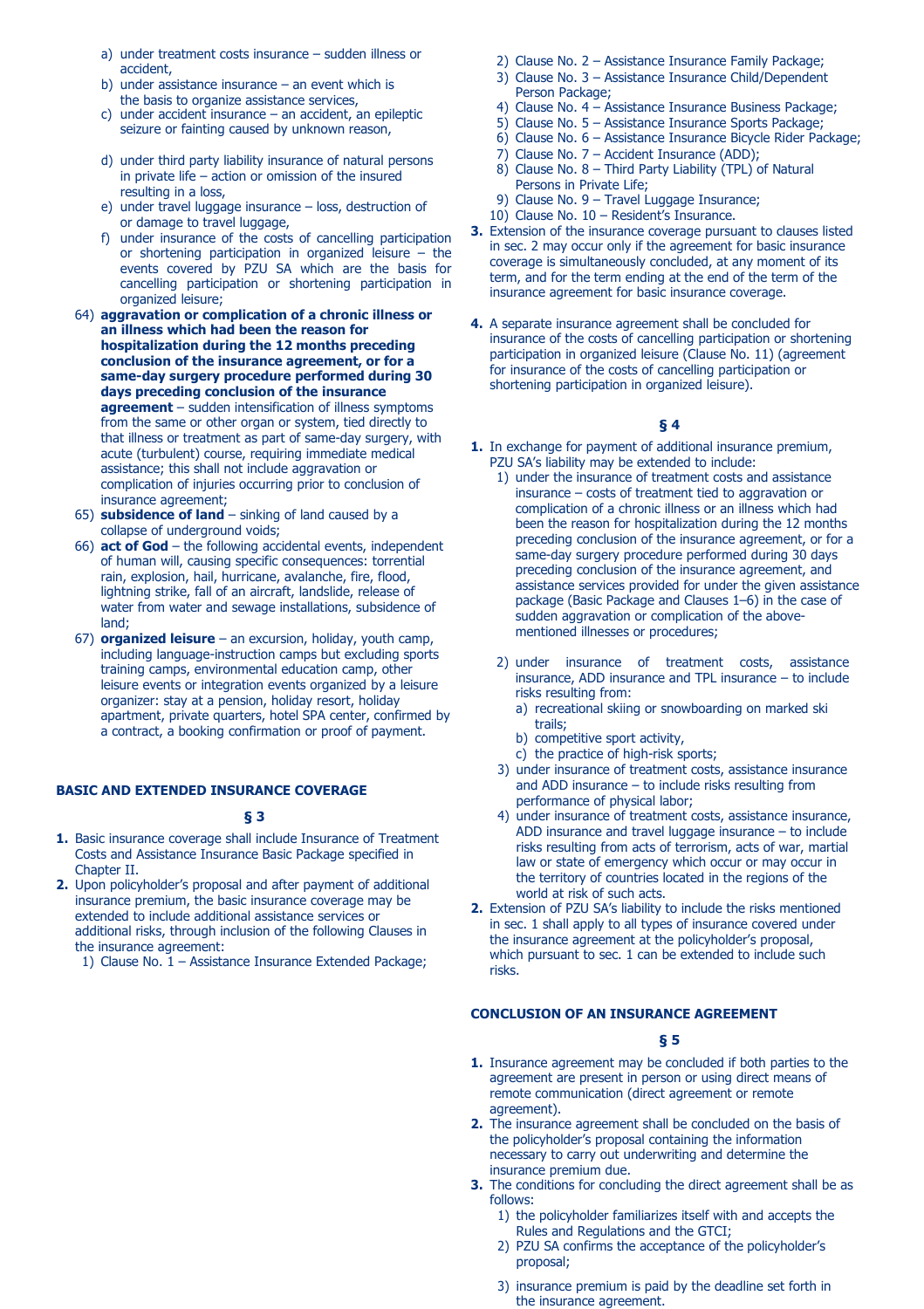a) under treatment costs insurance – sudden illness or accident,
b) under assistance insurance – an event which is the basis to organize assistance services,
c) under accident insurance – an accident, an epileptic seizure or fainting caused by unknown reason,
d) under third party liability insurance of natural persons in private life – action or omission of the insured resulting in a loss,
e) under travel luggage insurance – loss, destruction of or damage to travel luggage,
f) under insurance of the costs of cancelling participation or shortening participation in organized leisure – the events covered by PZU SA which are the basis for cancelling participation or shortening participation in organized leisure;

64) **aggravation or complication of a chronic illness or an illness which had been the reason for hospitalization during the 12 months preceding conclusion of the insurance agreement, or for a same-day surgery procedure performed during 30 days preceding conclusion of the insurance agreement** – sudden intensification of illness symptoms from the same or other organ or system, tied directly to that illness or treatment as part of same-day surgery, with acute (turbulent) course, requiring immediate medical assistance; this shall not include aggravation or complication of injuries occurring prior to conclusion of insurance agreement;
65) **subsidence of land** – sinking of land caused by a collapse of underground voids;
66) **act of God** – the following accidental events, independent of human will, causing specific consequences: torrential rain, explosion, hail, hurricane, avalanche, fire, flood, lightning strike, fall of an aircraft, landslide, release of water from water and sewage installations, subsidence of land;
67) **organized leisure** – an excursion, holiday, youth camp, including language-instruction camps but excluding sports training camps, environmental education camp, other leisure events or integration events organized by a leisure organizer: stay at a pension, holiday resort, holiday apartment, private quarters, hotel SPA center, confirmed by a contract, a booking confirmation or proof of payment.

## BASIC AND EXTENDED INSURANCE COVERAGE

### § 3

1. Basic insurance coverage shall include Insurance of Treatment Costs and Assistance Insurance Basic Package specified in Chapter II.
2. Upon policyholder's proposal and after payment of additional insurance premium, the basic insurance coverage may be extended to include additional assistance services or additional risks, through inclusion of the following Clauses in the insurance agreement:
   1) Clause No. 1 – Assistance Insurance Extended Package;
   2) Clause No. 2 – Assistance Insurance Family Package;
   3) Clause No. 3 – Assistance Insurance Child/Dependent Person Package;
   4) Clause No. 4 – Assistance Insurance Business Package;
   5) Clause No. 5 – Assistance Insurance Sports Package;
   6) Clause No. 6 – Assistance Insurance Bicycle Rider Package;
   7) Clause No. 7 – Accident Insurance (ADD);
   8) Clause No. 8 – Third Party Liability (TPL) of Natural Persons in Private Life;
   9) Clause No. 9 – Travel Luggage Insurance;
   10) Clause No. 10 – Resident's Insurance.
3. Extension of the insurance coverage pursuant to clauses listed in sec. 2 may occur only if the agreement for basic insurance coverage is simultaneously concluded, at any moment of its term, and for the term ending at the end of the term of the insurance agreement for basic insurance coverage.
4. A separate insurance agreement shall be concluded for insurance of the costs of cancelling participation or shortening participation in organized leisure (Clause No. 11) (agreement for insurance of the costs of cancelling participation or shortening participation in organized leisure).

### § 4

1. In exchange for payment of additional insurance premium, PZU SA's liability may be extended to include:
   1) under the insurance of treatment costs and assistance insurance – costs of treatment tied to aggravation or complication of a chronic illness or an illness which had been the reason for hospitalization during the 12 months preceding conclusion of the insurance agreement, or for a same-day surgery procedure performed during 30 days preceding conclusion of the insurance agreement, and assistance services provided for under the given assistance package (Basic Package and Clauses 1–6) in the case of sudden aggravation or complication of the above-mentioned illnesses or procedures;
   2) under insurance of treatment costs, assistance insurance, ADD insurance and TPL insurance – to include risks resulting from:
      a) recreational skiing or snowboarding on marked ski trails;
      b) competitive sport activity,
      c) the practice of high-risk sports;
   3) under insurance of treatment costs, assistance insurance and ADD insurance – to include risks resulting from performance of physical labor;
   4) under insurance of treatment costs, assistance insurance, ADD insurance and travel luggage insurance – to include risks resulting from acts of terrorism, acts of war, martial law or state of emergency which occur or may occur in the territory of countries located in the regions of the world at risk of such acts.
2. Extension of PZU SA's liability to include the risks mentioned in sec. 1 shall apply to all types of insurance covered under the insurance agreement at the policyholder's proposal, which pursuant to sec. 1 can be extended to include such risks.

## CONCLUSION OF AN INSURANCE AGREEMENT

### § 5

1. Insurance agreement may be concluded if both parties to the agreement are present in person or using direct means of remote communication (direct agreement or remote agreement).
2. The insurance agreement shall be concluded on the basis of the policyholder's proposal containing the information necessary to carry out underwriting and determine the insurance premium due.
3. The conditions for concluding the direct agreement shall be as follows:
   1) the policyholder familiarizes itself with and accepts the Rules and Regulations and the GTCI;
   2) PZU SA confirms the acceptance of the policyholder's proposal;
   3) insurance premium is paid by the deadline set forth in the insurance agreement.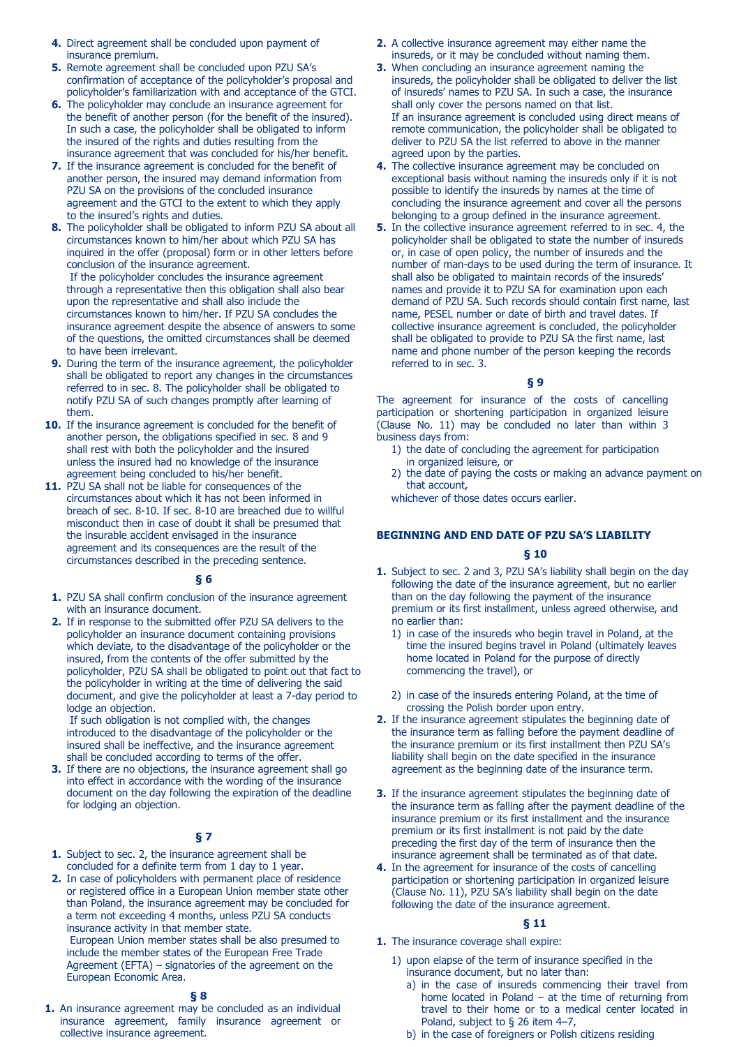4. Direct agreement shall be concluded upon payment of insurance premium.
5. Remote agreement shall be concluded upon PZU SA's confirmation of acceptance of the policyholder's proposal and policyholder's familiarization with and acceptance of the GTCI.
6. The policyholder may conclude an insurance agreement for the benefit of another person (for the benefit of the insured). In such a case, the policyholder shall be obligated to inform the insured of the rights and duties resulting from the insurance agreement that was concluded for his/her benefit.
7. If the insurance agreement is concluded for the benefit of another person, the insured may demand information from PZU SA on the provisions of the concluded insurance agreement and the GTCI to the extent to which they apply to the insured's rights and duties.
8. The policyholder shall be obligated to inform PZU SA about all circumstances known to him/her about which PZU SA has inquired in the offer (proposal) form or in other letters before conclusion of the insurance agreement.
   If the policyholder concludes the insurance agreement through a representative then this obligation shall also bear upon the representative and shall also include the circumstances known to him/her. If PZU SA concludes the insurance agreement despite the absence of answers to some of the questions, the omitted circumstances shall be deemed to have been irrelevant.
9. During the term of the insurance agreement, the policyholder shall be obligated to report any changes in the circumstances referred to in sec. 8. The policyholder shall be obligated to notify PZU SA of such changes promptly after learning of them.
10. If the insurance agreement is concluded for the benefit of another person, the obligations specified in sec. 8 and 9 shall rest with both the policyholder and the insured unless the insured had no knowledge of the insurance agreement being concluded to his/her benefit.
11. PZU SA shall not be liable for consequences of the circumstances about which it has not been informed in breach of sec. 8-10. If sec. 8-10 are breached due to willful misconduct then in case of doubt it shall be presumed that the insurable accident envisaged in the insurance agreement and its consequences are the result of the circumstances described in the preceding sentence.

**§ 6**

1. PZU SA shall confirm conclusion of the insurance agreement with an insurance document.
2. If in response to the submitted offer PZU SA delivers to the policyholder an insurance document containing provisions which deviate, to the disadvantage of the policyholder or the insured, from the contents of the offer submitted by the policyholder, PZU SA shall be obligated to point out that fact to the policyholder in writing at the time of delivering the said document, and give the policyholder at least a 7-day period to lodge an objection.
   If such obligation is not complied with, the changes introduced to the disadvantage of the policyholder or the insured shall be ineffective, and the insurance agreement shall be concluded according to terms of the offer.
3. If there are no objections, the insurance agreement shall go into effect in accordance with the wording of the insurance document on the day following the expiration of the deadline for lodging an objection.

**§ 7**

1. Subject to sec. 2, the insurance agreement shall be concluded for a definite term from 1 day to 1 year.
2. In case of policyholders with permanent place of residence or registered office in a European Union member state other than Poland, the insurance agreement may be concluded for a term not exceeding 4 months, unless PZU SA conducts insurance activity in that member state.
   European Union member states shall be also presumed to include the member states of the European Free Trade Agreement (EFTA) – signatories of the agreement on the European Economic Area.

**§ 8**

1. An insurance agreement may be concluded as an individual insurance agreement, family insurance agreement or collective insurance agreement.
2. A collective insurance agreement may either name the insureds, or it may be concluded without naming them.
3. When concluding an insurance agreement naming the insureds, the policyholder shall be obligated to deliver the list of insureds' names to PZU SA. In such a case, the insurance shall only cover the persons named on that list.
   If an insurance agreement is concluded using direct means of remote communication, the policyholder shall be obligated to deliver to PZU SA the list referred to above in the manner agreed upon by the parties.
4. The collective insurance agreement may be concluded on exceptional basis without naming the insureds only if it is not possible to identify the insureds by names at the time of concluding the insurance agreement and cover all the persons belonging to a group defined in the insurance agreement.
5. In the collective insurance agreement referred to in sec. 4, the policyholder shall be obligated to state the number of insureds or, in case of open policy, the number of insureds and the number of man-days to be used during the term of insurance. It shall also be obligated to maintain records of the insureds' names and provide it to PZU SA for examination upon each demand of PZU SA. Such records should contain first name, last name, PESEL number or date of birth and travel dates. If collective insurance agreement is concluded, the policyholder shall be obligated to provide to PZU SA the first name, last name and phone number of the person keeping the records referred to in sec. 3.

**§ 9**

The agreement for insurance of the costs of cancelling participation or shortening participation in organized leisure (Clause No. 11) may be concluded no later than within 3 business days from:

1) the date of concluding the agreement for participation in organized leisure, or
2) the date of paying the costs or making an advance payment on that account,

whichever of those dates occurs earlier.

## BEGINNING AND END DATE OF PZU SA'S LIABILITY

**§ 10**

1. Subject to sec. 2 and 3, PZU SA's liability shall begin on the day following the date of the insurance agreement, but no earlier than on the day following the payment of the insurance premium or its first installment, unless agreed otherwise, and no earlier than:
   1) in case of the insureds who begin travel in Poland, at the time the insured begins travel in Poland (ultimately leaves home located in Poland for the purpose of directly commencing the travel), or
   2) in case of the insureds entering Poland, at the time of crossing the Polish border upon entry.
2. If the insurance agreement stipulates the beginning date of the insurance term as falling before the payment deadline of the insurance premium or its first installment then PZU SA's liability shall begin on the date specified in the insurance agreement as the beginning date of the insurance term.
3. If the insurance agreement stipulates the beginning date of the insurance term as falling after the payment deadline of the insurance premium or its first installment and the insurance premium or its first installment is not paid by the date preceding the first day of the term of insurance then the insurance agreement shall be terminated as of that date.
4. In the agreement for insurance of the costs of cancelling participation or shortening participation in organized leisure (Clause No. 11), PZU SA's liability shall begin on the date following the date of the insurance agreement.

**§ 11**

1. The insurance coverage shall expire:
   1) upon elapse of the term of insurance specified in the insurance document, but no later than:
      a) in the case of insureds commencing their travel from home located in Poland – at the time of returning from travel to their home or to a medical center located in Poland, subject to § 26 item 4–7,
      b) in the case of foreigners or Polish citizens residing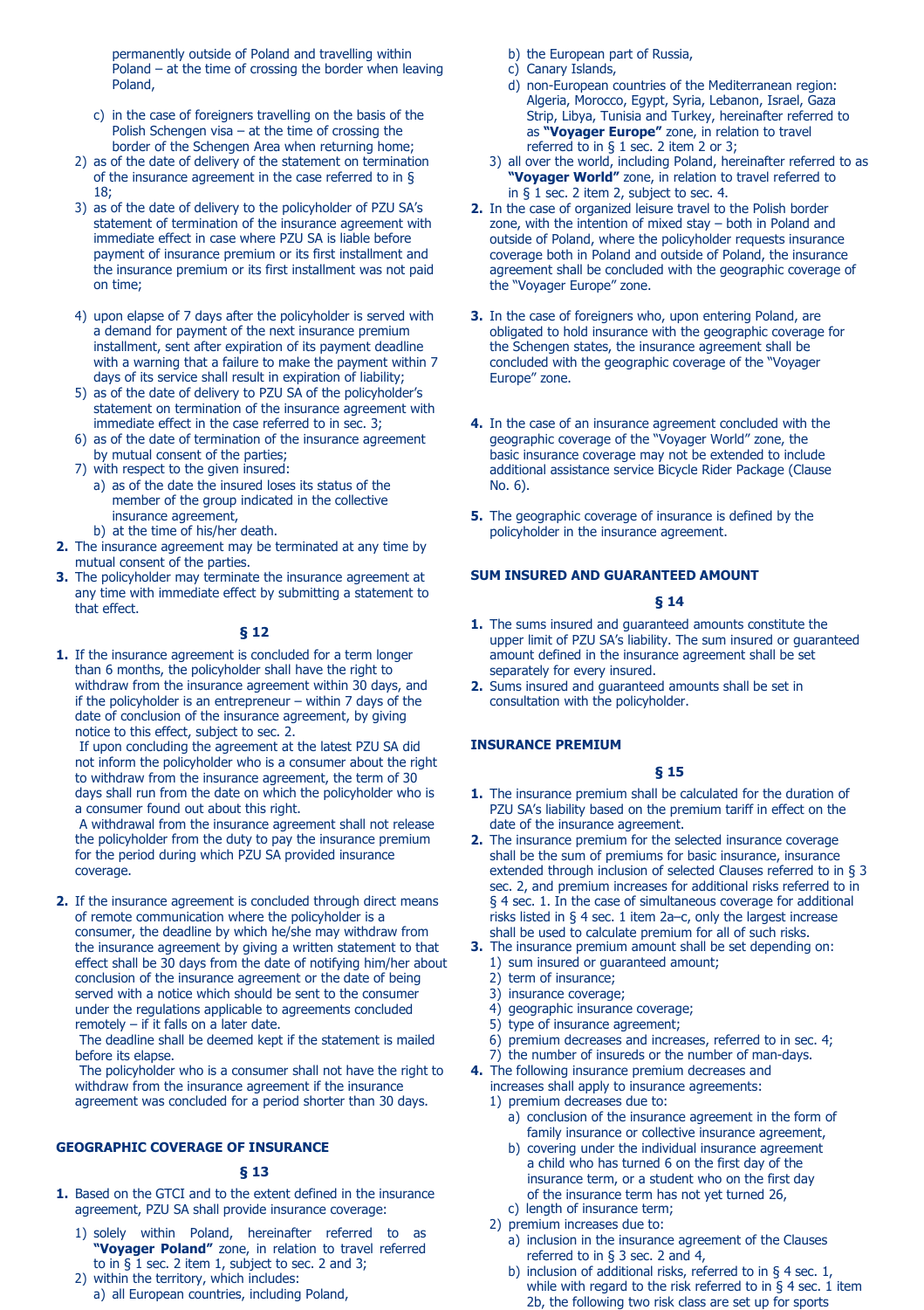permanently outside of Poland and travelling within Poland – at the time of crossing the border when leaving Poland,

   c) in the case of foreigners travelling on the basis of the Polish Schengen visa – at the time of crossing the border of the Schengen Area when returning home;
2) as of the date of delivery of the statement on termination of the insurance agreement in the case referred to in § 18;
3) as of the date of delivery to the policyholder of PZU SA's statement of termination of the insurance agreement with immediate effect in case where PZU SA is liable before payment of insurance premium or its first installment and the insurance premium or its first installment was not paid on time;
4) upon elapse of 7 days after the policyholder is served with a demand for payment of the next insurance premium installment, sent after expiration of its payment deadline with a warning that a failure to make the payment within 7 days of its service shall result in expiration of liability;
5) as of the date of delivery to PZU SA of the policyholder's statement on termination of the insurance agreement with immediate effect in the case referred to in sec. 3;
6) as of the date of termination of the insurance agreement by mutual consent of the parties;
7) with respect to the given insured:
   a) as of the date the insured loses its status of the member of the group indicated in the collective insurance agreement,
   b) at the time of his/her death.

**2.** The insurance agreement may be terminated at any time by mutual consent of the parties.

**3.** The policyholder may terminate the insurance agreement at any time with immediate effect by submitting a statement to that effect.

### § 12

**1.** If the insurance agreement is concluded for a term longer than 6 months, the policyholder shall have the right to withdraw from the insurance agreement within 30 days, and if the policyholder is an entrepreneur – within 7 days of the date of conclusion of the insurance agreement, by giving notice to this effect, subject to sec. 2.
If upon concluding the agreement at the latest PZU SA did not inform the policyholder who is a consumer about the right to withdraw from the insurance agreement, the term of 30 days shall run from the date on which the policyholder who is a consumer found out about this right.
A withdrawal from the insurance agreement shall not release the policyholder from the duty to pay the insurance premium for the period during which PZU SA provided insurance coverage.

**2.** If the insurance agreement is concluded through direct means of remote communication where the policyholder is a consumer, the deadline by which he/she may withdraw from the insurance agreement by giving a written statement to that effect shall be 30 days from the date of notifying him/her about conclusion of the insurance agreement or the date of being served with a notice which should be sent to the consumer under the regulations applicable to agreements concluded remotely – if it falls on a later date.
The deadline shall be deemed kept if the statement is mailed before its elapse.
The policyholder who is a consumer shall not have the right to withdraw from the insurance agreement if the insurance agreement was concluded for a period shorter than 30 days.

## GEOGRAPHIC COVERAGE OF INSURANCE

### § 13

**1.** Based on the GTCI and to the extent defined in the insurance agreement, PZU SA shall provide insurance coverage:
1) solely within Poland, hereinafter referred to as **"Voyager Poland"** zone, in relation to travel referred to in § 1 sec. 2 item 1, subject to sec. 2 and 3;
2) within the territory, which includes:
   a) all European countries, including Poland,
   b) the European part of Russia,
   c) Canary Islands,
   d) non-European countries of the Mediterranean region: Algeria, Morocco, Egypt, Syria, Lebanon, Israel, Gaza Strip, Libya, Tunisia and Turkey, hereinafter referred to as **"Voyager Europe"** zone, in relation to travel referred to in § 1 sec. 2 item 2 or 3;
3) all over the world, including Poland, hereinafter referred to as **"Voyager World"** zone, in relation to travel referred to in § 1 sec. 2 item 2, subject to sec. 4.

**2.** In the case of organized leisure travel to the Polish border zone, with the intention of mixed stay – both in Poland and outside of Poland, where the policyholder requests insurance coverage both in Poland and outside of Poland, the insurance agreement shall be concluded with the geographic coverage of the "Voyager Europe" zone.

**3.** In the case of foreigners who, upon entering Poland, are obligated to hold insurance with the geographic coverage for the Schengen states, the insurance agreement shall be concluded with the geographic coverage of the "Voyager Europe" zone.

**4.** In the case of an insurance agreement concluded with the geographic coverage of the "Voyager World" zone, the basic insurance coverage may not be extended to include additional assistance service Bicycle Rider Package (Clause No. 6).

**5.** The geographic coverage of insurance is defined by the policyholder in the insurance agreement.

## SUM INSURED AND GUARANTEED AMOUNT

### § 14

**1.** The sums insured and guaranteed amounts constitute the upper limit of PZU SA's liability. The sum insured or guaranteed amount defined in the insurance agreement shall be set separately for every insured.

**2.** Sums insured and guaranteed amounts shall be set in consultation with the policyholder.

## INSURANCE PREMIUM

### § 15

**1.** The insurance premium shall be calculated for the duration of PZU SA's liability based on the premium tariff in effect on the date of the insurance agreement.

**2.** The insurance premium for the selected insurance coverage shall be the sum of premiums for basic insurance, insurance extended through inclusion of selected Clauses referred to in § 3 sec. 2, and premium increases for additional risks referred to in § 4 sec. 1. In the case of simultaneous coverage for additional risks listed in § 4 sec. 1 item 2a–c, only the largest increase shall be used to calculate premium for all of such risks.

**3.** The insurance premium amount shall be set depending on:
1) sum insured or guaranteed amount;
2) term of insurance;
3) insurance coverage;
4) geographic insurance coverage;
5) type of insurance agreement;
6) premium decreases and increases, referred to in sec. 4;
7) the number of insureds or the number of man-days.

**4.** The following insurance premium decreases and increases shall apply to insurance agreements:
1) premium decreases due to:
   a) conclusion of the insurance agreement in the form of family insurance or collective insurance agreement,
   b) covering under the individual insurance agreement a child who has turned 6 on the first day of the insurance term, or a student who on the first day of the insurance term has not yet turned 26,
   c) length of insurance term;
2) premium increases due to:
   a) inclusion in the insurance agreement of the Clauses referred to in § 3 sec. 2 and 4,
   b) inclusion of additional risks, referred to in § 4 sec. 1, while with regard to the risk referred to in § 4 sec. 1 item 2b, the following two risk class are set up for sports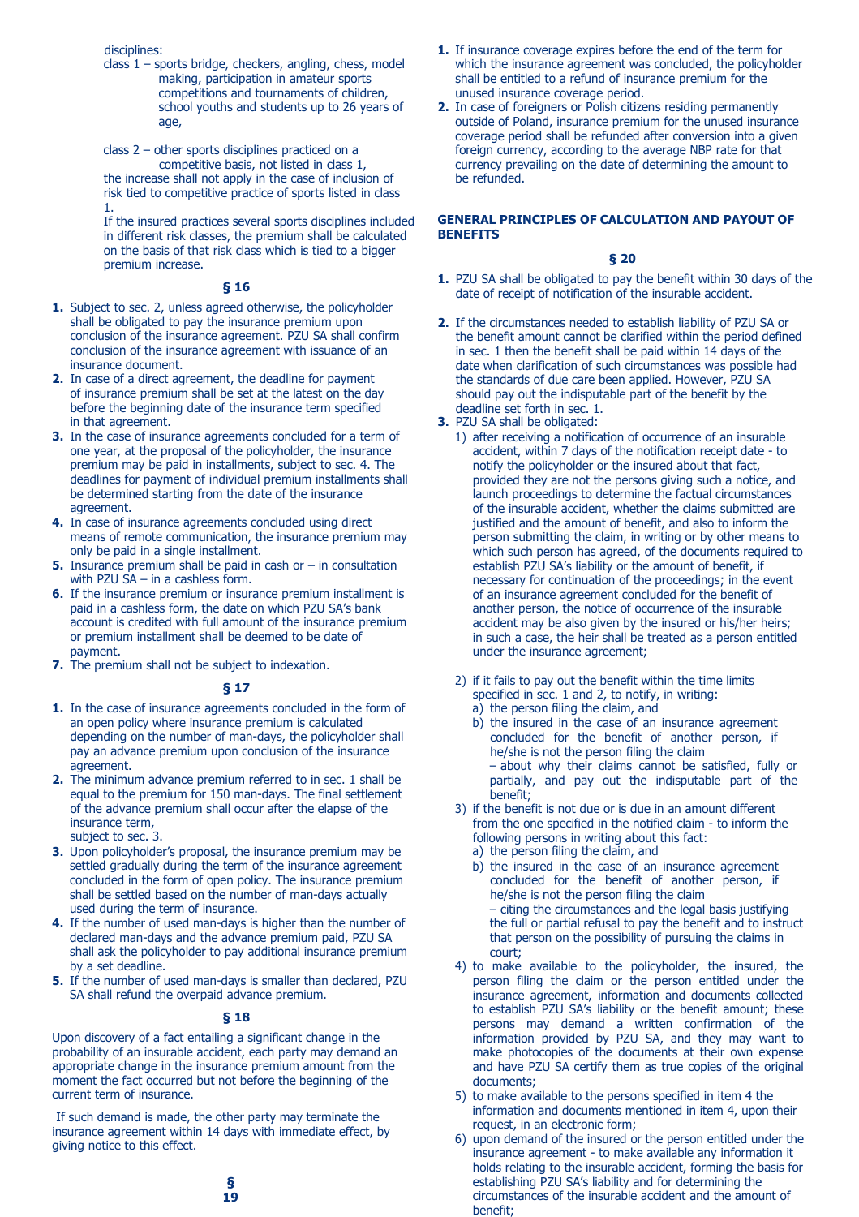disciplines:

class 1 – sports bridge, checkers, angling, chess, model making, participation in amateur sports competitions and tournaments of children, school youths and students up to 26 years of age,

class 2 – other sports disciplines practiced on a competitive basis, not listed in class 1,

the increase shall not apply in the case of inclusion of risk tied to competitive practice of sports listed in class 1.

If the insured practices several sports disciplines included in different risk classes, the premium shall be calculated on the basis of that risk class which is tied to a bigger premium increase.

### § 16

1. Subject to sec. 2, unless agreed otherwise, the policyholder shall be obligated to pay the insurance premium upon conclusion of the insurance agreement. PZU SA shall confirm conclusion of the insurance agreement with issuance of an insurance document.
2. In case of a direct agreement, the deadline for payment of insurance premium shall be set at the latest on the day before the beginning date of the insurance term specified in that agreement.
3. In the case of insurance agreements concluded for a term of one year, at the proposal of the policyholder, the insurance premium may be paid in installments, subject to sec. 4. The deadlines for payment of individual premium installments shall be determined starting from the date of the insurance agreement.
4. In case of insurance agreements concluded using direct means of remote communication, the insurance premium may only be paid in a single installment.
5. Insurance premium shall be paid in cash or – in consultation with PZU SA – in a cashless form.
6. If the insurance premium or insurance premium installment is paid in a cashless form, the date on which PZU SA's bank account is credited with full amount of the insurance premium or premium installment shall be deemed to be date of payment.
7. The premium shall not be subject to indexation.

### § 17

1. In the case of insurance agreements concluded in the form of an open policy where insurance premium is calculated depending on the number of man-days, the policyholder shall pay an advance premium upon conclusion of the insurance agreement.
2. The minimum advance premium referred to in sec. 1 shall be equal to the premium for 150 man-days. The final settlement of the advance premium shall occur after the elapse of the insurance term, subject to sec. 3.
3. Upon policyholder's proposal, the insurance premium may be settled gradually during the term of the insurance agreement concluded in the form of open policy. The insurance premium shall be settled based on the number of man-days actually used during the term of insurance.
4. If the number of used man-days is higher than the number of declared man-days and the advance premium paid, PZU SA shall ask the policyholder to pay additional insurance premium by a set deadline.
5. If the number of used man-days is smaller than declared, PZU SA shall refund the overpaid advance premium.

### § 18

Upon discovery of a fact entailing a significant change in the probability of an insurable accident, each party may demand an appropriate change in the insurance premium amount from the moment the fact occurred but not before the beginning of the current term of insurance.

If such demand is made, the other party may terminate the insurance agreement within 14 days with immediate effect, by giving notice to this effect.

### § 19

1. If insurance coverage expires before the end of the term for which the insurance agreement was concluded, the policyholder shall be entitled to a refund of insurance premium for the unused insurance coverage period.
2. In case of foreigners or Polish citizens residing permanently outside of Poland, insurance premium for the unused insurance coverage period shall be refunded after conversion into a given foreign currency, according to the average NBP rate for that currency prevailing on the date of determining the amount to be refunded.

## GENERAL PRINCIPLES OF CALCULATION AND PAYOUT OF BENEFITS

### § 20

1. PZU SA shall be obligated to pay the benefit within 30 days of the date of receipt of notification of the insurable accident.
2. If the circumstances needed to establish liability of PZU SA or the benefit amount cannot be clarified within the period defined in sec. 1 then the benefit shall be paid within 14 days of the date when clarification of such circumstances was possible had the standards of due care been applied. However, PZU SA should pay out the indisputable part of the benefit by the deadline set forth in sec. 1.
3. PZU SA shall be obligated:
   1) after receiving a notification of occurrence of an insurable accident, within 7 days of the notification receipt date - to notify the policyholder or the insured about that fact, provided they are not the persons giving such a notice, and launch proceedings to determine the factual circumstances of the insurable accident, whether the claims submitted are justified and the amount of benefit, and also to inform the person submitting the claim, in writing or by other means to which such person has agreed, of the documents required to establish PZU SA's liability or the amount of benefit, if necessary for continuation of the proceedings; in the event of an insurance agreement concluded for the benefit of another person, the notice of occurrence of the insurable accident may be also given by the insured or his/her heirs; in such a case, the heir shall be treated as a person entitled under the insurance agreement;
   2) if it fails to pay out the benefit within the time limits specified in sec. 1 and 2, to notify, in writing:
      a) the person filing the claim, and
      b) the insured in the case of an insurance agreement concluded for the benefit of another person, if he/she is not the person filing the claim

      – about why their claims cannot be satisfied, fully or partially, and pay out the indisputable part of the benefit;
   3) if the benefit is not due or is due in an amount different from the one specified in the notified claim - to inform the following persons in writing about this fact:
      a) the person filing the claim, and
      b) the insured in the case of an insurance agreement concluded for the benefit of another person, if he/she is not the person filing the claim

      – citing the circumstances and the legal basis justifying the full or partial refusal to pay the benefit and to instruct that person on the possibility of pursuing the claims in court;
   4) to make available to the policyholder, the insured, the person filing the claim or the person entitled under the insurance agreement, information and documents collected to establish PZU SA's liability or the benefit amount; these persons may demand a written confirmation of the information provided by PZU SA, and they may want to make photocopies of the documents at their own expense and have PZU SA certify them as true copies of the original documents;
   5) to make available to the persons specified in item 4 the information and documents mentioned in item 4, upon their request, in an electronic form;
   6) upon demand of the insured or the person entitled under the insurance agreement - to make available any information it holds relating to the insurable accident, forming the basis for establishing PZU SA's liability and for determining the circumstances of the insurable accident and the amount of benefit;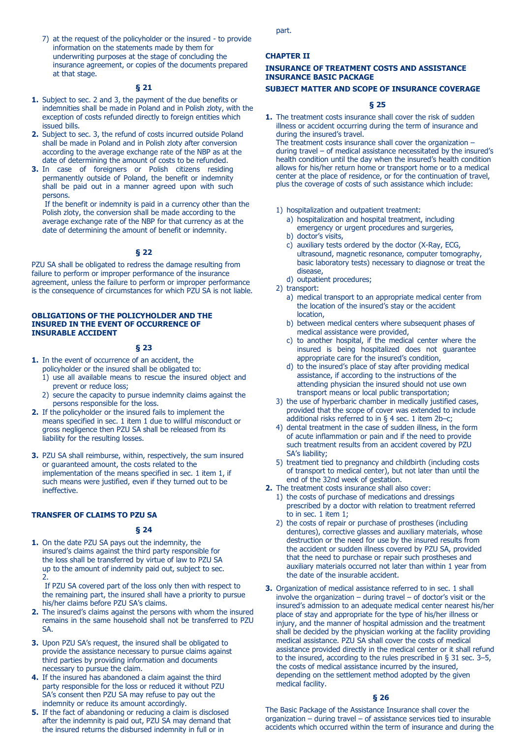7) at the request of the policyholder or the insured - to provide information on the statements made by them for underwriting purposes at the stage of concluding the insurance agreement, or copies of the documents prepared at that stage.

### § 21

1. Subject to sec. 2 and 3, the payment of the due benefits or indemnities shall be made in Poland and in Polish zloty, with the exception of costs refunded directly to foreign entities which issued bills.
2. Subject to sec. 3, the refund of costs incurred outside Poland shall be made in Poland and in Polish zloty after conversion according to the average exchange rate of the NBP as at the date of determining the amount of costs to be refunded.
3. In case of foreigners or Polish citizens residing permanently outside of Poland, the benefit or indemnity shall be paid out in a manner agreed upon with such persons.
   If the benefit or indemnity is paid in a currency other than the Polish zloty, the conversion shall be made according to the average exchange rate of the NBP for that currency as at the date of determining the amount of benefit or indemnity.

### § 22

PZU SA shall be obligated to redress the damage resulting from failure to perform or improper performance of the insurance agreement, unless the failure to perform or improper performance is the consequence of circumstances for which PZU SA is not liable.

### OBLIGATIONS OF THE POLICYHOLDER AND THE INSURED IN THE EVENT OF OCCURRENCE OF INSURABLE ACCIDENT

### § 23

1. In the event of occurrence of an accident, the policyholder or the insured shall be obligated to:
   1) use all available means to rescue the insured object and prevent or reduce loss;
   2) secure the capacity to pursue indemnity claims against the persons responsible for the loss.
2. If the policyholder or the insured fails to implement the means specified in sec. 1 item 1 due to willful misconduct or gross negligence then PZU SA shall be released from its liability for the resulting losses.
3. PZU SA shall reimburse, within, respectively, the sum insured or guaranteed amount, the costs related to the implementation of the means specified in sec. 1 item 1, if such means were justified, even if they turned out to be ineffective.

### TRANSFER OF CLAIMS TO PZU SA

### § 24

1. On the date PZU SA pays out the indemnity, the insured's claims against the third party responsible for the loss shall be transferred by virtue of law to PZU SA up to the amount of indemnity paid out, subject to sec. 2.
   If PZU SA covered part of the loss only then with respect to the remaining part, the insured shall have a priority to pursue his/her claims before PZU SA's claims.
2. The insured's claims against the persons with whom the insured remains in the same household shall not be transferred to PZU SA.
3. Upon PZU SA's request, the insured shall be obligated to provide the assistance necessary to pursue claims against third parties by providing information and documents necessary to pursue the claim.
4. If the insured has abandoned a claim against the third party responsible for the loss or reduced it without PZU SA's consent then PZU SA may refuse to pay out the indemnity or reduce its amount accordingly.
5. If the fact of abandoning or reducing a claim is disclosed after the indemnity is paid out, PZU SA may demand that the insured returns the disbursed indemnity in full or in part.

## CHAPTER II

## INSURANCE OF TREATMENT COSTS AND ASSISTANCE INSURANCE BASIC PACKAGE

### SUBJECT MATTER AND SCOPE OF INSURANCE COVERAGE

### § 25

1. The treatment costs insurance shall cover the risk of sudden illness or accident occurring during the term of insurance and during the insured's travel.
   The treatment costs insurance shall cover the organization – during travel – of medical assistance necessitated by the insured's health condition until the day when the insured's health condition allows for his/her return home or transport home or to a medical center at the place of residence, or for the continuation of travel, plus the coverage of costs of such assistance which include:
   1) hospitalization and outpatient treatment:
      a) hospitalization and hospital treatment, including emergency or urgent procedures and surgeries,
      b) doctor's visits,
      c) auxiliary tests ordered by the doctor (X-Ray, ECG, ultrasound, magnetic resonance, computer tomography, basic laboratory tests) necessary to diagnose or treat the disease,
      d) outpatient procedures;
   2) transport:
      a) medical transport to an appropriate medical center from the location of the insured's stay or the accident location,
      b) between medical centers where subsequent phases of medical assistance were provided,
      c) to another hospital, if the medical center where the insured is being hospitalized does not guarantee appropriate care for the insured's condition,
      d) to the insured's place of stay after providing medical assistance, if according to the instructions of the attending physician the insured should not use own transport means or local public transportation;
   3) the use of hyperbaric chamber in medically justified cases, provided that the scope of cover was extended to include additional risks referred to in § 4 sec. 1 item 2b–c;
   4) dental treatment in the case of sudden illness, in the form of acute inflammation or pain and if the need to provide such treatment results from an accident covered by PZU SA's liability;
   5) treatment tied to pregnancy and childbirth (including costs of transport to medical center), but not later than until the end of the 32nd week of gestation.
2. The treatment costs insurance shall also cover:
   1) the costs of purchase of medications and dressings prescribed by a doctor with relation to treatment referred to in sec. 1 item 1;
   2) the costs of repair or purchase of prostheses (including dentures), corrective glasses and auxiliary materials, whose destruction or the need for use by the insured results from the accident or sudden illness covered by PZU SA, provided that the need to purchase or repair such prostheses and auxiliary materials occurred not later than within 1 year from the date of the insurable accident.
3. Organization of medical assistance referred to in sec. 1 shall involve the organization – during travel – of doctor's visit or the insured's admission to an adequate medical center nearest his/her place of stay and appropriate for the type of his/her illness or injury, and the manner of hospital admission and the treatment shall be decided by the physician working at the facility providing medical assistance. PZU SA shall cover the costs of medical assistance provided directly in the medical center or it shall refund to the insured, according to the rules prescribed in § 31 sec. 3–5, the costs of medical assistance incurred by the insured, depending on the settlement method adopted by the given medical facility.

### § 26

The Basic Package of the Assistance Insurance shall cover the organization – during travel – of assistance services tied to insurable accidents which occurred within the term of insurance and during the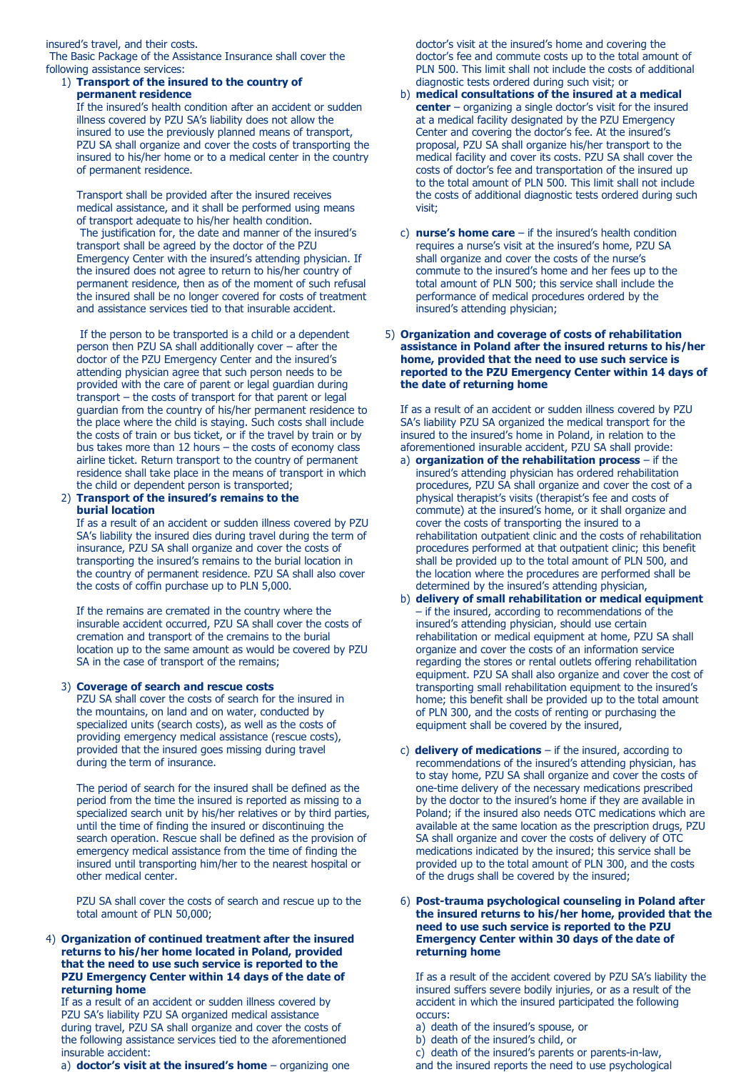insured's travel, and their costs.

The Basic Package of the Assistance Insurance shall cover the following assistance services:

1) **Transport of the insured to the country of permanent residence**
   If the insured's health condition after an accident or sudden illness covered by PZU SA's liability does not allow the insured to use the previously planned means of transport, PZU SA shall organize and cover the costs of transporting the insured to his/her home or to a medical center in the country of permanent residence.

   Transport shall be provided after the insured receives medical assistance, and it shall be performed using means of transport adequate to his/her health condition.
   The justification for, the date and manner of the insured's transport shall be agreed by the doctor of the PZU Emergency Center with the insured's attending physician. If the insured does not agree to return to his/her country of permanent residence, then as of the moment of such refusal the insured shall be no longer covered for costs of treatment and assistance services tied to that insurable accident.

   If the person to be transported is a child or a dependent person then PZU SA shall additionally cover – after the doctor of the PZU Emergency Center and the insured's attending physician agree that such person needs to be provided with the care of parent or legal guardian during transport – the costs of transport for that parent or legal guardian from the country of his/her permanent residence to the place where the child is staying. Such costs shall include the costs of train or bus ticket, or if the travel by train or by bus takes more than 12 hours – the costs of economy class airline ticket. Return transport to the country of permanent residence shall take place in the means of transport in which the child or dependent person is transported;

2) **Transport of the insured's remains to the burial location**
   If as a result of an accident or sudden illness covered by PZU SA's liability the insured dies during travel during the term of insurance, PZU SA shall organize and cover the costs of transporting the insured's remains to the burial location in the country of permanent residence. PZU SA shall also cover the costs of coffin purchase up to PLN 5,000.

   If the remains are cremated in the country where the insurable accident occurred, PZU SA shall cover the costs of cremation and transport of the cremains to the burial location up to the same amount as would be covered by PZU SA in the case of transport of the remains;

3) **Coverage of search and rescue costs**
   PZU SA shall cover the costs of search for the insured in the mountains, on land and on water, conducted by specialized units (search costs), as well as the costs of providing emergency medical assistance (rescue costs), provided that the insured goes missing during travel during the term of insurance.

   The period of search for the insured shall be defined as the period from the time the insured is reported as missing to a specialized search unit by his/her relatives or by third parties, until the time of finding the insured or discontinuing the search operation. Rescue shall be defined as the provision of emergency medical assistance from the time of finding the insured until transporting him/her to the nearest hospital or other medical center.

   PZU SA shall cover the costs of search and rescue up to the total amount of PLN 50,000;

4) **Organization of continued treatment after the insured returns to his/her home located in Poland, provided that the need to use such service is reported to the PZU Emergency Center within 14 days of the date of returning home**
   If as a result of an accident or sudden illness covered by PZU SA's liability PZU SA organized medical assistance during travel, PZU SA shall organize and cover the costs of the following assistance services tied to the aforementioned insurable accident:
   a) **doctor's visit at the insured's home** – organizing one doctor's visit at the insured's home and covering the doctor's fee and commute costs up to the total amount of PLN 500. This limit shall not include the costs of additional diagnostic tests ordered during such visit; or
   b) **medical consultations of the insured at a medical center** – organizing a single doctor's visit for the insured at a medical facility designated by the PZU Emergency Center and covering the doctor's fee. At the insured's proposal, PZU SA shall organize his/her transport to the medical facility and cover its costs. PZU SA shall cover the costs of doctor's fee and transportation of the insured up to the total amount of PLN 500. This limit shall not include the costs of additional diagnostic tests ordered during such visit;
   c) **nurse's home care** – if the insured's health condition requires a nurse's visit at the insured's home, PZU SA shall organize and cover the costs of the nurse's commute to the insured's home and her fees up to the total amount of PLN 500; this service shall include the performance of medical procedures ordered by the insured's attending physician;

5) **Organization and coverage of costs of rehabilitation assistance in Poland after the insured returns to his/her home, provided that the need to use such service is reported to the PZU Emergency Center within 14 days of the date of returning home**

   If as a result of an accident or sudden illness covered by PZU SA's liability PZU SA organized the medical transport for the insured to the insured's home in Poland, in relation to the aforementioned insurable accident, PZU SA shall provide:
   a) **organization of the rehabilitation process** – if the insured's attending physician has ordered rehabilitation procedures, PZU SA shall organize and cover the cost of a physical therapist's visits (therapist's fee and costs of commute) at the insured's home, or it shall organize and cover the costs of transporting the insured to a rehabilitation outpatient clinic and the costs of rehabilitation procedures performed at that outpatient clinic; this benefit shall be provided up to the total amount of PLN 500, and the location where the procedures are performed shall be determined by the insured's attending physician,
   b) **delivery of small rehabilitation or medical equipment** – if the insured, according to recommendations of the insured's attending physician, should use certain rehabilitation or medical equipment at home, PZU SA shall organize and cover the costs of an information service regarding the stores or rental outlets offering rehabilitation equipment. PZU SA shall also organize and cover the cost of transporting small rehabilitation equipment to the insured's home; this benefit shall be provided up to the total amount of PLN 300, and the costs of renting or purchasing the equipment shall be covered by the insured,
   c) **delivery of medications** – if the insured, according to recommendations of the insured's attending physician, has to stay home, PZU SA shall organize and cover the costs of one-time delivery of the necessary medications prescribed by the doctor to the insured's home if they are available in Poland; if the insured also needs OTC medications which are available at the same location as the prescription drugs, PZU SA shall organize and cover the costs of delivery of OTC medications indicated by the insured; this service shall be provided up to the total amount of PLN 300, and the costs of the drugs shall be covered by the insured;

6) **Post-trauma psychological counseling in Poland after the insured returns to his/her home, provided that the need to use such service is reported to the PZU Emergency Center within 30 days of the date of returning home**

   If as a result of the accident covered by PZU SA's liability the insured suffers severe bodily injuries, or as a result of the accident in which the insured participated the following occurs:
   a) death of the insured's spouse, or
   b) death of the insured's child, or
   c) death of the insured's parents or parents-in-law,
   and the insured reports the need to use psychological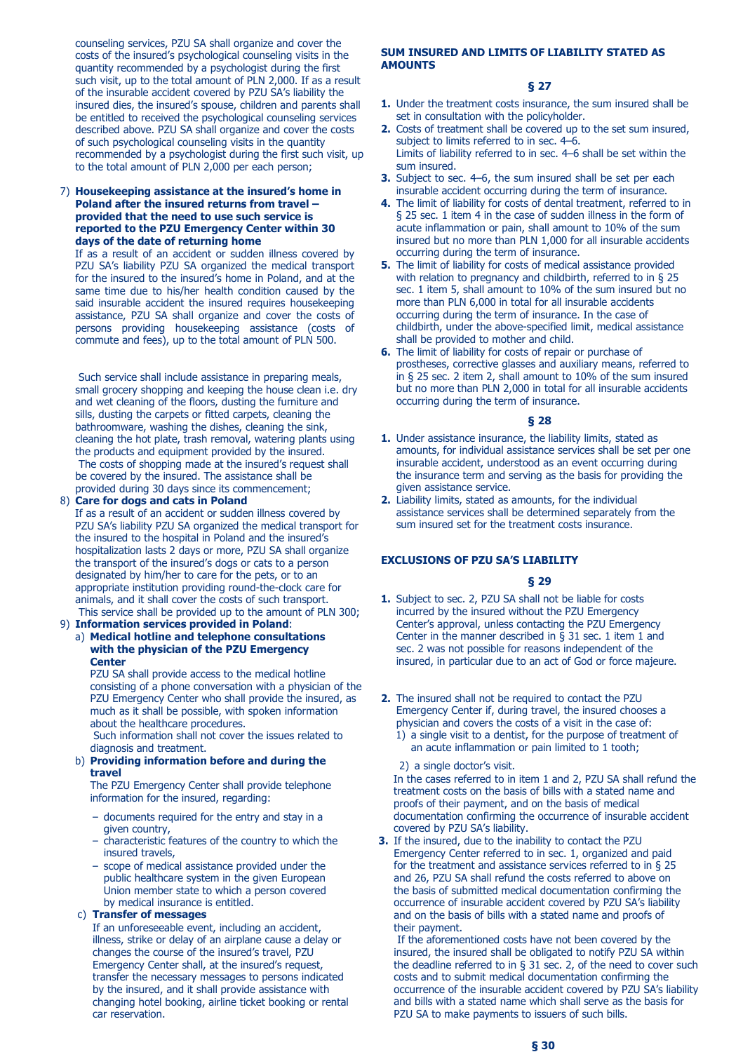counseling services, PZU SA shall organize and cover the costs of the insured's psychological counseling visits in the quantity recommended by a psychologist during the first such visit, up to the total amount of PLN 2,000. If as a result of the insurable accident covered by PZU SA's liability the insured dies, the insured's spouse, children and parents shall be entitled to received the psychological counseling services described above. PZU SA shall organize and cover the costs of such psychological counseling visits in the quantity recommended by a psychologist during the first such visit, up to the total amount of PLN 2,000 per each person;

7) **Housekeeping assistance at the insured's home in Poland after the insured returns from travel – provided that the need to use such service is reported to the PZU Emergency Center within 30 days of the date of returning home**
   If as a result of an accident or sudden illness covered by PZU SA's liability PZU SA organized the medical transport for the insured to the insured's home in Poland, and at the same time due to his/her health condition caused by the said insurable accident the insured requires housekeeping assistance, PZU SA shall organize and cover the costs of persons providing housekeeping assistance (costs of commute and fees), up to the total amount of PLN 500.

   Such service shall include assistance in preparing meals, small grocery shopping and keeping the house clean i.e. dry and wet cleaning of the floors, dusting the furniture and sills, dusting the carpets or fitted carpets, cleaning the bathroomware, washing the dishes, cleaning the sink, cleaning the hot plate, trash removal, watering plants using the products and equipment provided by the insured.
   The costs of shopping made at the insured's request shall be covered by the insured. The assistance shall be provided during 30 days since its commencement;
8) **Care for dogs and cats in Poland**
   If as a result of an accident or sudden illness covered by PZU SA's liability PZU SA organized the medical transport for the insured to the hospital in Poland and the insured's hospitalization lasts 2 days or more, PZU SA shall organize the transport of the insured's dogs or cats to a person designated by him/her to care for the pets, or to an appropriate institution providing round-the-clock care for animals, and it shall cover the costs of such transport.
   This service shall be provided up to the amount of PLN 300;
9) **Information services provided in Poland**:
   a) **Medical hotline and telephone consultations with the physician of the PZU Emergency Center**
      PZU SA shall provide access to the medical hotline consisting of a phone conversation with a physician of the PZU Emergency Center who shall provide the insured, as much as it shall be possible, with spoken information about the healthcare procedures.
      Such information shall not cover the issues related to diagnosis and treatment.
   b) **Providing information before and during the travel**
      The PZU Emergency Center shall provide telephone information for the insured, regarding:
      - documents required for the entry and stay in a given country,
      - characteristic features of the country to which the insured travels,
      - scope of medical assistance provided under the public healthcare system in the given European Union member state to which a person covered by medical insurance is entitled.
   c) **Transfer of messages**
      If an unforeseeable event, including an accident, illness, strike or delay of an airplane cause a delay or changes the course of the insured's travel, PZU Emergency Center shall, at the insured's request, transfer the necessary messages to persons indicated by the insured, and it shall provide assistance with changing hotel booking, airline ticket booking or rental car reservation.

## SUM INSURED AND LIMITS OF LIABILITY STATED AS AMOUNTS

### § 27

1. Under the treatment costs insurance, the sum insured shall be set in consultation with the policyholder.
2. Costs of treatment shall be covered up to the set sum insured, subject to limits referred to in sec. 4–6.
   Limits of liability referred to in sec. 4–6 shall be set within the sum insured.
3. Subject to sec. 4–6, the sum insured shall be set per each insurable accident occurring during the term of insurance.
4. The limit of liability for costs of dental treatment, referred to in § 25 sec. 1 item 4 in the case of sudden illness in the form of acute inflammation or pain, shall amount to 10% of the sum insured but no more than PLN 1,000 for all insurable accidents occurring during the term of insurance.
5. The limit of liability for costs of medical assistance provided with relation to pregnancy and childbirth, referred to in § 25 sec. 1 item 5, shall amount to 10% of the sum insured but no more than PLN 6,000 in total for all insurable accidents occurring during the term of insurance. In the case of childbirth, under the above-specified limit, medical assistance shall be provided to mother and child.
6. The limit of liability for costs of repair or purchase of prostheses, corrective glasses and auxiliary means, referred to in § 25 sec. 2 item 2, shall amount to 10% of the sum insured but no more than PLN 2,000 in total for all insurable accidents occurring during the term of insurance.

### § 28

1. Under assistance insurance, the liability limits, stated as amounts, for individual assistance services shall be set per one insurable accident, understood as an event occurring during the insurance term and serving as the basis for providing the given assistance service.
2. Liability limits, stated as amounts, for the individual assistance services shall be determined separately from the sum insured set for the treatment costs insurance.

## EXCLUSIONS OF PZU SA'S LIABILITY

### § 29

1. Subject to sec. 2, PZU SA shall not be liable for costs incurred by the insured without the PZU Emergency Center's approval, unless contacting the PZU Emergency Center in the manner described in § 31 sec. 1 item 1 and sec. 2 was not possible for reasons independent of the insured, in particular due to an act of God or force majeure.
2. The insured shall not be required to contact the PZU Emergency Center if, during travel, the insured chooses a physician and covers the costs of a visit in the case of:
   1) a single visit to a dentist, for the purpose of treatment of an acute inflammation or pain limited to 1 tooth;
   2) a single doctor's visit.
   In the cases referred to in item 1 and 2, PZU SA shall refund the treatment costs on the basis of bills with a stated name and proofs of their payment, and on the basis of medical documentation confirming the occurrence of insurable accident covered by PZU SA's liability.
3. If the insured, due to the inability to contact the PZU Emergency Center referred to in sec. 1, organized and paid for the treatment and assistance services referred to in § 25 and 26, PZU SA shall refund the costs referred to above on the basis of submitted medical documentation confirming the occurrence of insurable accident covered by PZU SA's liability and on the basis of bills with a stated name and proofs of their payment.
   If the aforementioned costs have not been covered by the insured, the insured shall be obligated to notify PZU SA within the deadline referred to in § 31 sec. 2, of the need to cover such costs and to submit medical documentation confirming the occurrence of the insurable accident covered by PZU SA's liability and bills with a stated name which shall serve as the basis for PZU SA to make payments to issuers of such bills.

### § 30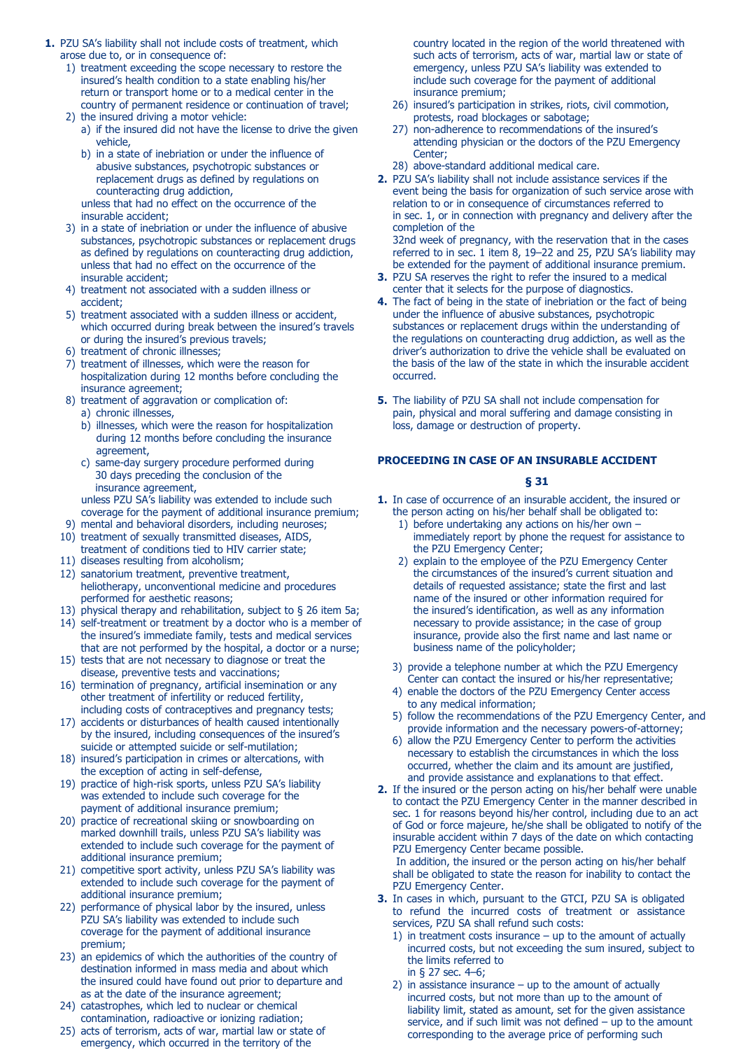1. PZU SA's liability shall not include costs of treatment, which arose due to, or in consequence of:
   1) treatment exceeding the scope necessary to restore the insured's health condition to a state enabling his/her return or transport home or to a medical center in the country of permanent residence or continuation of travel;
   2) the insured driving a motor vehicle:
      a) if the insured did not have the license to drive the given vehicle,
      b) in a state of inebriation or under the influence of abusive substances, psychotropic substances or replacement drugs as defined by regulations on counteracting drug addiction,

      unless that had no effect on the occurrence of the insurable accident;
   3) in a state of inebriation or under the influence of abusive substances, psychotropic substances or replacement drugs as defined by regulations on counteracting drug addiction, unless that had no effect on the occurrence of the insurable accident;
   4) treatment not associated with a sudden illness or accident;
   5) treatment associated with a sudden illness or accident, which occurred during break between the insured's travels or during the insured's previous travels;
   6) treatment of chronic illnesses;
   7) treatment of illnesses, which were the reason for hospitalization during 12 months before concluding the insurance agreement;
   8) treatment of aggravation or complication of:
      a) chronic illnesses,
      b) illnesses, which were the reason for hospitalization during 12 months before concluding the insurance agreement,
      c) same-day surgery procedure performed during 30 days preceding the conclusion of the insurance agreement,

      unless PZU SA's liability was extended to include such coverage for the payment of additional insurance premium;
   9) mental and behavioral disorders, including neuroses;
   10) treatment of sexually transmitted diseases, AIDS, treatment of conditions tied to HIV carrier state;
   11) diseases resulting from alcoholism;
   12) sanatorium treatment, preventive treatment, heliotherapy, unconventional medicine and procedures performed for aesthetic reasons;
   13) physical therapy and rehabilitation, subject to § 26 item 5a;
   14) self-treatment or treatment by a doctor who is a member of the insured's immediate family, tests and medical services that are not performed by the hospital, a doctor or a nurse;
   15) tests that are not necessary to diagnose or treat the disease, preventive tests and vaccinations;
   16) termination of pregnancy, artificial insemination or any other treatment of infertility or reduced fertility, including costs of contraceptives and pregnancy tests;
   17) accidents or disturbances of health caused intentionally by the insured, including consequences of the insured's suicide or attempted suicide or self-mutilation;
   18) insured's participation in crimes or altercations, with the exception of acting in self-defense,
   19) practice of high-risk sports, unless PZU SA's liability was extended to include such coverage for the payment of additional insurance premium;
   20) practice of recreational skiing or snowboarding on marked downhill trails, unless PZU SA's liability was extended to include such coverage for the payment of additional insurance premium;
   21) competitive sport activity, unless PZU SA's liability was extended to include such coverage for the payment of additional insurance premium;
   22) performance of physical labor by the insured, unless PZU SA's liability was extended to include such coverage for the payment of additional insurance premium;
   23) an epidemics of which the authorities of the country of destination informed in mass media and about which the insured could have found out prior to departure and as at the date of the insurance agreement;
   24) catastrophes, which led to nuclear or chemical contamination, radioactive or ionizing radiation;
   25) acts of terrorism, acts of war, martial law or state of emergency, which occurred in the territory of the country located in the region of the world threatened with such acts of terrorism, acts of war, martial law or state of emergency, unless PZU SA's liability was extended to include such coverage for the payment of additional insurance premium;
   26) insured's participation in strikes, riots, civil commotion, protests, road blockages or sabotage;
   27) non-adherence to recommendations of the insured's attending physician or the doctors of the PZU Emergency Center;
   28) above-standard additional medical care.
2. PZU SA's liability shall not include assistance services if the event being the basis for organization of such service arose with relation to or in consequence of circumstances referred to in sec. 1, or in connection with pregnancy and delivery after the completion of the 32nd week of pregnancy, with the reservation that in the cases referred to in sec. 1 item 8, 19–22 and 25, PZU SA's liability may be extended for the payment of additional insurance premium.
3. PZU SA reserves the right to refer the insured to a medical center that it selects for the purpose of diagnostics.
4. The fact of being in the state of inebriation or the fact of being under the influence of abusive substances, psychotropic substances or replacement drugs within the understanding of the regulations on counteracting drug addiction, as well as the driver's authorization to drive the vehicle shall be evaluated on the basis of the law of the state in which the insurable accident occurred.
5. The liability of PZU SA shall not include compensation for pain, physical and moral suffering and damage consisting in loss, damage or destruction of property.

## PROCEEDING IN CASE OF AN INSURABLE ACCIDENT

### § 31

1. In case of occurrence of an insurable accident, the insured or the person acting on his/her behalf shall be obligated to:
   1) before undertaking any actions on his/her own – immediately report by phone the request for assistance to the PZU Emergency Center;
   2) explain to the employee of the PZU Emergency Center the circumstances of the insured's current situation and details of requested assistance; state the first and last name of the insured or other information required for the insured's identification, as well as any information necessary to provide assistance; in the case of group insurance, provide also the first name and last name or business name of the policyholder;
   3) provide a telephone number at which the PZU Emergency Center can contact the insured or his/her representative;
   4) enable the doctors of the PZU Emergency Center access to any medical information;
   5) follow the recommendations of the PZU Emergency Center, and provide information and the necessary powers-of-attorney;
   6) allow the PZU Emergency Center to perform the activities necessary to establish the circumstances in which the loss occurred, whether the claim and its amount are justified, and provide assistance and explanations to that effect.
2. If the insured or the person acting on his/her behalf were unable to contact the PZU Emergency Center in the manner described in sec. 1 for reasons beyond his/her control, including due to an act of God or force majeure, he/she shall be obligated to notify of the insurable accident within 7 days of the date on which contacting PZU Emergency Center became possible.

   In addition, the insured or the person acting on his/her behalf shall be obligated to state the reason for inability to contact the PZU Emergency Center.
3. In cases in which, pursuant to the GTCI, PZU SA is obligated to refund the incurred costs of treatment or assistance services, PZU SA shall refund such costs:
   1) in treatment costs insurance – up to the amount of actually incurred costs, but not exceeding the sum insured, subject to the limits referred to in § 27 sec. 4–6;
   2) in assistance insurance – up to the amount of actually incurred costs, but not more than up to the amount of liability limit, stated as amount, set for the given assistance service, and if such limit was not defined – up to the amount corresponding to the average price of performing such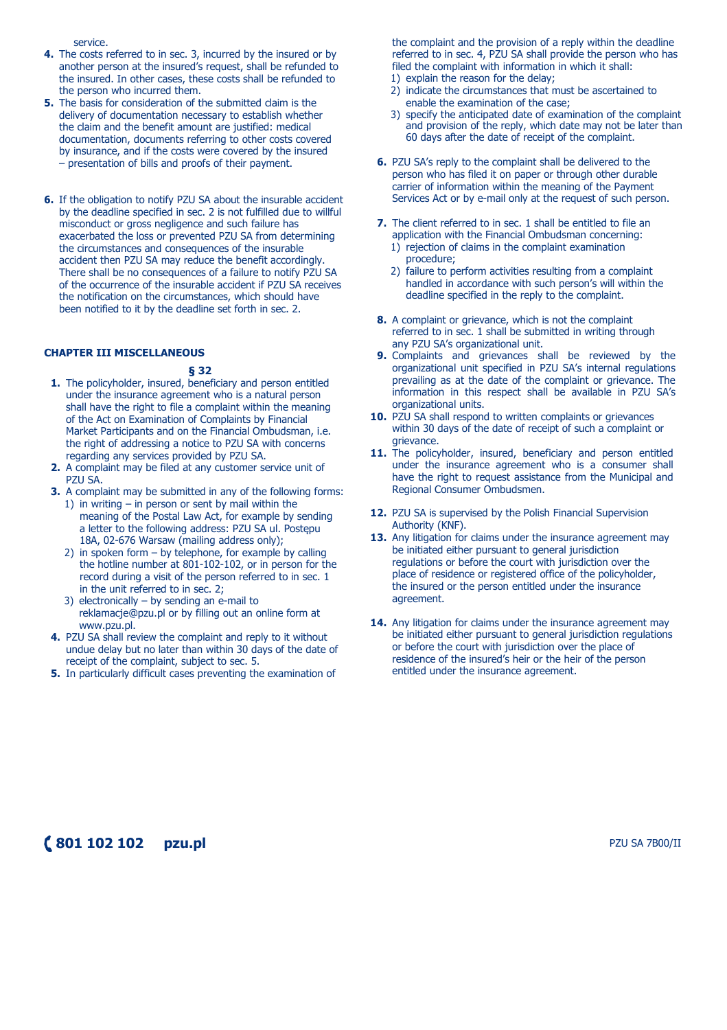service.

4. The costs referred to in sec. 3, incurred by the insured or by another person at the insured's request, shall be refunded to the insured. In other cases, these costs shall be refunded to the person who incurred them.
5. The basis for consideration of the submitted claim is the delivery of documentation necessary to establish whether the claim and the benefit amount are justified: medical documentation, documents referring to other costs covered by insurance, and if the costs were covered by the insured – presentation of bills and proofs of their payment.
6. If the obligation to notify PZU SA about the insurable accident by the deadline specified in sec. 2 is not fulfilled due to willful misconduct or gross negligence and such failure has exacerbated the loss or prevented PZU SA from determining the circumstances and consequences of the insurable accident then PZU SA may reduce the benefit accordingly. There shall be no consequences of a failure to notify PZU SA of the occurrence of the insurable accident if PZU SA receives the notification on the circumstances, which should have been notified to it by the deadline set forth in sec. 2.

## CHAPTER III MISCELLANEOUS

### § 32

1. The policyholder, insured, beneficiary and person entitled under the insurance agreement who is a natural person shall have the right to file a complaint within the meaning of the Act on Examination of Complaints by Financial Market Participants and on the Financial Ombudsman, i.e. the right of addressing a notice to PZU SA with concerns regarding any services provided by PZU SA.
2. A complaint may be filed at any customer service unit of PZU SA.
3. A complaint may be submitted in any of the following forms:
   1) in writing – in person or sent by mail within the meaning of the Postal Law Act, for example by sending a letter to the following address: PZU SA ul. Postępu 18A, 02-676 Warsaw (mailing address only);
   2) in spoken form – by telephone, for example by calling the hotline number at 801-102-102, or in person for the record during a visit of the person referred to in sec. 1 in the unit referred to in sec. 2;
   3) electronically – by sending an e-mail to reklamacje@pzu.pl or by filling out an online form at www.pzu.pl.
4. PZU SA shall review the complaint and reply to it without undue delay but no later than within 30 days of the date of receipt of the complaint, subject to sec. 5.
5. In particularly difficult cases preventing the examination of the complaint and the provision of a reply within the deadline referred to in sec. 4, PZU SA shall provide the person who has filed the complaint with information in which it shall:
   1) explain the reason for the delay;
   2) indicate the circumstances that must be ascertained to enable the examination of the case;
   3) specify the anticipated date of examination of the complaint and provision of the reply, which date may not be later than 60 days after the date of receipt of the complaint.
6. PZU SA's reply to the complaint shall be delivered to the person who has filed it on paper or through other durable carrier of information within the meaning of the Payment Services Act or by e-mail only at the request of such person.
7. The client referred to in sec. 1 shall be entitled to file an application with the Financial Ombudsman concerning:
   1) rejection of claims in the complaint examination procedure;
   2) failure to perform activities resulting from a complaint handled in accordance with such person's will within the deadline specified in the reply to the complaint.
8. A complaint or grievance, which is not the complaint referred to in sec. 1 shall be submitted in writing through any PZU SA's organizational unit.
9. Complaints and grievances shall be reviewed by the organizational unit specified in PZU SA's internal regulations prevailing as at the date of the complaint or grievance. The information in this respect shall be available in PZU SA's organizational units.
10. PZU SA shall respond to written complaints or grievances within 30 days of the date of receipt of such a complaint or grievance.
11. The policyholder, insured, beneficiary and person entitled under the insurance agreement who is a consumer shall have the right to request assistance from the Municipal and Regional Consumer Ombudsmen.
12. PZU SA is supervised by the Polish Financial Supervision Authority (KNF).
13. Any litigation for claims under the insurance agreement may be initiated either pursuant to general jurisdiction regulations or before the court with jurisdiction over the place of residence or registered office of the policyholder, the insured or the person entitled under the insurance agreement.
14. Any litigation for claims under the insurance agreement may be initiated either pursuant to general jurisdiction regulations or before the court with jurisdiction over the place of residence of the insured's heir or the heir of the person entitled under the insurance agreement.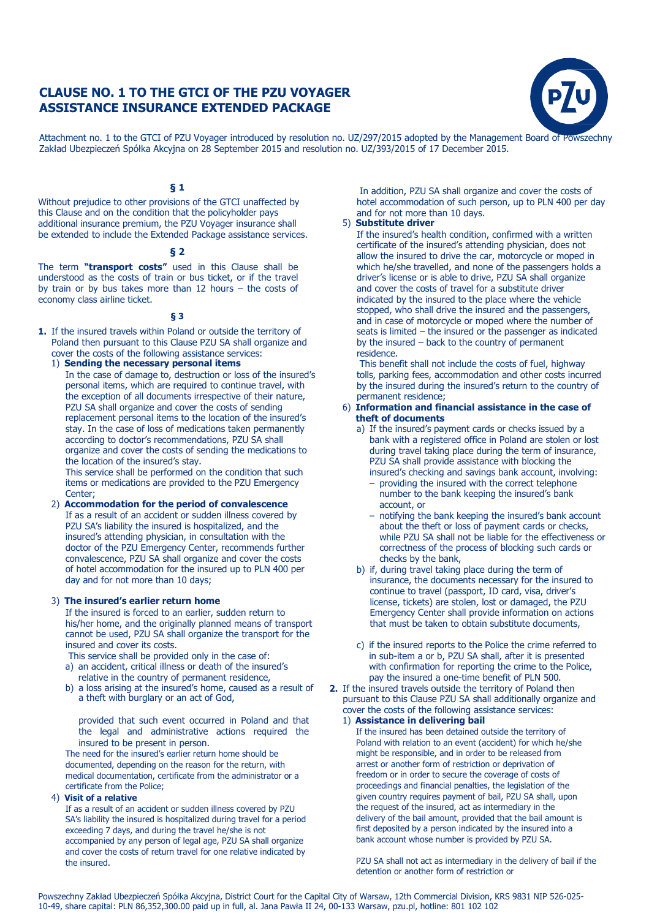# CLAUSE NO. 1 TO THE GTCI OF THE PZU VOYAGER ASSISTANCE INSURANCE EXTENDED PACKAGE

Attachment no. 1 to the GTCI of PZU Voyager introduced by resolution no. UZ/297/2015 adopted by the Management Board of Powszechny Zakład Ubezpieczeń Spółka Akcyjna on 28 September 2015 and resolution no. UZ/393/2015 of 17 December 2015.

**§ 1**

Without prejudice to other provisions of the GTCI unaffected by this Clause and on the condition that the policyholder pays additional insurance premium, the PZU Voyager insurance shall be extended to include the Extended Package assistance services.

**§ 2**

The term **"transport costs"** used in this Clause shall be understood as the costs of train or bus ticket, or if the travel by train or by bus takes more than 12 hours – the costs of economy class airline ticket.

**§ 3**

**1.** If the insured travels within Poland or outside the territory of Poland then pursuant to this Clause PZU SA shall organize and cover the costs of the following assistance services:

1) **Sending the necessary personal items**
   In the case of damage to, destruction or loss of the insured's personal items, which are required to continue travel, with the exception of all documents irrespective of their nature, PZU SA shall organize and cover the costs of sending replacement personal items to the location of the insured's stay. In the case of loss of medications taken permanently according to doctor's recommendations, PZU SA shall organize and cover the costs of sending the medications to the location of the insured's stay.
   This service shall be performed on the condition that such items or medications are provided to the PZU Emergency Center;

2) **Accommodation for the period of convalescence**
   If as a result of an accident or sudden illness covered by PZU SA's liability the insured is hospitalized, and the insured's attending physician, in consultation with the doctor of the PZU Emergency Center, recommends further convalescence, PZU SA shall organize and cover the costs of hotel accommodation for the insured up to PLN 400 per day and for not more than 10 days;

3) **The insured's earlier return home**
   If the insured is forced to an earlier, sudden return to his/her home, and the originally planned means of transport cannot be used, PZU SA shall organize the transport for the insured and cover its costs.
   This service shall be provided only in the case of:
   a) an accident, critical illness or death of the insured's relative in the country of permanent residence,
   b) a loss arising at the insured's home, caused as a result of a theft with burglary or an act of God,

   provided that such event occurred in Poland and that the legal and administrative actions required the insured to be present in person.
   The need for the insured's earlier return home should be documented, depending on the reason for the return, with medical documentation, certificate from the administrator or a certificate from the Police;

4) **Visit of a relative**
   If as a result of an accident or sudden illness covered by PZU SA's liability the insured is hospitalized during travel for a period exceeding 7 days, and during the travel he/she is not accompanied by any person of legal age, PZU SA shall organize and cover the costs of return travel for one relative indicated by the insured.
   In addition, PZU SA shall organize and cover the costs of hotel accommodation of such person, up to PLN 400 per day and for not more than 10 days.

5) **Substitute driver**
   If the insured's health condition, confirmed with a written certificate of the insured's attending physician, does not allow the insured to drive the car, motorcycle or moped in which he/she travelled, and none of the passengers holds a driver's license or is able to drive, PZU SA shall organize and cover the costs of travel for a substitute driver indicated by the insured to the place where the vehicle stopped, who shall drive the insured and the passengers, and in case of motorcycle or moped where the number of seats is limited – the insured or the passenger as indicated by the insured – back to the country of permanent residence.
   This benefit shall not include the costs of fuel, highway tolls, parking fees, accommodation and other costs incurred by the insured during the insured's return to the country of permanent residence;

6) **Information and financial assistance in the case of theft of documents**
   a) If the insured's payment cards or checks issued by a bank with a registered office in Poland are stolen or lost during travel taking place during the term of insurance, PZU SA shall provide assistance with blocking the insured's checking and savings bank account, involving:
      - providing the insured with the correct telephone number to the bank keeping the insured's bank account, or
      - notifying the bank keeping the insured's bank account about the theft or loss of payment cards or checks, while PZU SA shall not be liable for the effectiveness or correctness of the process of blocking such cards or checks by the bank,
   b) if, during travel taking place during the term of insurance, the documents necessary for the insured to continue to travel (passport, ID card, visa, driver's license, tickets) are stolen, lost or damaged, the PZU Emergency Center shall provide information on actions that must be taken to obtain substitute documents,
   c) if the insured reports to the Police the crime referred to in sub-item a or b, PZU SA shall, after it is presented with confirmation for reporting the crime to the Police, pay the insured a one-time benefit of PLN 500.

**2.** If the insured travels outside the territory of Poland then pursuant to this Clause PZU SA shall additionally organize and cover the costs of the following assistance services:

1) **Assistance in delivering bail**
   If the insured has been detained outside the territory of Poland with relation to an event (accident) for which he/she might be responsible, and in order to be released from arrest or another form of restriction or deprivation of freedom or in order to secure the coverage of costs of proceedings and financial penalties, the legislation of the given country requires payment of bail, PZU SA shall, upon the request of the insured, act as intermediary in the delivery of the bail amount, provided that the bail amount is first deposited by a person indicated by the insured into a bank account whose number is provided by PZU SA.

   PZU SA shall not act as intermediary in the delivery of bail if the detention or another form of restriction or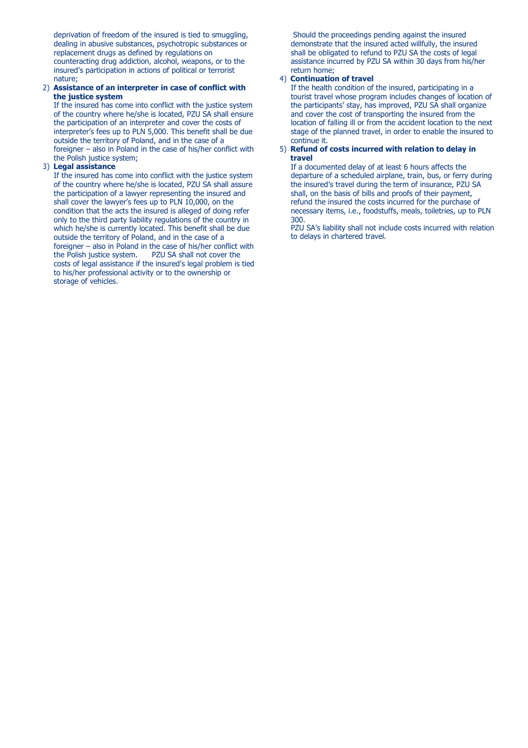deprivation of freedom of the insured is tied to smuggling, dealing in abusive substances, psychotropic substances or replacement drugs as defined by regulations on counteracting drug addiction, alcohol, weapons, or to the insured's participation in actions of political or terrorist nature;

2) **Assistance of an interpreter in case of conflict with the justice system**
   If the insured has come into conflict with the justice system of the country where he/she is located, PZU SA shall ensure the participation of an interpreter and cover the costs of interpreter's fees up to PLN 5,000. This benefit shall be due outside the territory of Poland, and in the case of a foreigner – also in Poland in the case of his/her conflict with the Polish justice system;

3) **Legal assistance**
   If the insured has come into conflict with the justice system of the country where he/she is located, PZU SA shall assure the participation of a lawyer representing the insured and shall cover the lawyer's fees up to PLN 10,000, on the condition that the acts the insured is alleged of doing refer only to the third party liability regulations of the country in which he/she is currently located. This benefit shall be due outside the territory of Poland, and in the case of a foreigner – also in Poland in the case of his/her conflict with the Polish justice system. PZU SA shall not cover the costs of legal assistance if the insured's legal problem is tied to his/her professional activity or to the ownership or storage of vehicles.
   Should the proceedings pending against the insured demonstrate that the insured acted willfully, the insured shall be obligated to refund to PZU SA the costs of legal assistance incurred by PZU SA within 30 days from his/her return home;

4) **Continuation of travel**
   If the health condition of the insured, participating in a tourist travel whose program includes changes of location of the participants' stay, has improved, PZU SA shall organize and cover the cost of transporting the insured from the location of falling ill or from the accident location to the next stage of the planned travel, in order to enable the insured to continue it.

5) **Refund of costs incurred with relation to delay in travel**
   If a documented delay of at least 6 hours affects the departure of a scheduled airplane, train, bus, or ferry during the insured's travel during the term of insurance, PZU SA shall, on the basis of bills and proofs of their payment, refund the insured the costs incurred for the purchase of necessary items, i.e., foodstuffs, meals, toiletries, up to PLN 300.
   PZU SA's liability shall not include costs incurred with relation to delays in chartered travel.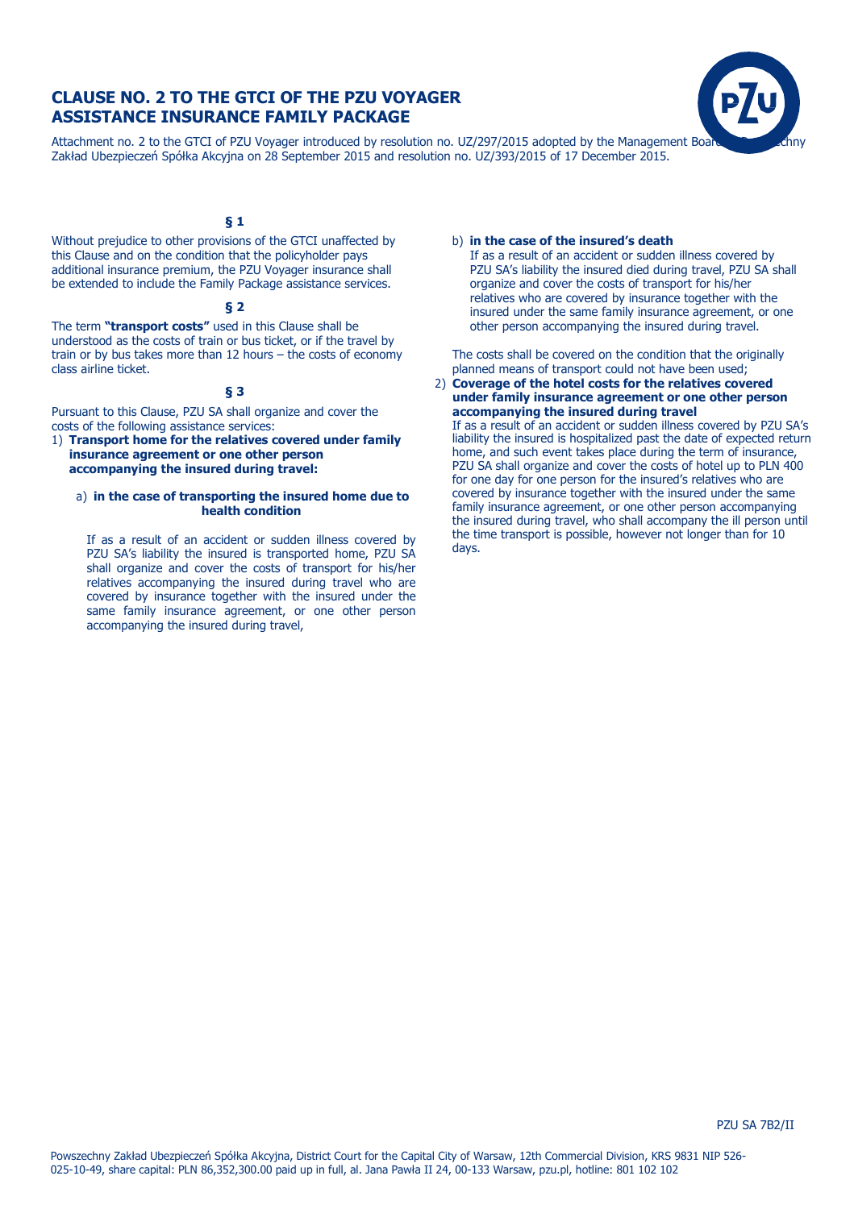# CLAUSE NO. 2 TO THE GTCI OF THE PZU VOYAGER ASSISTANCE INSURANCE FAMILY PACKAGE

Attachment no. 2 to the GTCI of PZU Voyager introduced by resolution no. UZ/297/2015 adopted by the Management Board of Powszechny Zakład Ubezpieczeń Spółka Akcyjna on 28 September 2015 and resolution no. UZ/393/2015 of 17 December 2015.

## § 1

Without prejudice to other provisions of the GTCI unaffected by this Clause and on the condition that the policyholder pays additional insurance premium, the PZU Voyager insurance shall be extended to include the Family Package assistance services.

## § 2

The term **"transport costs"** used in this Clause shall be understood as the costs of train or bus ticket, or if the travel by train or by bus takes more than 12 hours – the costs of economy class airline ticket.

## § 3

Pursuant to this Clause, PZU SA shall organize and cover the costs of the following assistance services:

1) **Transport home for the relatives covered under family insurance agreement or one other person accompanying the insured during travel:**

   a) **in the case of transporting the insured home due to health condition**

   If as a result of an accident or sudden illness covered by PZU SA's liability the insured is transported home, PZU SA shall organize and cover the costs of transport for his/her relatives accompanying the insured during travel who are covered by insurance together with the insured under the same family insurance agreement, or one other person accompanying the insured during travel,

   b) **in the case of the insured's death**

   If as a result of an accident or sudden illness covered by PZU SA's liability the insured died during travel, PZU SA shall organize and cover the costs of transport for his/her relatives who are covered by insurance together with the insured under the same family insurance agreement, or one other person accompanying the insured during travel.

   The costs shall be covered on the condition that the originally planned means of transport could not have been used;

2) **Coverage of the hotel costs for the relatives covered under family insurance agreement or one other person accompanying the insured during travel**

   If as a result of an accident or sudden illness covered by PZU SA's liability the insured is hospitalized past the date of expected return home, and such event takes place during the term of insurance, PZU SA shall organize and cover the costs of hotel up to PLN 400 for one day for one person for the insured's relatives who are covered by insurance together with the insured under the same family insurance agreement, or one other person accompanying the insured during travel, who shall accompany the ill person until the time transport is possible, however not longer than for 10 days.

PZU SA 7B2/II

Powszechny Zakład Ubezpieczeń Spółka Akcyjna, District Court for the Capital City of Warsaw, 12th Commercial Division, KRS 9831 NIP 526-025-10-49, share capital: PLN 86,352,300.00 paid up in full, al. Jana Pawła II 24, 00-133 Warsaw, pzu.pl, hotline: 801 102 102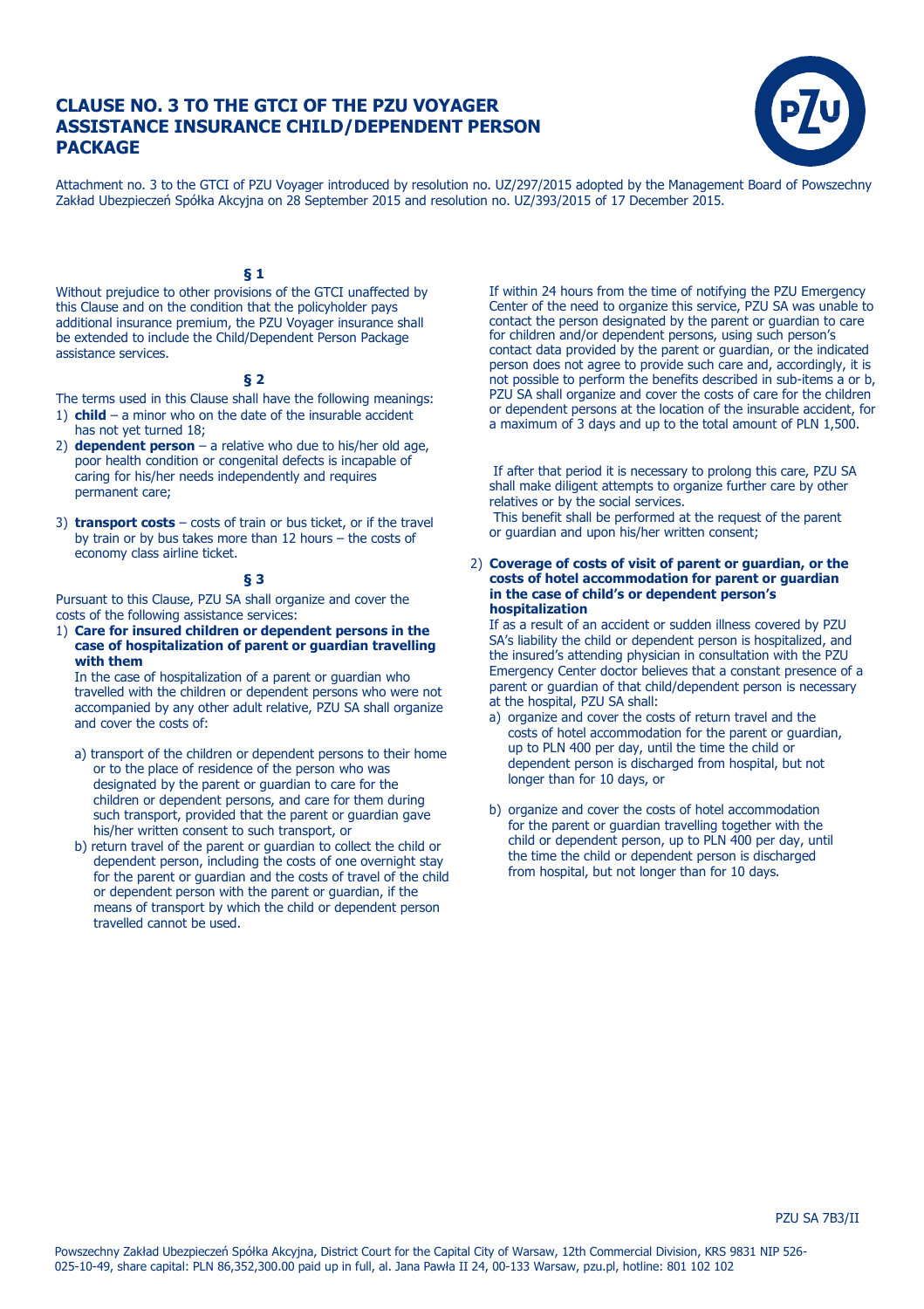# CLAUSE NO. 3 TO THE GTCI OF THE PZU VOYAGER ASSISTANCE INSURANCE CHILD/DEPENDENT PERSON PACKAGE

Attachment no. 3 to the GTCI of PZU Voyager introduced by resolution no. UZ/297/2015 adopted by the Management Board of Powszechny Zakład Ubezpieczeń Spółka Akcyjna on 28 September 2015 and resolution no. UZ/393/2015 of 17 December 2015.

**§ 1**

Without prejudice to other provisions of the GTCI unaffected by this Clause and on the condition that the policyholder pays additional insurance premium, the PZU Voyager insurance shall be extended to include the Child/Dependent Person Package assistance services.

**§ 2**

The terms used in this Clause shall have the following meanings:

1) **child** – a minor who on the date of the insurable accident has not yet turned 18;
2) **dependent person** – a relative who due to his/her old age, poor health condition or congenital defects is incapable of caring for his/her needs independently and requires permanent care;
3) **transport costs** – costs of train or bus ticket, or if the travel by train or by bus takes more than 12 hours – the costs of economy class airline ticket.

**§ 3**

Pursuant to this Clause, PZU SA shall organize and cover the costs of the following assistance services:

1) **Care for insured children or dependent persons in the case of hospitalization of parent or guardian travelling with them**

   In the case of hospitalization of a parent or guardian who travelled with the children or dependent persons who were not accompanied by any other adult relative, PZU SA shall organize and cover the costs of:

   a) transport of the children or dependent persons to their home or to the place of residence of the person who was designated by the parent or guardian to care for the children or dependent persons, and care for them during such transport, provided that the parent or guardian gave his/her written consent to such transport, or
   b) return travel of the parent or guardian to collect the child or dependent person, including the costs of one overnight stay for the parent or guardian and the costs of travel of the child or dependent person with the parent or guardian, if the means of transport by which the child or dependent person travelled cannot be used.

   If within 24 hours from the time of notifying the PZU Emergency Center of the need to organize this service, PZU SA was unable to contact the person designated by the parent or guardian to care for children and/or dependent persons, using such person's contact data provided by the parent or guardian, or the indicated person does not agree to provide such care and, accordingly, it is not possible to perform the benefits described in sub-items a or b, PZU SA shall organize and cover the costs of care for the children or dependent persons at the location of the insurable accident, for a maximum of 3 days and up to the total amount of PLN 1,500.

   If after that period it is necessary to prolong this care, PZU SA shall make diligent attempts to organize further care by other relatives or by the social services.

   This benefit shall be performed at the request of the parent or guardian and upon his/her written consent;

2) **Coverage of costs of visit of parent or guardian, or the costs of hotel accommodation for parent or guardian in the case of child's or dependent person's hospitalization**

   If as a result of an accident or sudden illness covered by PZU SA's liability the child or dependent person is hospitalized, and the insured's attending physician in consultation with the PZU Emergency Center doctor believes that a constant presence of a parent or guardian of that child/dependent person is necessary at the hospital, PZU SA shall:

   a) organize and cover the costs of return travel and the costs of hotel accommodation for the parent or guardian, up to PLN 400 per day, until the time the child or dependent person is discharged from hospital, but not longer than for 10 days, or
   b) organize and cover the costs of hotel accommodation for the parent or guardian travelling together with the child or dependent person, up to PLN 400 per day, until the time the child or dependent person is discharged from hospital, but not longer than for 10 days.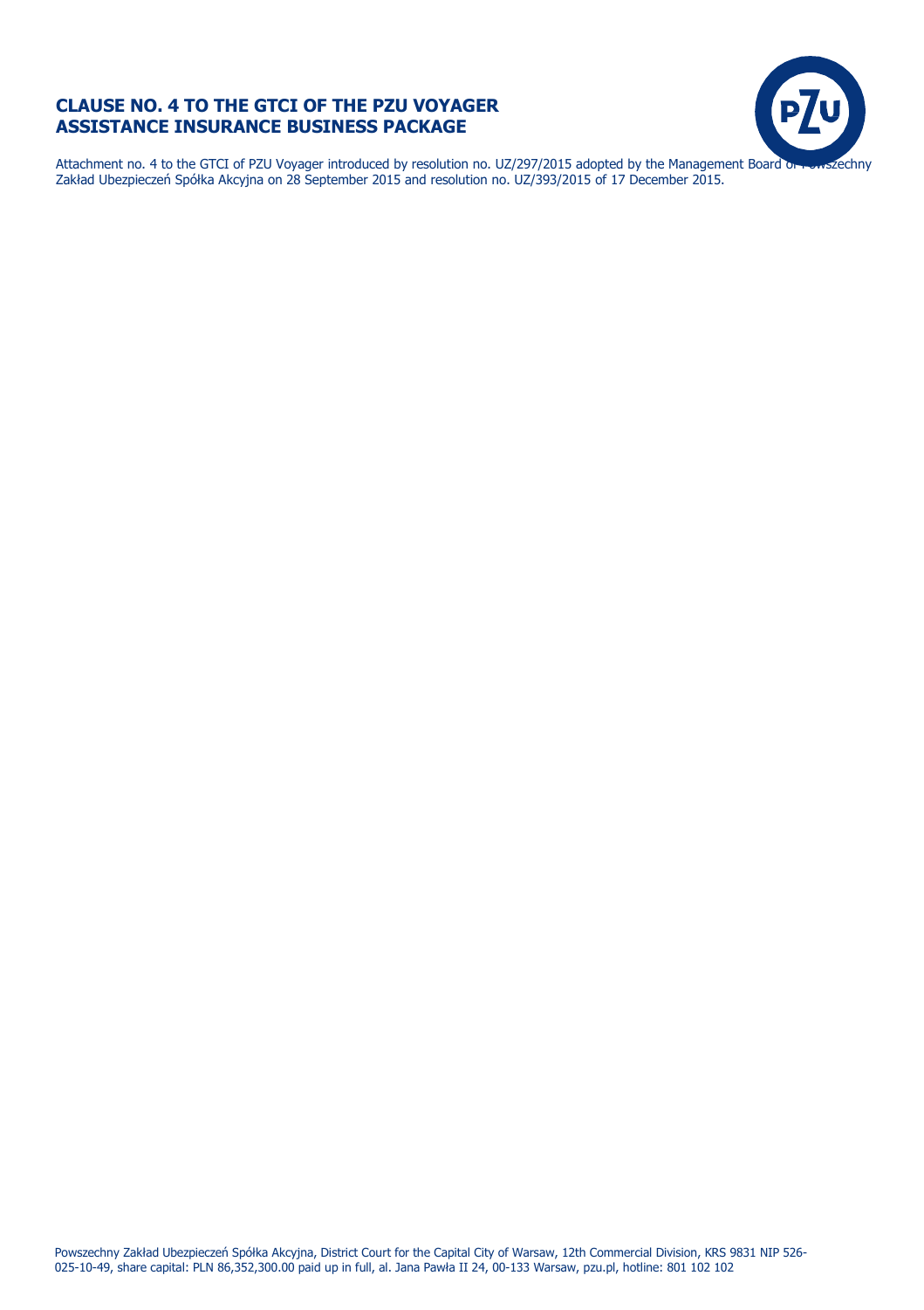# CLAUSE NO. 4 TO THE GTCI OF THE PZU VOYAGER ASSISTANCE INSURANCE BUSINESS PACKAGE

Attachment no. 4 to the GTCI of PZU Voyager introduced by resolution no. UZ/297/2015 adopted by the Management Board of Powszechny Zakład Ubezpieczeń Spółka Akcyjna on 28 September 2015 and resolution no. UZ/393/2015 of 17 December 2015.

Powszechny Zakład Ubezpieczeń Spółka Akcyjna, District Court for the Capital City of Warsaw, 12th Commercial Division, KRS 9831 NIP 526-025-10-49, share capital: PLN 86,352,300.00 paid up in full, al. Jana Pawła II 24, 00-133 Warsaw, pzu.pl, hotline: 801 102 102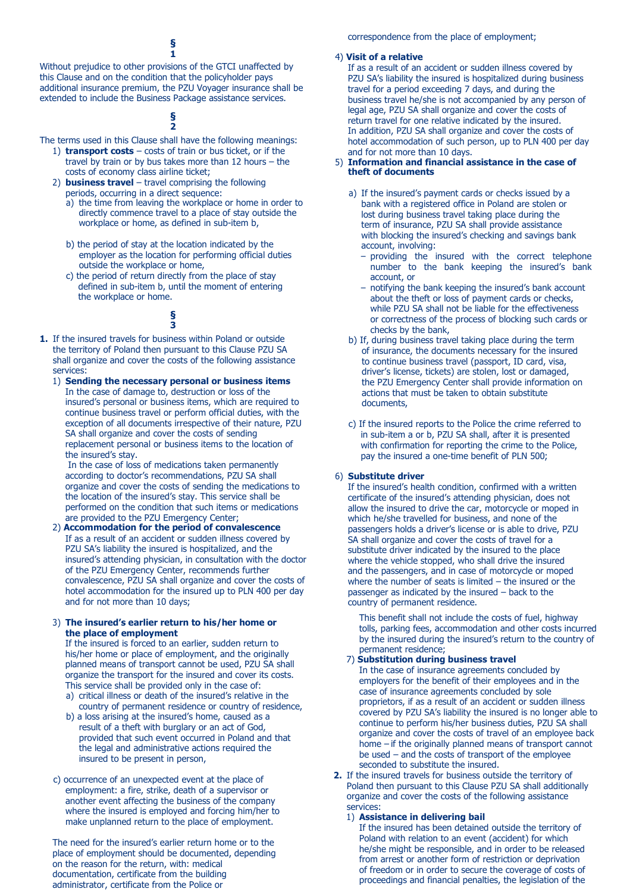§ 1

Without prejudice to other provisions of the GTCI unaffected by this Clause and on the condition that the policyholder pays additional insurance premium, the PZU Voyager insurance shall be extended to include the Business Package assistance services.

§ 2

The terms used in this Clause shall have the following meanings:

1) **transport costs** – costs of train or bus ticket, or if the travel by train or by bus takes more than 12 hours – the costs of economy class airline ticket;
2) **business travel** – travel comprising the following periods, occurring in a direct sequence:
   a) the time from leaving the workplace or home in order to directly commence travel to a place of stay outside the workplace or home, as defined in sub-item b,
   b) the period of stay at the location indicated by the employer as the location for performing official duties outside the workplace or home,
   c) the period of return directly from the place of stay defined in sub-item b, until the moment of entering the workplace or home.

§ 3

**1.** If the insured travels for business within Poland or outside the territory of Poland then pursuant to this Clause PZU SA shall organize and cover the costs of the following assistance services:

1) **Sending the necessary personal or business items**
   In the case of damage to, destruction or loss of the insured's personal or business items, which are required to continue business travel or perform official duties, with the exception of all documents irrespective of their nature, PZU SA shall organize and cover the costs of sending replacement personal or business items to the location of the insured's stay.
   In the case of loss of medications taken permanently according to doctor's recommendations, PZU SA shall organize and cover the costs of sending the medications to the location of the insured's stay. This service shall be performed on the condition that such items or medications are provided to the PZU Emergency Center;
2) **Accommodation for the period of convalescence**
   If as a result of an accident or sudden illness covered by PZU SA's liability the insured is hospitalized, and the insured's attending physician, in consultation with the doctor of the PZU Emergency Center, recommends further convalescence, PZU SA shall organize and cover the costs of hotel accommodation for the insured up to PLN 400 per day and for not more than 10 days;
3) **The insured's earlier return to his/her home or the place of employment**
   If the insured is forced to an earlier, sudden return to his/her home or place of employment, and the originally planned means of transport cannot be used, PZU SA shall organize the transport for the insured and cover its costs. This service shall be provided only in the case of:
   a) critical illness or death of the insured's relative in the country of permanent residence or country of residence,
   b) a loss arising at the insured's home, caused as a result of a theft with burglary or an act of God, provided that such event occurred in Poland and that the legal and administrative actions required the insured to be present in person,
   c) occurrence of an unexpected event at the place of employment: a fire, strike, death of a supervisor or another event affecting the business of the company where the insured is employed and forcing him/her to make unplanned return to the place of employment.

   The need for the insured's earlier return home or to the place of employment should be documented, depending on the reason for the return, with: medical documentation, certificate from the building administrator, certificate from the Police or correspondence from the place of employment;
4) **Visit of a relative**
   If as a result of an accident or sudden illness covered by PZU SA's liability the insured is hospitalized during business travel for a period exceeding 7 days, and during the business travel he/she is not accompanied by any person of legal age, PZU SA shall organize and cover the costs of return travel for one relative indicated by the insured.
   In addition, PZU SA shall organize and cover the costs of hotel accommodation of such person, up to PLN 400 per day and for not more than 10 days.
5) **Information and financial assistance in the case of theft of documents**
   a) If the insured's payment cards or checks issued by a bank with a registered office in Poland are stolen or lost during business travel taking place during the term of insurance, PZU SA shall provide assistance with blocking the insured's checking and savings bank account, involving:
      – providing the insured with the correct telephone number to the bank keeping the insured's bank account, or
      – notifying the bank keeping the insured's bank account about the theft or loss of payment cards or checks, while PZU SA shall not be liable for the effectiveness or correctness of the process of blocking such cards or checks by the bank,
   b) If, during business travel taking place during the term of insurance, the documents necessary for the insured to continue business travel (passport, ID card, visa, driver's license, tickets) are stolen, lost or damaged, the PZU Emergency Center shall provide information on actions that must be taken to obtain substitute documents,
   c) If the insured reports to the Police the crime referred to in sub-item a or b, PZU SA shall, after it is presented with confirmation for reporting the crime to the Police, pay the insured a one-time benefit of PLN 500;
6) **Substitute driver**
   If the insured's health condition, confirmed with a written certificate of the insured's attending physician, does not allow the insured to drive the car, motorcycle or moped in which he/she travelled for business, and none of the passengers holds a driver's license or is able to drive, PZU SA shall organize and cover the costs of travel for a substitute driver indicated by the insured to the place where the vehicle stopped, who shall drive the insured and the passengers, and in case of motorcycle or moped where the number of seats is limited – the insured or the passenger as indicated by the insured – back to the country of permanent residence.

   This benefit shall not include the costs of fuel, highway tolls, parking fees, accommodation and other costs incurred by the insured during the insured's return to the country of permanent residence;
7) **Substitution during business travel**
   In the case of insurance agreements concluded by employers for the benefit of their employees and in the case of insurance agreements concluded by sole proprietors, if as a result of an accident or sudden illness covered by PZU SA's liability the insured is no longer able to continue to perform his/her business duties, PZU SA shall organize and cover the costs of travel of an employee back home – if the originally planned means of transport cannot be used – and the costs of transport of the employee seconded to substitute the insured.

**2.** If the insured travels for business outside the territory of Poland then pursuant to this Clause PZU SA shall additionally organize and cover the costs of the following assistance services:

1) **Assistance in delivering bail**
   If the insured has been detained outside the territory of Poland with relation to an event (accident) for which he/she might be responsible, and in order to be released from arrest or another form of restriction or deprivation of freedom or in order to secure the coverage of costs of proceedings and financial penalties, the legislation of the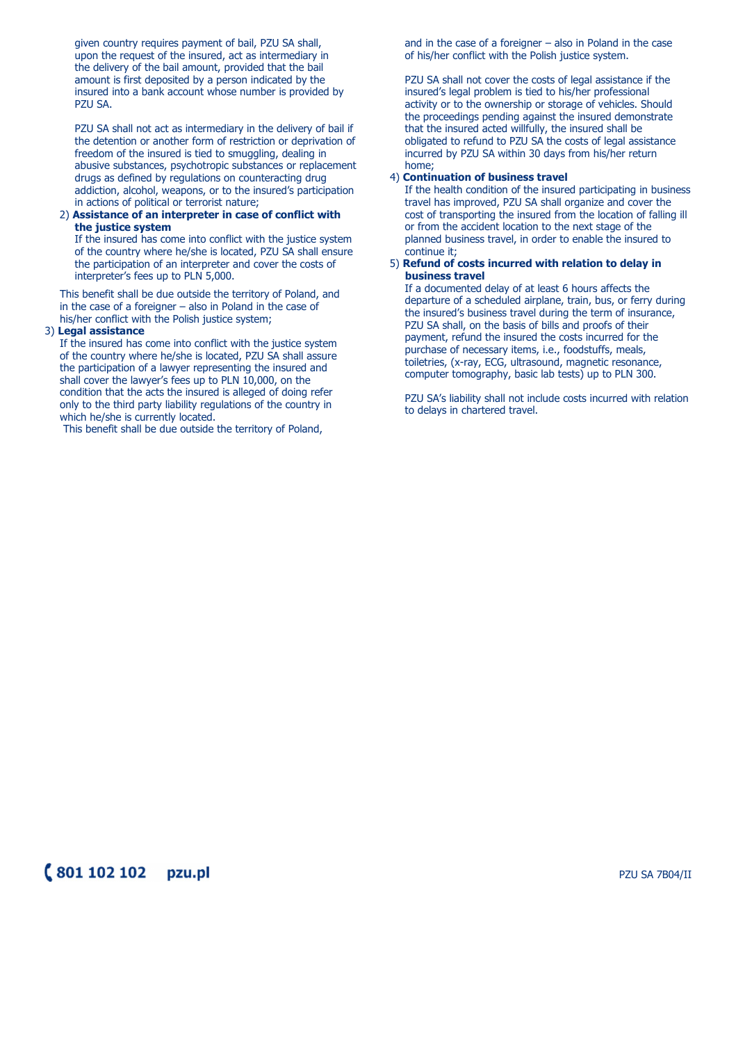given country requires payment of bail, PZU SA shall, upon the request of the insured, act as intermediary in the delivery of the bail amount, provided that the bail amount is first deposited by a person indicated by the insured into a bank account whose number is provided by PZU SA.

PZU SA shall not act as intermediary in the delivery of bail if the detention or another form of restriction or deprivation of freedom of the insured is tied to smuggling, dealing in abusive substances, psychotropic substances or replacement drugs as defined by regulations on counteracting drug addiction, alcohol, weapons, or to the insured's participation in actions of political or terrorist nature;

2) **Assistance of an interpreter in case of conflict with the justice system**
If the insured has come into conflict with the justice system of the country where he/she is located, PZU SA shall ensure the participation of an interpreter and cover the costs of interpreter's fees up to PLN 5,000.

This benefit shall be due outside the territory of Poland, and in the case of a foreigner – also in Poland in the case of his/her conflict with the Polish justice system;

3) **Legal assistance**
If the insured has come into conflict with the justice system of the country where he/she is located, PZU SA shall assure the participation of a lawyer representing the insured and shall cover the lawyer's fees up to PLN 10,000, on the condition that the acts the insured is alleged of doing refer only to the third party liability regulations of the country in which he/she is currently located.
This benefit shall be due outside the territory of Poland, and in the case of a foreigner – also in Poland in the case of his/her conflict with the Polish justice system.

PZU SA shall not cover the costs of legal assistance if the insured's legal problem is tied to his/her professional activity or to the ownership or storage of vehicles. Should the proceedings pending against the insured demonstrate that the insured acted willfully, the insured shall be obligated to refund to PZU SA the costs of legal assistance incurred by PZU SA within 30 days from his/her return home;

4) **Continuation of business travel**
If the health condition of the insured participating in business travel has improved, PZU SA shall organize and cover the cost of transporting the insured from the location of falling ill or from the accident location to the next stage of the planned business travel, in order to enable the insured to continue it;

5) **Refund of costs incurred with relation to delay in business travel**
If a documented delay of at least 6 hours affects the departure of a scheduled airplane, train, bus, or ferry during the insured's business travel during the term of insurance, PZU SA shall, on the basis of bills and proofs of their payment, refund the insured the costs incurred for the purchase of necessary items, i.e., foodstuffs, meals, toiletries, (x-ray, ECG, ultrasound, magnetic resonance, computer tomography, basic lab tests) up to PLN 300.

PZU SA's liability shall not include costs incurred with relation to delays in chartered travel.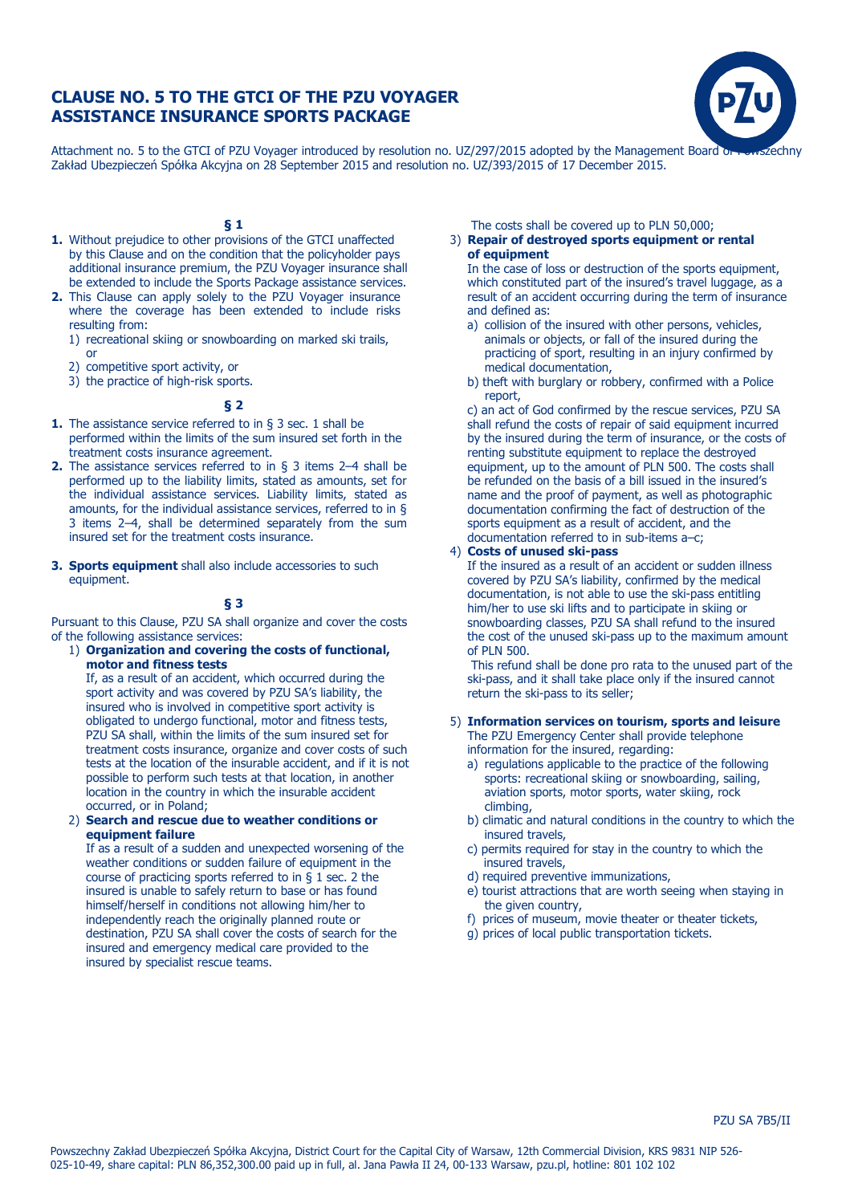# CLAUSE NO. 5 TO THE GTCI OF THE PZU VOYAGER ASSISTANCE INSURANCE SPORTS PACKAGE

Attachment no. 5 to the GTCI of PZU Voyager introduced by resolution no. UZ/297/2015 adopted by the Management Board of Powszechny Zakład Ubezpieczeń Spółka Akcyjna on 28 September 2015 and resolution no. UZ/393/2015 of 17 December 2015.

### § 1

1. Without prejudice to other provisions of the GTCI unaffected by this Clause and on the condition that the policyholder pays additional insurance premium, the PZU Voyager insurance shall be extended to include the Sports Package assistance services.
2. This Clause can apply solely to the PZU Voyager insurance where the coverage has been extended to include risks resulting from:
   1) recreational skiing or snowboarding on marked ski trails, or
   2) competitive sport activity, or
   3) the practice of high-risk sports.

### § 2

1. The assistance service referred to in § 3 sec. 1 shall be performed within the limits of the sum insured set forth in the treatment costs insurance agreement.
2. The assistance services referred to in § 3 items 2–4 shall be performed up to the liability limits, stated as amounts, set for the individual assistance services. Liability limits, stated as amounts, for the individual assistance services, referred to in § 3 items 2–4, shall be determined separately from the sum insured set for the treatment costs insurance.
3. **Sports equipment** shall also include accessories to such equipment.

### § 3

Pursuant to this Clause, PZU SA shall organize and cover the costs of the following assistance services:

1) **Organization and covering the costs of functional, motor and fitness tests**
   If, as a result of an accident, which occurred during the sport activity and was covered by PZU SA's liability, the insured who is involved in competitive sport activity is obligated to undergo functional, motor and fitness tests, PZU SA shall, within the limits of the sum insured set for treatment costs insurance, organize and cover costs of such tests at the location of the insurable accident, and if it is not possible to perform such tests at that location, in another location in the country in which the insurable accident occurred, or in Poland;
2) **Search and rescue due to weather conditions or equipment failure**
   If as a result of a sudden and unexpected worsening of the weather conditions or sudden failure of equipment in the course of practicing sports referred to in § 1 sec. 2 the insured is unable to safely return to base or has found himself/herself in conditions not allowing him/her to independently reach the originally planned route or destination, PZU SA shall cover the costs of search for the insured and emergency medical care provided to the insured by specialist rescue teams.
   The costs shall be covered up to PLN 50,000;
3) **Repair of destroyed sports equipment or rental of equipment**
   In the case of loss or destruction of the sports equipment, which constituted part of the insured's travel luggage, as a result of an accident occurring during the term of insurance and defined as:
   a) collision of the insured with other persons, vehicles, animals or objects, or fall of the insured during the practicing of sport, resulting in an injury confirmed by medical documentation,
   b) theft with burglary or robbery, confirmed with a Police report,
   c) an act of God confirmed by the rescue services, PZU SA shall refund the costs of repair of said equipment incurred by the insured during the term of insurance, or the costs of renting substitute equipment to replace the destroyed equipment, up to the amount of PLN 500. The costs shall be refunded on the basis of a bill issued in the insured's name and the proof of payment, as well as photographic documentation confirming the fact of destruction of the sports equipment as a result of accident, and the documentation referred to in sub-items a–c;
4) **Costs of unused ski-pass**
   If the insured as a result of an accident or sudden illness covered by PZU SA's liability, confirmed by the medical documentation, is not able to use the ski-pass entitling him/her to use ski lifts and to participate in skiing or snowboarding classes, PZU SA shall refund to the insured the cost of the unused ski-pass up to the maximum amount of PLN 500.
   This refund shall be done pro rata to the unused part of the ski-pass, and it shall take place only if the insured cannot return the ski-pass to its seller;
5) **Information services on tourism, sports and leisure**
   The PZU Emergency Center shall provide telephone information for the insured, regarding:
   a) regulations applicable to the practice of the following sports: recreational skiing or snowboarding, sailing, aviation sports, motor sports, water skiing, rock climbing,
   b) climatic and natural conditions in the country to which the insured travels,
   c) permits required for stay in the country to which the insured travels,
   d) required preventive immunizations,
   e) tourist attractions that are worth seeing when staying in the given country,
   f) prices of museum, movie theater or theater tickets,
   g) prices of local public transportation tickets.

PZU SA 7B5/II

Powszechny Zakład Ubezpieczeń Spółka Akcyjna, District Court for the Capital City of Warsaw, 12th Commercial Division, KRS 9831 NIP 526-025-10-49, share capital: PLN 86,352,300.00 paid up in full, al. Jana Pawła II 24, 00-133 Warsaw, pzu.pl, hotline: 801 102 102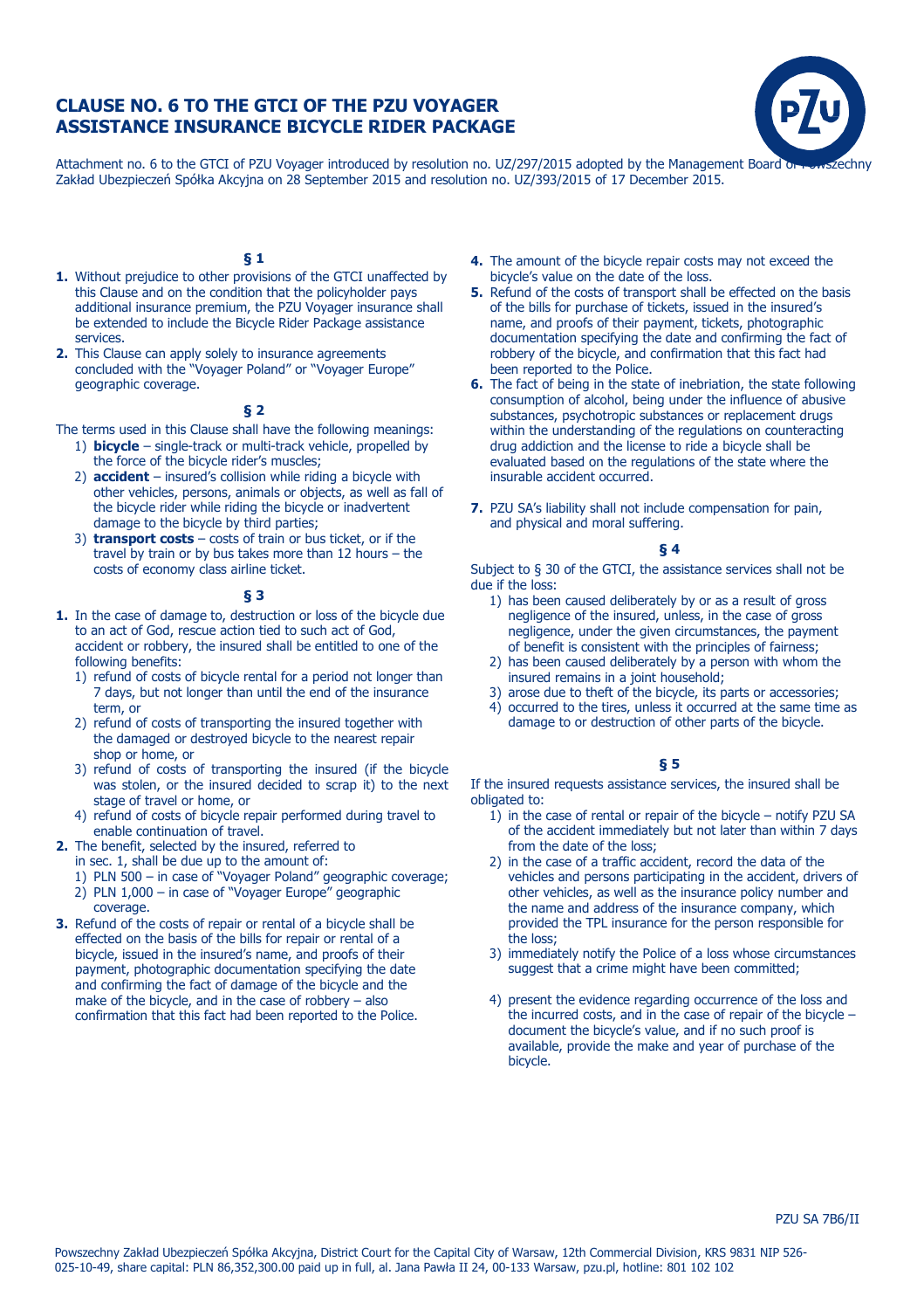# CLAUSE NO. 6 TO THE GTCI OF THE PZU VOYAGER ASSISTANCE INSURANCE BICYCLE RIDER PACKAGE

Attachment no. 6 to the GTCI of PZU Voyager introduced by resolution no. UZ/297/2015 adopted by the Management Board of Powszechny Zakład Ubezpieczeń Spółka Akcyjna on 28 September 2015 and resolution no. UZ/393/2015 of 17 December 2015.

## § 1

1. Without prejudice to other provisions of the GTCI unaffected by this Clause and on the condition that the policyholder pays additional insurance premium, the PZU Voyager insurance shall be extended to include the Bicycle Rider Package assistance services.
2. This Clause can apply solely to insurance agreements concluded with the "Voyager Poland" or "Voyager Europe" geographic coverage.

## § 2

The terms used in this Clause shall have the following meanings:

1) **bicycle** – single-track or multi-track vehicle, propelled by the force of the bicycle rider's muscles;
2) **accident** – insured's collision while riding a bicycle with other vehicles, persons, animals or objects, as well as fall of the bicycle rider while riding the bicycle or inadvertent damage to the bicycle by third parties;
3) **transport costs** – costs of train or bus ticket, or if the travel by train or by bus takes more than 12 hours – the costs of economy class airline ticket.

## § 3

1. In the case of damage to, destruction or loss of the bicycle due to an act of God, rescue action tied to such act of God, accident or robbery, the insured shall be entitled to one of the following benefits:
   1) refund of costs of bicycle rental for a period not longer than 7 days, but not longer than until the end of the insurance term, or
   2) refund of costs of transporting the insured together with the damaged or destroyed bicycle to the nearest repair shop or home, or
   3) refund of costs of transporting the insured (if the bicycle was stolen, or the insured decided to scrap it) to the next stage of travel or home, or
   4) refund of costs of bicycle repair performed during travel to enable continuation of travel.
2. The benefit, selected by the insured, referred to in sec. 1, shall be due up to the amount of:
   1) PLN 500 – in case of "Voyager Poland" geographic coverage;
   2) PLN 1,000 – in case of "Voyager Europe" geographic coverage.
3. Refund of the costs of repair or rental of a bicycle shall be effected on the basis of the bills for repair or rental of a bicycle, issued in the insured's name, and proofs of their payment, photographic documentation specifying the date and confirming the fact of damage of the bicycle and the make of the bicycle, and in the case of robbery – also confirmation that this fact had been reported to the Police.
4. The amount of the bicycle repair costs may not exceed the bicycle's value on the date of the loss.
5. Refund of the costs of transport shall be effected on the basis of the bills for purchase of tickets, issued in the insured's name, and proofs of their payment, tickets, photographic documentation specifying the date and confirming the fact of robbery of the bicycle, and confirmation that this fact had been reported to the Police.
6. The fact of being in the state of inebriation, the state following consumption of alcohol, being under the influence of abusive substances, psychotropic substances or replacement drugs within the understanding of the regulations on counteracting drug addiction and the license to ride a bicycle shall be evaluated based on the regulations of the state where the insurable accident occurred.
7. PZU SA's liability shall not include compensation for pain, and physical and moral suffering.

## § 4

Subject to § 30 of the GTCI, the assistance services shall not be due if the loss:

1) has been caused deliberately by or as a result of gross negligence of the insured, unless, in the case of gross negligence, under the given circumstances, the payment of benefit is consistent with the principles of fairness;
2) has been caused deliberately by a person with whom the insured remains in a joint household;
3) arose due to theft of the bicycle, its parts or accessories;
4) occurred to the tires, unless it occurred at the same time as damage to or destruction of other parts of the bicycle.

## § 5

If the insured requests assistance services, the insured shall be obligated to:

1) in the case of rental or repair of the bicycle – notify PZU SA of the accident immediately but not later than within 7 days from the date of the loss;
2) in the case of a traffic accident, record the data of the vehicles and persons participating in the accident, drivers of other vehicles, as well as the insurance policy number and the name and address of the insurance company, which provided the TPL insurance for the person responsible for the loss;
3) immediately notify the Police of a loss whose circumstances suggest that a crime might have been committed;
4) present the evidence regarding occurrence of the loss and the incurred costs, and in the case of repair of the bicycle – document the bicycle's value, and if no such proof is available, provide the make and year of purchase of the bicycle.

PZU SA 7B6/II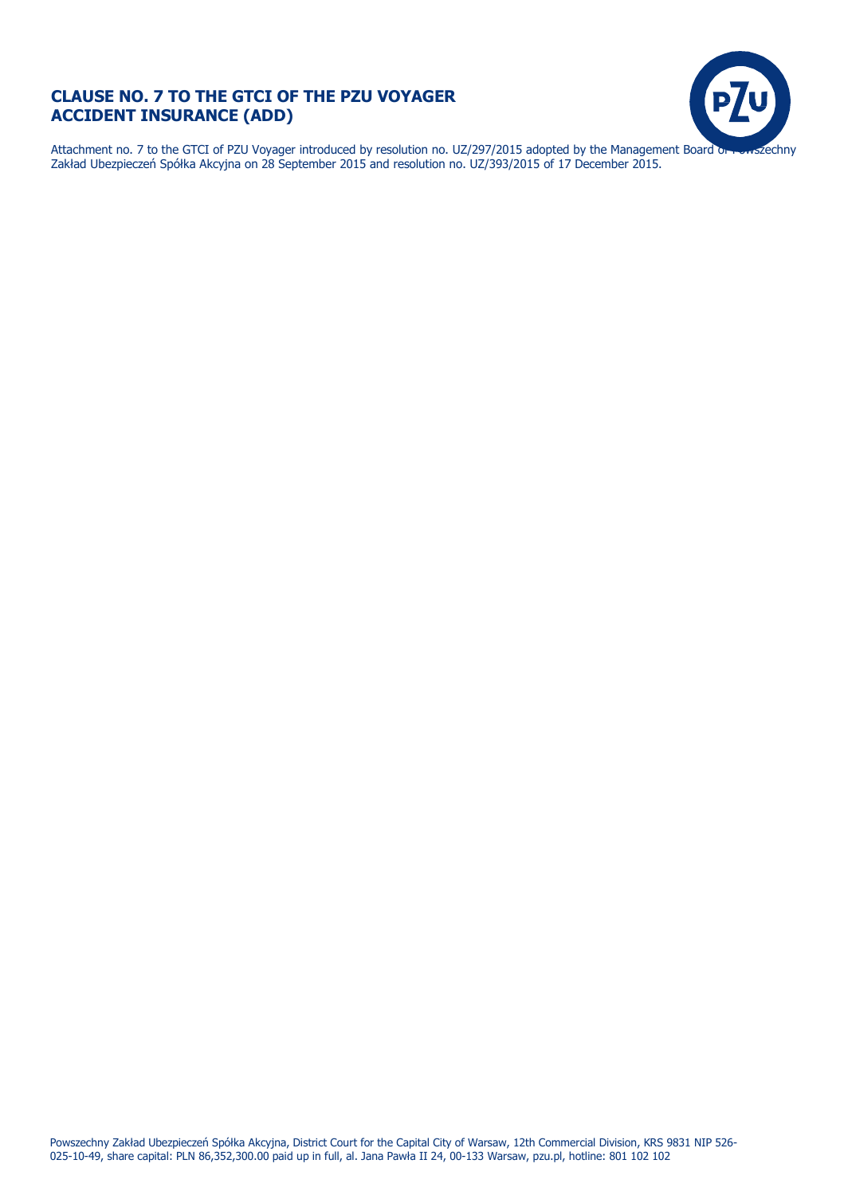# CLAUSE NO. 7 TO THE GTCI OF THE PZU VOYAGER ACCIDENT INSURANCE (ADD)

Attachment no. 7 to the GTCI of PZU Voyager introduced by resolution no. UZ/297/2015 adopted by the Management Board of Powszechny Zakład Ubezpieczeń Spółka Akcyjna on 28 September 2015 and resolution no. UZ/393/2015 of 17 December 2015.

Powszechny Zakład Ubezpieczeń Spółka Akcyjna, District Court for the Capital City of Warsaw, 12th Commercial Division, KRS 9831 NIP 526-025-10-49, share capital: PLN 86,352,300.00 paid up in full, al. Jana Pawła II 24, 00-133 Warsaw, pzu.pl, hotline: 801 102 102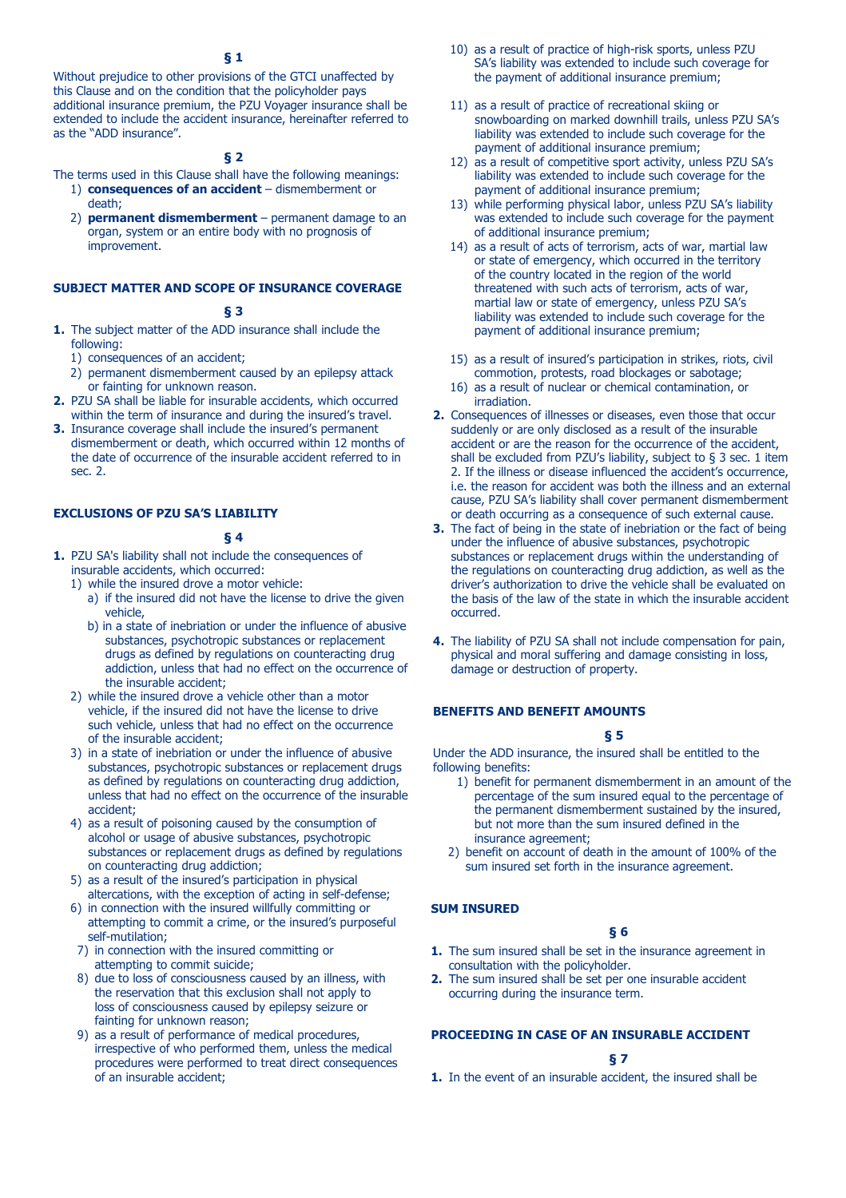### § 1

Without prejudice to other provisions of the GTCI unaffected by this Clause and on the condition that the policyholder pays additional insurance premium, the PZU Voyager insurance shall be extended to include the accident insurance, hereinafter referred to as the "ADD insurance".

### § 2

The terms used in this Clause shall have the following meanings:

1) **consequences of an accident** – dismemberment or death;
2) **permanent dismemberment** – permanent damage to an organ, system or an entire body with no prognosis of improvement.

## SUBJECT MATTER AND SCOPE OF INSURANCE COVERAGE

### § 3

1. The subject matter of the ADD insurance shall include the following:
   1) consequences of an accident;
   2) permanent dismemberment caused by an epilepsy attack or fainting for unknown reason.
2. PZU SA shall be liable for insurable accidents, which occurred within the term of insurance and during the insured's travel.
3. Insurance coverage shall include the insured's permanent dismemberment or death, which occurred within 12 months of the date of occurrence of the insurable accident referred to in sec. 2.

## EXCLUSIONS OF PZU SA'S LIABILITY

### § 4

1. PZU SA's liability shall not include the consequences of insurable accidents, which occurred:
   1) while the insured drove a motor vehicle:
      a) if the insured did not have the license to drive the given vehicle,
      b) in a state of inebriation or under the influence of abusive substances, psychotropic substances or replacement drugs as defined by regulations on counteracting drug addiction, unless that had no effect on the occurrence of the insurable accident;
   2) while the insured drove a vehicle other than a motor vehicle, if the insured did not have the license to drive such vehicle, unless that had no effect on the occurrence of the insurable accident;
   3) in a state of inebriation or under the influence of abusive substances, psychotropic substances or replacement drugs as defined by regulations on counteracting drug addiction, unless that had no effect on the occurrence of the insurable accident;
   4) as a result of poisoning caused by the consumption of alcohol or usage of abusive substances, psychotropic substances or replacement drugs as defined by regulations on counteracting drug addiction;
   5) as a result of the insured's participation in physical altercations, with the exception of acting in self-defense;
   6) in connection with the insured willfully committing or attempting to commit a crime, or the insured's purposeful self-mutilation;
   7) in connection with the insured committing or attempting to commit suicide;
   8) due to loss of consciousness caused by an illness, with the reservation that this exclusion shall not apply to loss of consciousness caused by epilepsy seizure or fainting for unknown reason;
   9) as a result of performance of medical procedures, irrespective of who performed them, unless the medical procedures were performed to treat direct consequences of an insurable accident;
   10) as a result of practice of high-risk sports, unless PZU SA's liability was extended to include such coverage for the payment of additional insurance premium;
   11) as a result of practice of recreational skiing or snowboarding on marked downhill trails, unless PZU SA's liability was extended to include such coverage for the payment of additional insurance premium;
   12) as a result of competitive sport activity, unless PZU SA's liability was extended to include such coverage for the payment of additional insurance premium;
   13) while performing physical labor, unless PZU SA's liability was extended to include such coverage for the payment of additional insurance premium;
   14) as a result of acts of terrorism, acts of war, martial law or state of emergency, which occurred in the territory of the country located in the region of the world threatened with such acts of terrorism, acts of war, martial law or state of emergency, unless PZU SA's liability was extended to include such coverage for the payment of additional insurance premium;
   15) as a result of insured's participation in strikes, riots, civil commotion, protests, road blockages or sabotage;
   16) as a result of nuclear or chemical contamination, or irradiation.
2. Consequences of illnesses or diseases, even those that occur suddenly or are only disclosed as a result of the insurable accident or are the reason for the occurrence of the accident, shall be excluded from PZU's liability, subject to § 3 sec. 1 item 2. If the illness or disease influenced the accident's occurrence, i.e. the reason for accident was both the illness and an external cause, PZU SA's liability shall cover permanent dismemberment or death occurring as a consequence of such external cause.
3. The fact of being in the state of inebriation or the fact of being under the influence of abusive substances, psychotropic substances or replacement drugs within the understanding of the regulations on counteracting drug addiction, as well as the driver's authorization to drive the vehicle shall be evaluated on the basis of the law of the state in which the insurable accident occurred.
4. The liability of PZU SA shall not include compensation for pain, physical and moral suffering and damage consisting in loss, damage or destruction of property.

## BENEFITS AND BENEFIT AMOUNTS

### § 5

Under the ADD insurance, the insured shall be entitled to the following benefits:

1) benefit for permanent dismemberment in an amount of the percentage of the sum insured equal to the percentage of the permanent dismemberment sustained by the insured, but not more than the sum insured defined in the insurance agreement;
2) benefit on account of death in the amount of 100% of the sum insured set forth in the insurance agreement.

## SUM INSURED

### § 6

1. The sum insured shall be set in the insurance agreement in consultation with the policyholder.
2. The sum insured shall be set per one insurable accident occurring during the insurance term.

## PROCEEDING IN CASE OF AN INSURABLE ACCIDENT

### § 7

1. In the event of an insurable accident, the insured shall be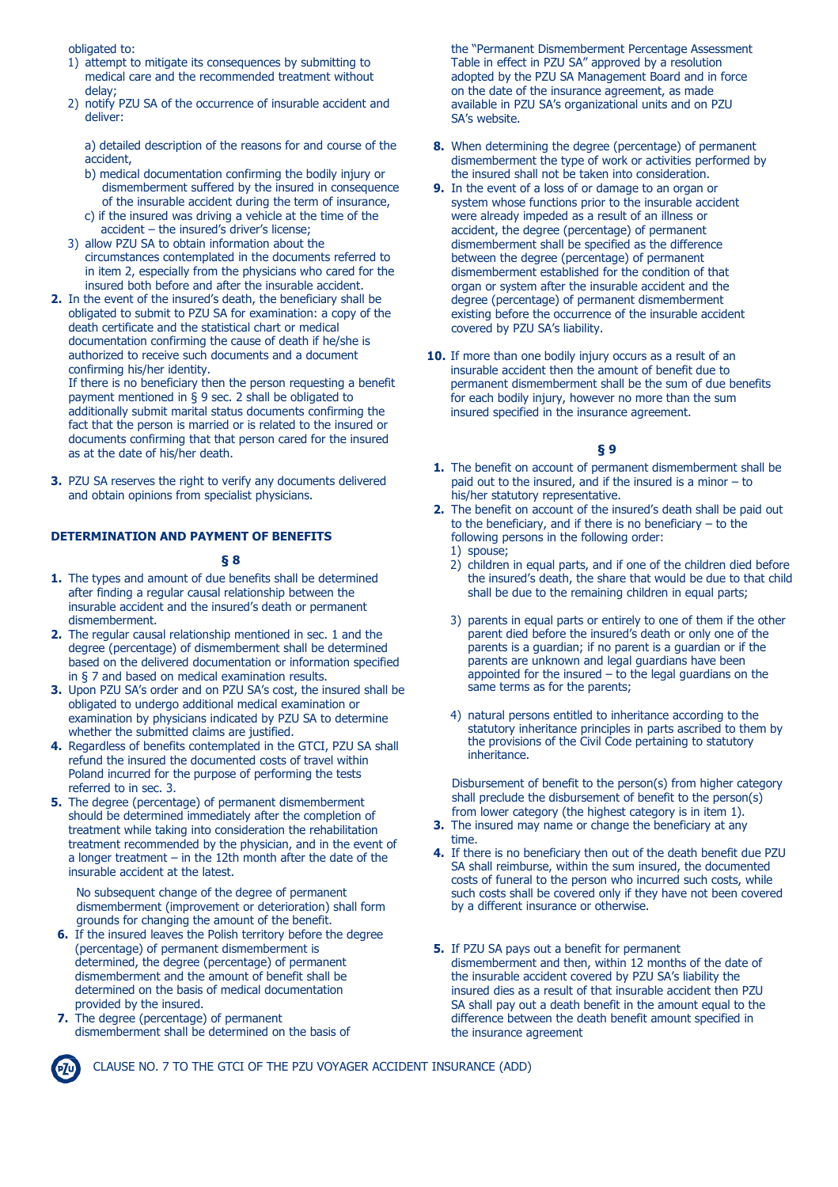obligated to:

1) attempt to mitigate its consequences by submitting to medical care and the recommended treatment without delay;
2) notify PZU SA of the occurrence of insurable accident and deliver:

   a) detailed description of the reasons for and course of the accident,
   b) medical documentation confirming the bodily injury or dismemberment suffered by the insured in consequence of the insurable accident during the term of insurance,
   c) if the insured was driving a vehicle at the time of the accident – the insured's driver's license;

3) allow PZU SA to obtain information about the circumstances contemplated in the documents referred to in item 2, especially from the physicians who cared for the insured both before and after the insurable accident.

**2.** In the event of the insured's death, the beneficiary shall be obligated to submit to PZU SA for examination: a copy of the death certificate and the statistical chart or medical documentation confirming the cause of death if he/she is authorized to receive such documents and a document confirming his/her identity.
If there is no beneficiary then the person requesting a benefit payment mentioned in § 9 sec. 2 shall be obligated to additionally submit marital status documents confirming the fact that the person is married or is related to the insured or documents confirming that that person cared for the insured as at the date of his/her death.

**3.** PZU SA reserves the right to verify any documents delivered and obtain opinions from specialist physicians.

**DETERMINATION AND PAYMENT OF BENEFITS**

**§ 8**

**1.** The types and amount of due benefits shall be determined after finding a regular causal relationship between the insurable accident and the insured's death or permanent dismemberment.

**2.** The regular causal relationship mentioned in sec. 1 and the degree (percentage) of dismemberment shall be determined based on the delivered documentation or information specified in § 7 and based on medical examination results.

**3.** Upon PZU SA's order and on PZU SA's cost, the insured shall be obligated to undergo additional medical examination or examination by physicians indicated by PZU SA to determine whether the submitted claims are justified.

**4.** Regardless of benefits contemplated in the GTCI, PZU SA shall refund the insured the documented costs of travel within Poland incurred for the purpose of performing the tests referred to in sec. 3.

**5.** The degree (percentage) of permanent dismemberment should be determined immediately after the completion of treatment while taking into consideration the rehabilitation treatment recommended by the physician, and in the event of a longer treatment – in the 12th month after the date of the insurable accident at the latest.

No subsequent change of the degree of permanent dismemberment (improvement or deterioration) shall form grounds for changing the amount of the benefit.

**6.** If the insured leaves the Polish territory before the degree (percentage) of permanent dismemberment is determined, the degree (percentage) of permanent dismemberment and the amount of benefit shall be determined on the basis of medical documentation provided by the insured.

**7.** The degree (percentage) of permanent dismemberment shall be determined on the basis of the "Permanent Dismemberment Percentage Assessment Table in effect in PZU SA" approved by a resolution adopted by the PZU SA Management Board and in force on the date of the insurance agreement, as made available in PZU SA's organizational units and on PZU SA's website.

**8.** When determining the degree (percentage) of permanent dismemberment the type of work or activities performed by the insured shall not be taken into consideration.

**9.** In the event of a loss of or damage to an organ or system whose functions prior to the insurable accident were already impeded as a result of an illness or accident, the degree (percentage) of permanent dismemberment shall be specified as the difference between the degree (percentage) of permanent dismemberment established for the condition of that organ or system after the insurable accident and the degree (percentage) of permanent dismemberment existing before the occurrence of the insurable accident covered by PZU SA's liability.

**10.** If more than one bodily injury occurs as a result of an insurable accident then the amount of benefit due to permanent dismemberment shall be the sum of due benefits for each bodily injury, however no more than the sum insured specified in the insurance agreement.

**§ 9**

**1.** The benefit on account of permanent dismemberment shall be paid out to the insured, and if the insured is a minor – to his/her statutory representative.

**2.** The benefit on account of the insured's death shall be paid out to the beneficiary, and if there is no beneficiary – to the following persons in the following order:

1) spouse;
2) children in equal parts, and if one of the children died before the insured's death, the share that would be due to that child shall be due to the remaining children in equal parts;
3) parents in equal parts or entirely to one of them if the other parent died before the insured's death or only one of the parents is a guardian; if no parent is a guardian or if the parents are unknown and legal guardians have been appointed for the insured – to the legal guardians on the same terms as for the parents;
4) natural persons entitled to inheritance according to the statutory inheritance principles in parts ascribed to them by the provisions of the Civil Code pertaining to statutory inheritance.

Disbursement of benefit to the person(s) from higher category shall preclude the disbursement of benefit to the person(s) from lower category (the highest category is in item 1).

**3.** The insured may name or change the beneficiary at any time.

**4.** If there is no beneficiary then out of the death benefit due PZU SA shall reimburse, within the sum insured, the documented costs of funeral to the person who incurred such costs, while such costs shall be covered only if they have not been covered by a different insurance or otherwise.

**5.** If PZU SA pays out a benefit for permanent dismemberment and then, within 12 months of the date of the insurable accident covered by PZU SA's liability the insured dies as a result of that insurable accident then PZU SA shall pay out a death benefit in the amount equal to the difference between the death benefit amount specified in the insurance agreement

CLAUSE NO. 7 TO THE GTCI OF THE PZU VOYAGER ACCIDENT INSURANCE (ADD)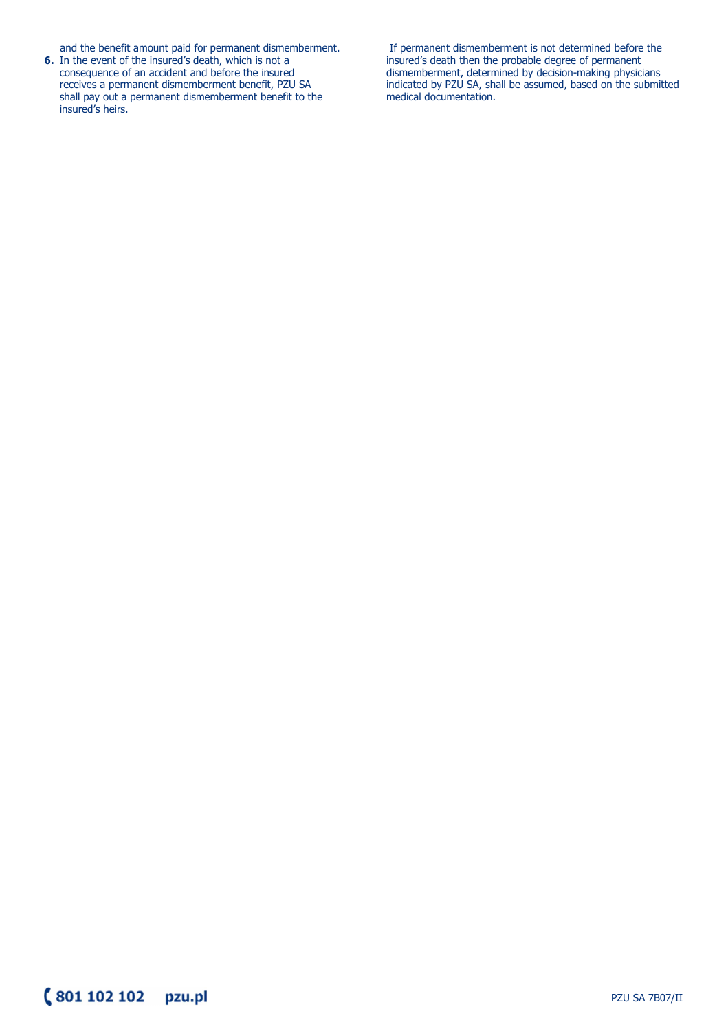and the benefit amount paid for permanent dismemberment.

6. In the event of the insured's death, which is not a consequence of an accident and before the insured receives a permanent dismemberment benefit, PZU SA shall pay out a permanent dismemberment benefit to the insured's heirs.

If permanent dismemberment is not determined before the insured's death then the probable degree of permanent dismemberment, determined by decision-making physicians indicated by PZU SA, shall be assumed, based on the submitted medical documentation.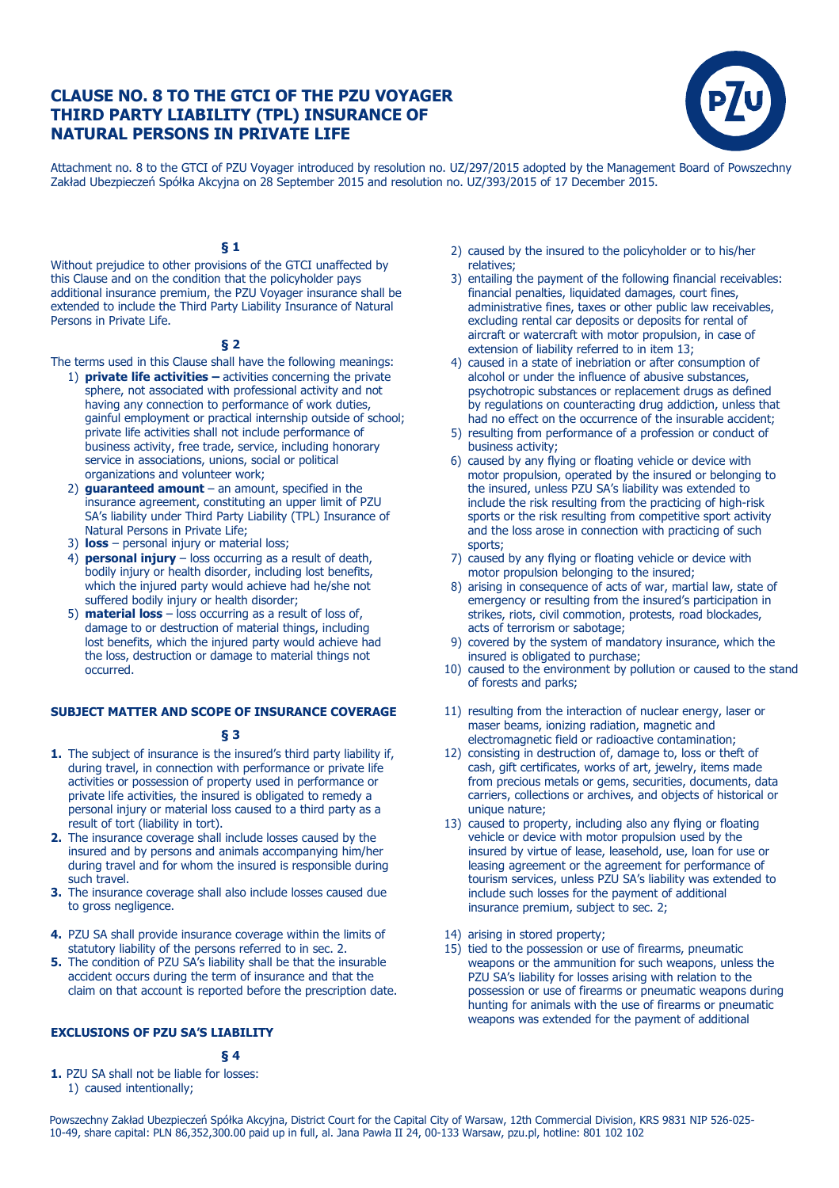# CLAUSE NO. 8 TO THE GTCI OF THE PZU VOYAGER THIRD PARTY LIABILITY (TPL) INSURANCE OF NATURAL PERSONS IN PRIVATE LIFE

Attachment no. 8 to the GTCI of PZU Voyager introduced by resolution no. UZ/297/2015 adopted by the Management Board of Powszechny Zakład Ubezpieczeń Spółka Akcyjna on 28 September 2015 and resolution no. UZ/393/2015 of 17 December 2015.

### § 1

Without prejudice to other provisions of the GTCI unaffected by this Clause and on the condition that the policyholder pays additional insurance premium, the PZU Voyager insurance shall be extended to include the Third Party Liability Insurance of Natural Persons in Private Life.

### § 2

The terms used in this Clause shall have the following meanings:

1) **private life activities –** activities concerning the private sphere, not associated with professional activity and not having any connection to performance of work duties, gainful employment or practical internship outside of school; private life activities shall not include performance of business activity, free trade, service, including honorary service in associations, unions, social or political organizations and volunteer work;
2) **guaranteed amount** – an amount, specified in the insurance agreement, constituting an upper limit of PZU SA's liability under Third Party Liability (TPL) Insurance of Natural Persons in Private Life;
3) **loss** – personal injury or material loss;
4) **personal injury** – loss occurring as a result of death, bodily injury or health disorder, including lost benefits, which the injured party would achieve had he/she not suffered bodily injury or health disorder;
5) **material loss** – loss occurring as a result of loss of, damage to or destruction of material things, including lost benefits, which the injured party would achieve had the loss, destruction or damage to material things not occurred.

## SUBJECT MATTER AND SCOPE OF INSURANCE COVERAGE

### § 3

1. The subject of insurance is the insured's third party liability if, during travel, in connection with performance or private life activities or possession of property used in performance or private life activities, the insured is obligated to remedy a personal injury or material loss caused to a third party as a result of tort (liability in tort).
2. The insurance coverage shall include losses caused by the insured and by persons and animals accompanying him/her during travel and for whom the insured is responsible during such travel.
3. The insurance coverage shall also include losses caused due to gross negligence.
4. PZU SA shall provide insurance coverage within the limits of statutory liability of the persons referred to in sec. 2.
5. The condition of PZU SA's liability shall be that the insurable accident occurs during the term of insurance and that the claim on that account is reported before the prescription date.

## EXCLUSIONS OF PZU SA'S LIABILITY

### § 4

1. PZU SA shall not be liable for losses:
   1) caused intentionally;
   2) caused by the insured to the policyholder or to his/her relatives;
   3) entailing the payment of the following financial receivables: financial penalties, liquidated damages, court fines, administrative fines, taxes or other public law receivables, excluding rental car deposits or deposits for rental of aircraft or watercraft with motor propulsion, in case of extension of liability referred to in item 13;
   4) caused in a state of inebriation or after consumption of alcohol or under the influence of abusive substances, psychotropic substances or replacement drugs as defined by regulations on counteracting drug addiction, unless that had no effect on the occurrence of the insurable accident;
   5) resulting from performance of a profession or conduct of business activity;
   6) caused by any flying or floating vehicle or device with motor propulsion, operated by the insured or belonging to the insured, unless PZU SA's liability was extended to include the risk resulting from the practicing of high-risk sports or the risk resulting from competitive sport activity and the loss arose in connection with practicing of such sports;
   7) caused by any flying or floating vehicle or device with motor propulsion belonging to the insured;
   8) arising in consequence of acts of war, martial law, state of emergency or resulting from the insured's participation in strikes, riots, civil commotion, protests, road blockades, acts of terrorism or sabotage;
   9) covered by the system of mandatory insurance, which the insured is obligated to purchase;
   10) caused to the environment by pollution or caused to the stand of forests and parks;
   11) resulting from the interaction of nuclear energy, laser or maser beams, ionizing radiation, magnetic and electromagnetic field or radioactive contamination;
   12) consisting in destruction of, damage to, loss or theft of cash, gift certificates, works of art, jewelry, items made from precious metals or gems, securities, documents, data carriers, collections or archives, and objects of historical or unique nature;
   13) caused to property, including also any flying or floating vehicle or device with motor propulsion used by the insured by virtue of lease, leasehold, use, loan for use or leasing agreement or the agreement for performance of tourism services, unless PZU SA's liability was extended to include such losses for the payment of additional insurance premium, subject to sec. 2;
   14) arising in stored property;
   15) tied to the possession or use of firearms, pneumatic weapons or the ammunition for such weapons, unless the PZU SA's liability for losses arising with relation to the possession or use of firearms or pneumatic weapons during hunting for animals with the use of firearms or pneumatic weapons was extended for the payment of additional

Powszechny Zakład Ubezpieczeń Spółka Akcyjna, District Court for the Capital City of Warsaw, 12th Commercial Division, KRS 9831 NIP 526-025-10-49, share capital: PLN 86,352,300.00 paid up in full, al. Jana Pawła II 24, 00-133 Warsaw, pzu.pl, hotline: 801 102 102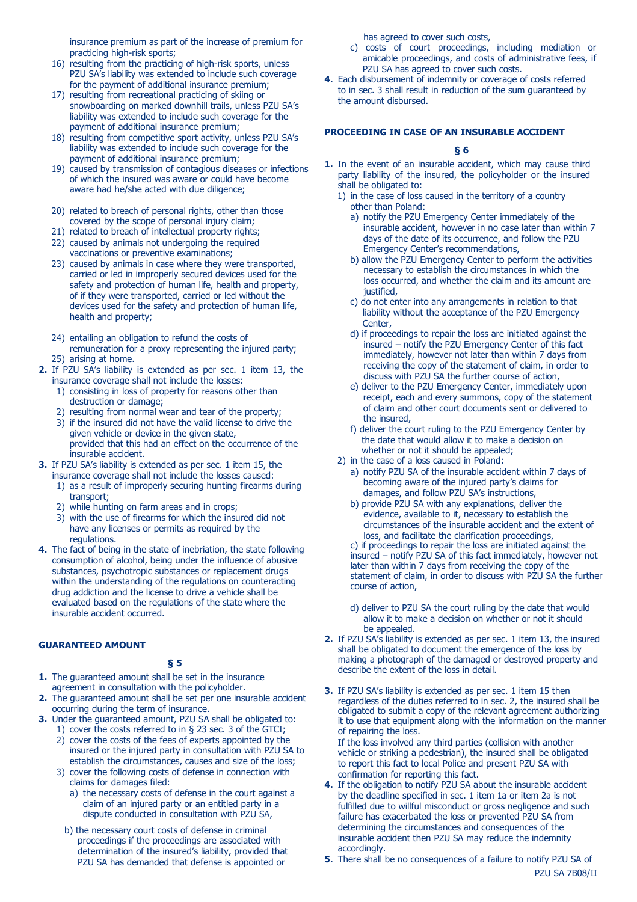insurance premium as part of the increase of premium for practicing high-risk sports;

16) resulting from the practicing of high-risk sports, unless PZU SA's liability was extended to include such coverage for the payment of additional insurance premium;
17) resulting from recreational practicing of skiing or snowboarding on marked downhill trails, unless PZU SA's liability was extended to include such coverage for the payment of additional insurance premium;
18) resulting from competitive sport activity, unless PZU SA's liability was extended to include such coverage for the payment of additional insurance premium;
19) caused by transmission of contagious diseases or infections of which the insured was aware or could have become aware had he/she acted with due diligence;
20) related to breach of personal rights, other than those covered by the scope of personal injury claim;
21) related to breach of intellectual property rights;
22) caused by animals not undergoing the required vaccinations or preventive examinations;
23) caused by animals in case where they were transported, carried or led in improperly secured devices used for the safety and protection of human life, health and property, of if they were transported, carried or led without the devices used for the safety and protection of human life, health and property;
24) entailing an obligation to refund the costs of remuneration for a proxy representing the injured party;
25) arising at home.

**2.** If PZU SA's liability is extended as per sec. 1 item 13, the insurance coverage shall not include the losses:
   1) consisting in loss of property for reasons other than destruction or damage;
   2) resulting from normal wear and tear of the property;
   3) if the insured did not have the valid license to drive the given vehicle or device in the given state, provided that this had an effect on the occurrence of the insurable accident.

**3.** If PZU SA's liability is extended as per sec. 1 item 15, the insurance coverage shall not include the losses caused:
   1) as a result of improperly securing hunting firearms during transport;
   2) while hunting on farm areas and in crops;
   3) with the use of firearms for which the insured did not have any licenses or permits as required by the regulations.

**4.** The fact of being in the state of inebriation, the state following consumption of alcohol, being under the influence of abusive substances, psychotropic substances or replacement drugs within the understanding of the regulations on counteracting drug addiction and the license to drive a vehicle shall be evaluated based on the regulations of the state where the insurable accident occurred.

### GUARANTEED AMOUNT

**§ 5**

**1.** The guaranteed amount shall be set in the insurance agreement in consultation with the policyholder.

**2.** The guaranteed amount shall be set per one insurable accident occurring during the term of insurance.

**3.** Under the guaranteed amount, PZU SA shall be obligated to:
   1) cover the costs referred to in § 23 sec. 3 of the GTCI;
   2) cover the costs of the fees of experts appointed by the insured or the injured party in consultation with PZU SA to establish the circumstances, causes and size of the loss;
   3) cover the following costs of defense in connection with claims for damages filed:
      a) the necessary costs of defense in the court against a claim of an injured party or an entitled party in a dispute conducted in consultation with PZU SA,
      b) the necessary court costs of defense in criminal proceedings if the proceedings are associated with determination of the insured's liability, provided that PZU SA has demanded that defense is appointed or has agreed to cover such costs,
      c) costs of court proceedings, including mediation or amicable proceedings, and costs of administrative fees, if PZU SA has agreed to cover such costs.

**4.** Each disbursement of indemnity or coverage of costs referred to in sec. 3 shall result in reduction of the sum guaranteed by the amount disbursed.

### PROCEEDING IN CASE OF AN INSURABLE ACCIDENT

**§ 6**

**1.** In the event of an insurable accident, which may cause third party liability of the insured, the policyholder or the insured shall be obligated to:
   1) in the case of loss caused in the territory of a country other than Poland:
      a) notify the PZU Emergency Center immediately of the insurable accident, however in no case later than within 7 days of the date of its occurrence, and follow the PZU Emergency Center's recommendations,
      b) allow the PZU Emergency Center to perform the activities necessary to establish the circumstances in which the loss occurred, and whether the claim and its amount are justified,
      c) do not enter into any arrangements in relation to that liability without the acceptance of the PZU Emergency Center,
      d) if proceedings to repair the loss are initiated against the insured – notify the PZU Emergency Center of this fact immediately, however not later than within 7 days from receiving the copy of the statement of claim, in order to discuss with PZU SA the further course of action,
      e) deliver to the PZU Emergency Center, immediately upon receipt, each and every summons, copy of the statement of claim and other court documents sent or delivered to the insured,
      f) deliver the court ruling to the PZU Emergency Center by the date that would allow it to make a decision on whether or not it should be appealed;
   2) in the case of a loss caused in Poland:
      a) notify PZU SA of the insurable accident within 7 days of becoming aware of the injured party's claims for damages, and follow PZU SA's instructions,
      b) provide PZU SA with any explanations, deliver the evidence, available to it, necessary to establish the circumstances of the insurable accident and the extent of loss, and facilitate the clarification proceedings,
      c) if proceedings to repair the loss are initiated against the insured – notify PZU SA of this fact immediately, however not later than within 7 days from receiving the copy of the statement of claim, in order to discuss with PZU SA the further course of action,
      d) deliver to PZU SA the court ruling by the date that would allow it to make a decision on whether or not it should be appealed.

**2.** If PZU SA's liability is extended as per sec. 1 item 13, the insured shall be obligated to document the emergence of the loss by making a photograph of the damaged or destroyed property and describe the extent of the loss in detail.

**3.** If PZU SA's liability is extended as per sec. 1 item 15 then regardless of the duties referred to in sec. 2, the insured shall be obligated to submit a copy of the relevant agreement authorizing it to use that equipment along with the information on the manner of repairing the loss.
If the loss involved any third parties (collision with another vehicle or striking a pedestrian), the insured shall be obligated to report this fact to local Police and present PZU SA with confirmation for reporting this fact.

**4.** If the obligation to notify PZU SA about the insurable accident by the deadline specified in sec. 1 item 1a or item 2a is not fulfilled due to willful misconduct or gross negligence and such failure has exacerbated the loss or prevented PZU SA from determining the circumstances and consequences of the insurable accident then PZU SA may reduce the indemnity accordingly.

**5.** There shall be no consequences of a failure to notify PZU SA of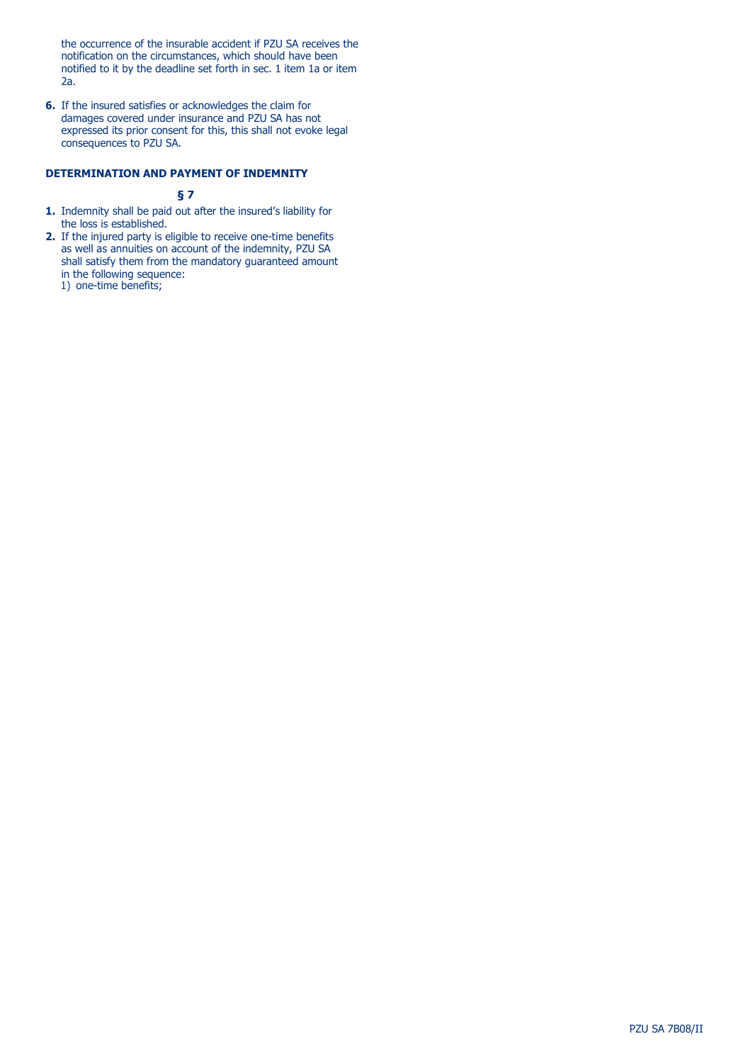the occurrence of the insurable accident if PZU SA receives the notification on the circumstances, which should have been notified to it by the deadline set forth in sec. 1 item 1a or item 2a.

**6.** If the insured satisfies or acknowledges the claim for damages covered under insurance and PZU SA has not expressed its prior consent for this, this shall not evoke legal consequences to PZU SA.

## DETERMINATION AND PAYMENT OF INDEMNITY

### § 7

**1.** Indemnity shall be paid out after the insured's liability for the loss is established.

**2.** If the injured party is eligible to receive one-time benefits as well as annuities on account of the indemnity, PZU SA shall satisfy them from the mandatory guaranteed amount in the following sequence:

1) one-time benefits;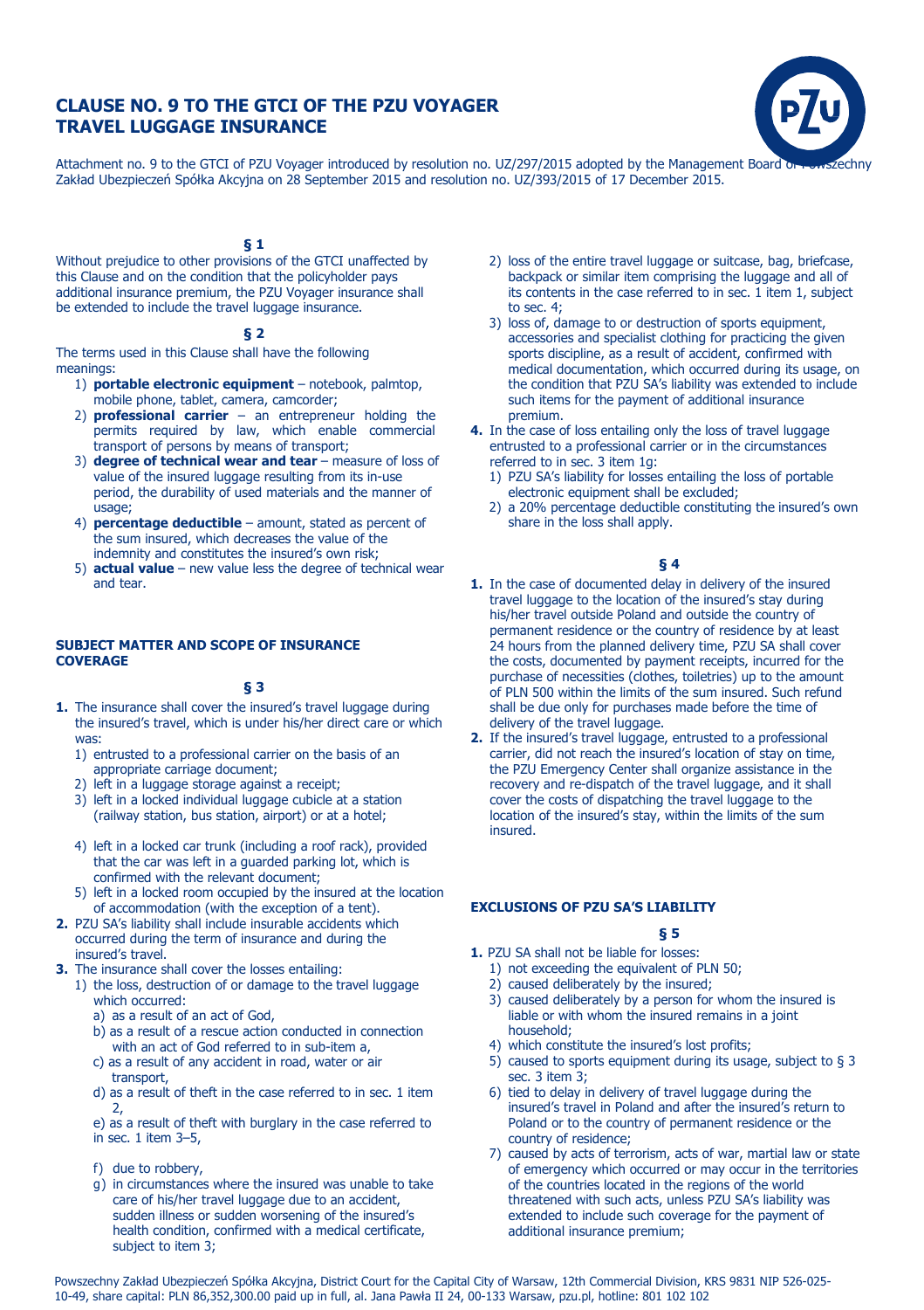# CLAUSE NO. 9 TO THE GTCI OF THE PZU VOYAGER TRAVEL LUGGAGE INSURANCE

Attachment no. 9 to the GTCI of PZU Voyager introduced by resolution no. UZ/297/2015 adopted by the Management Board of Powszechny Zakład Ubezpieczeń Spółka Akcyjna on 28 September 2015 and resolution no. UZ/393/2015 of 17 December 2015.

### § 1

Without prejudice to other provisions of the GTCI unaffected by this Clause and on the condition that the policyholder pays additional insurance premium, the PZU Voyager insurance shall be extended to include the travel luggage insurance.

### § 2

The terms used in this Clause shall have the following meanings:

1) **portable electronic equipment** – notebook, palmtop, mobile phone, tablet, camera, camcorder;
2) **professional carrier** – an entrepreneur holding the permits required by law, which enable commercial transport of persons by means of transport;
3) **degree of technical wear and tear** – measure of loss of value of the insured luggage resulting from its in-use period, the durability of used materials and the manner of usage;
4) **percentage deductible** – amount, stated as percent of the sum insured, which decreases the value of the indemnity and constitutes the insured's own risk;
5) **actual value** – new value less the degree of technical wear and tear.

## SUBJECT MATTER AND SCOPE OF INSURANCE COVERAGE

### § 3

**1.** The insurance shall cover the insured's travel luggage during the insured's travel, which is under his/her direct care or which was:
   1) entrusted to a professional carrier on the basis of an appropriate carriage document;
   2) left in a luggage storage against a receipt;
   3) left in a locked individual luggage cubicle at a station (railway station, bus station, airport) or at a hotel;
   4) left in a locked car trunk (including a roof rack), provided that the car was left in a guarded parking lot, which is confirmed with the relevant document;
   5) left in a locked room occupied by the insured at the location of accommodation (with the exception of a tent).

**2.** PZU SA's liability shall include insurable accidents which occurred during the term of insurance and during the insured's travel.

**3.** The insurance shall cover the losses entailing:
   1) the loss, destruction of or damage to the travel luggage which occurred:
      a) as a result of an act of God,
      b) as a result of a rescue action conducted in connection with an act of God referred to in sub-item a,
      c) as a result of any accident in road, water or air transport,
      d) as a result of theft in the case referred to in sec. 1 item 2,
      e) as a result of theft with burglary in the case referred to in sec. 1 item 3–5,
      f) due to robbery,
      g) in circumstances where the insured was unable to take care of his/her travel luggage due to an accident, sudden illness or sudden worsening of the insured's health condition, confirmed with a medical certificate, subject to item 3;
   2) loss of the entire travel luggage or suitcase, bag, briefcase, backpack or similar item comprising the luggage and all of its contents in the case referred to in sec. 1 item 1, subject to sec. 4;
   3) loss of, damage to or destruction of sports equipment, accessories and specialist clothing for practicing the given sports discipline, as a result of accident, confirmed with medical documentation, which occurred during its usage, on the condition that PZU SA's liability was extended to include such items for the payment of additional insurance premium.

**4.** In the case of loss entailing only the loss of travel luggage entrusted to a professional carrier or in the circumstances referred to in sec. 3 item 1g:
   1) PZU SA's liability for losses entailing the loss of portable electronic equipment shall be excluded;
   2) a 20% percentage deductible constituting the insured's own share in the loss shall apply.

### § 4

**1.** In the case of documented delay in delivery of the insured travel luggage to the location of the insured's stay during his/her travel outside Poland and outside the country of permanent residence or the country of residence by at least 24 hours from the planned delivery time, PZU SA shall cover the costs, documented by payment receipts, incurred for the purchase of necessities (clothes, toiletries) up to the amount of PLN 500 within the limits of the sum insured. Such refund shall be due only for purchases made before the time of delivery of the travel luggage.

**2.** If the insured's travel luggage, entrusted to a professional carrier, did not reach the insured's location of stay on time, the PZU Emergency Center shall organize assistance in the recovery and re-dispatch of the travel luggage, and it shall cover the costs of dispatching the travel luggage to the location of the insured's stay, within the limits of the sum insured.

## EXCLUSIONS OF PZU SA'S LIABILITY

### § 5

**1.** PZU SA shall not be liable for losses:
   1) not exceeding the equivalent of PLN 50;
   2) caused deliberately by the insured;
   3) caused deliberately by a person for whom the insured is liable or with whom the insured remains in a joint household;
   4) which constitute the insured's lost profits;
   5) caused to sports equipment during its usage, subject to § 3 sec. 3 item 3;
   6) tied to delay in delivery of travel luggage during the insured's travel in Poland and after the insured's return to Poland or to the country of permanent residence or the country of residence;
   7) caused by acts of terrorism, acts of war, martial law or state of emergency which occurred or may occur in the territories of the countries located in the regions of the world threatened with such acts, unless PZU SA's liability was extended to include such coverage for the payment of additional insurance premium;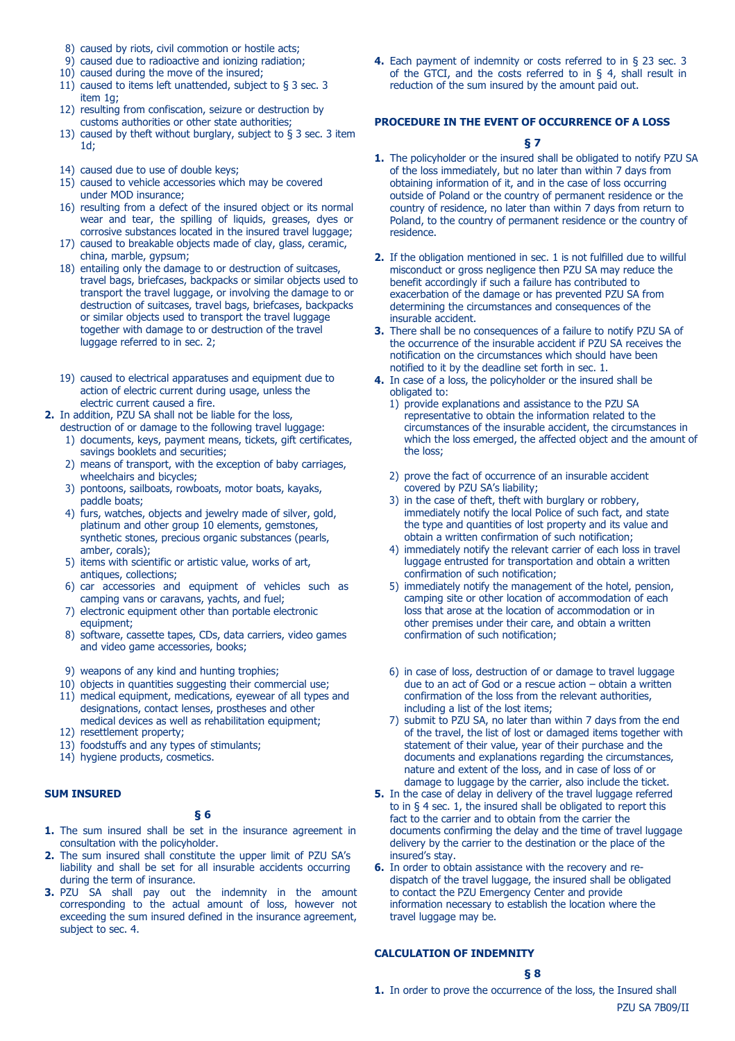8) caused by riots, civil commotion or hostile acts;
9) caused due to radioactive and ionizing radiation;
10) caused during the move of the insured;
11) caused to items left unattended, subject to § 3 sec. 3 item 1g;
12) resulting from confiscation, seizure or destruction by customs authorities or other state authorities;
13) caused by theft without burglary, subject to § 3 sec. 3 item 1d;
14) caused due to use of double keys;
15) caused to vehicle accessories which may be covered under MOD insurance;
16) resulting from a defect of the insured object or its normal wear and tear, the spilling of liquids, greases, dyes or corrosive substances located in the insured travel luggage;
17) caused to breakable objects made of clay, glass, ceramic, china, marble, gypsum;
18) entailing only the damage to or destruction of suitcases, travel bags, briefcases, backpacks or similar objects used to transport the travel luggage, or involving the damage to or destruction of suitcases, travel bags, briefcases, backpacks or similar objects used to transport the travel luggage together with damage to or destruction of the travel luggage referred to in sec. 2;
19) caused to electrical apparatuses and equipment due to action of electric current during usage, unless the electric current caused a fire.

**2.** In addition, PZU SA shall not be liable for the loss, destruction of or damage to the following travel luggage:
1) documents, keys, payment means, tickets, gift certificates, savings booklets and securities;
2) means of transport, with the exception of baby carriages, wheelchairs and bicycles;
3) pontoons, sailboats, rowboats, motor boats, kayaks, paddle boats;
4) furs, watches, objects and jewelry made of silver, gold, platinum and other group 10 elements, gemstones, synthetic stones, precious organic substances (pearls, amber, corals);
5) items with scientific or artistic value, works of art, antiques, collections;
6) car accessories and equipment of vehicles such as camping vans or caravans, yachts, and fuel;
7) electronic equipment other than portable electronic equipment;
8) software, cassette tapes, CDs, data carriers, video games and video game accessories, books;
9) weapons of any kind and hunting trophies;
10) objects in quantities suggesting their commercial use;
11) medical equipment, medications, eyewear of all types and designations, contact lenses, prostheses and other medical devices as well as rehabilitation equipment;
12) resettlement property;
13) foodstuffs and any types of stimulants;
14) hygiene products, cosmetics.

## SUM INSURED

### § 6

**1.** The sum insured shall be set in the insurance agreement in consultation with the policyholder.

**2.** The sum insured shall constitute the upper limit of PZU SA's liability and shall be set for all insurable accidents occurring during the term of insurance.

**3.** PZU SA shall pay out the indemnity in the amount corresponding to the actual amount of loss, however not exceeding the sum insured defined in the insurance agreement, subject to sec. 4.

**4.** Each payment of indemnity or costs referred to in § 23 sec. 3 of the GTCI, and the costs referred to in § 4, shall result in reduction of the sum insured by the amount paid out.

## PROCEDURE IN THE EVENT OF OCCURRENCE OF A LOSS

### § 7

**1.** The policyholder or the insured shall be obligated to notify PZU SA of the loss immediately, but no later than within 7 days from obtaining information of it, and in the case of loss occurring outside of Poland or the country of permanent residence or the country of residence, no later than within 7 days from return to Poland, to the country of permanent residence or the country of residence.

**2.** If the obligation mentioned in sec. 1 is not fulfilled due to willful misconduct or gross negligence then PZU SA may reduce the benefit accordingly if such a failure has contributed to exacerbation of the damage or has prevented PZU SA from determining the circumstances and consequences of the insurable accident.

**3.** There shall be no consequences of a failure to notify PZU SA of the occurrence of the insurable accident if PZU SA receives the notification on the circumstances which should have been notified to it by the deadline set forth in sec. 1.

**4.** In case of a loss, the policyholder or the insured shall be obligated to:
1) provide explanations and assistance to the PZU SA representative to obtain the information related to the circumstances of the insurable accident, the circumstances in which the loss emerged, the affected object and the amount of the loss;
2) prove the fact of occurrence of an insurable accident covered by PZU SA's liability;
3) in the case of theft, theft with burglary or robbery, immediately notify the local Police of such fact, and state the type and quantities of lost property and its value and obtain a written confirmation of such notification;
4) immediately notify the relevant carrier of each loss in travel luggage entrusted for transportation and obtain a written confirmation of such notification;
5) immediately notify the management of the hotel, pension, camping site or other location of accommodation of each loss that arose at the location of accommodation or in other premises under their care, and obtain a written confirmation of such notification;
6) in case of loss, destruction of or damage to travel luggage due to an act of God or a rescue action – obtain a written confirmation of the loss from the relevant authorities, including a list of the lost items;
7) submit to PZU SA, no later than within 7 days from the end of the travel, the list of lost or damaged items together with statement of their value, year of their purchase and the documents and explanations regarding the circumstances, nature and extent of the loss, and in case of loss of or damage to luggage by the carrier, also include the ticket.

**5.** In the case of delay in delivery of the travel luggage referred to in § 4 sec. 1, the insured shall be obligated to report this fact to the carrier and to obtain from the carrier the documents confirming the delay and the time of travel luggage delivery by the carrier to the destination or the place of the insured's stay.

**6.** In order to obtain assistance with the recovery and re-dispatch of the travel luggage, the insured shall be obligated to contact the PZU Emergency Center and provide information necessary to establish the location where the travel luggage may be.

## CALCULATION OF INDEMNITY

### § 8

**1.** In order to prove the occurrence of the loss, the Insured shall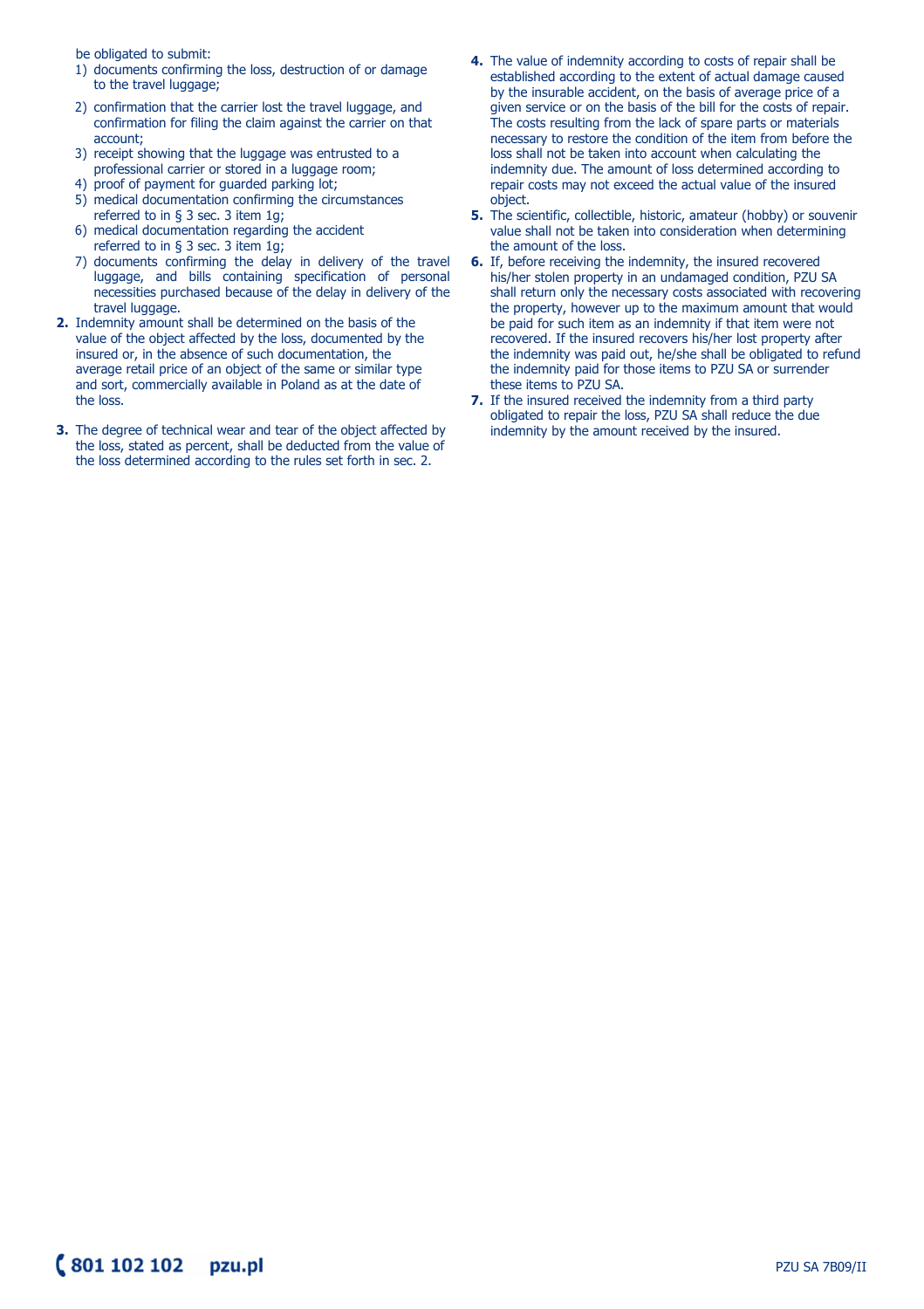be obligated to submit:

1) documents confirming the loss, destruction of or damage to the travel luggage;
2) confirmation that the carrier lost the travel luggage, and confirmation for filing the claim against the carrier on that account;
3) receipt showing that the luggage was entrusted to a professional carrier or stored in a luggage room;
4) proof of payment for guarded parking lot;
5) medical documentation confirming the circumstances referred to in § 3 sec. 3 item 1g;
6) medical documentation regarding the accident referred to in § 3 sec. 3 item 1g;
7) documents confirming the delay in delivery of the travel luggage, and bills containing specification of personal necessities purchased because of the delay in delivery of the travel luggage.

**2.** Indemnity amount shall be determined on the basis of the value of the object affected by the loss, documented by the insured or, in the absence of such documentation, the average retail price of an object of the same or similar type and sort, commercially available in Poland as at the date of the loss.

**3.** The degree of technical wear and tear of the object affected by the loss, stated as percent, shall be deducted from the value of the loss determined according to the rules set forth in sec. 2.

**4.** The value of indemnity according to costs of repair shall be established according to the extent of actual damage caused by the insurable accident, on the basis of average price of a given service or on the basis of the bill for the costs of repair. The costs resulting from the lack of spare parts or materials necessary to restore the condition of the item from before the loss shall not be taken into account when calculating the indemnity due. The amount of loss determined according to repair costs may not exceed the actual value of the insured object.

**5.** The scientific, collectible, historic, amateur (hobby) or souvenir value shall not be taken into consideration when determining the amount of the loss.

**6.** If, before receiving the indemnity, the insured recovered his/her stolen property in an undamaged condition, PZU SA shall return only the necessary costs associated with recovering the property, however up to the maximum amount that would be paid for such item as an indemnity if that item were not recovered. If the insured recovers his/her lost property after the indemnity was paid out, he/she shall be obligated to refund the indemnity paid for those items to PZU SA or surrender these items to PZU SA.

**7.** If the insured received the indemnity from a third party obligated to repair the loss, PZU SA shall reduce the due indemnity by the amount received by the insured.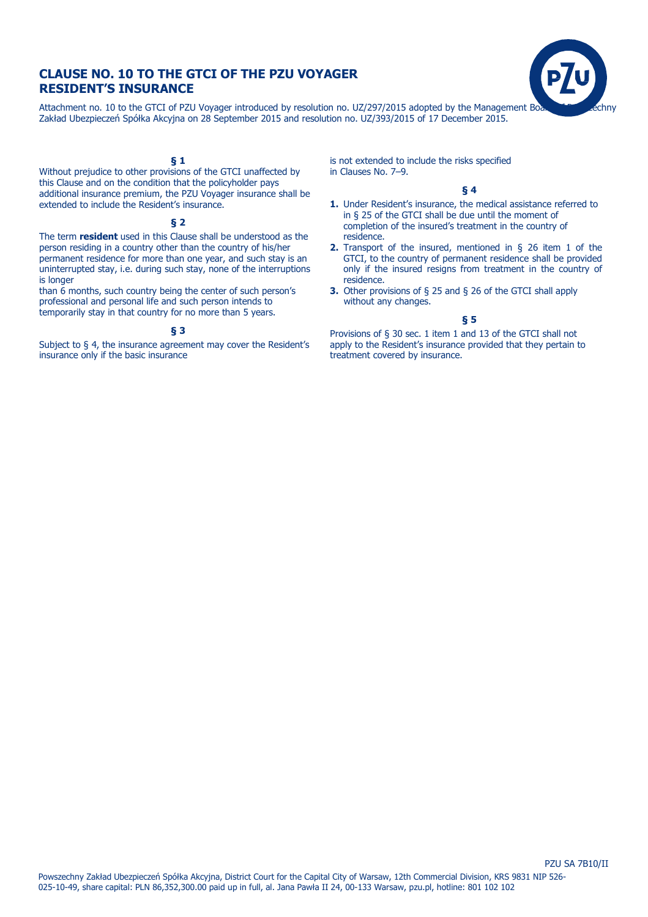# CLAUSE NO. 10 TO THE GTCI OF THE PZU VOYAGER RESIDENT'S INSURANCE

Attachment no. 10 to the GTCI of PZU Voyager introduced by resolution no. UZ/297/2015 adopted by the Management Board of Powszechny Zakład Ubezpieczeń Spółka Akcyjna on 28 September 2015 and resolution no. UZ/393/2015 of 17 December 2015.

**§ 1**

Without prejudice to other provisions of the GTCI unaffected by this Clause and on the condition that the policyholder pays additional insurance premium, the PZU Voyager insurance shall be extended to include the Resident's insurance.

**§ 2**

The term **resident** used in this Clause shall be understood as the person residing in a country other than the country of his/her permanent residence for more than one year, and such stay is an uninterrupted stay, i.e. during such stay, none of the interruptions is longer than 6 months, such country being the center of such person's professional and personal life and such person intends to temporarily stay in that country for no more than 5 years.

**§ 3**

Subject to § 4, the insurance agreement may cover the Resident's insurance only if the basic insurance is not extended to include the risks specified in Clauses No. 7–9.

**§ 4**

1. Under Resident's insurance, the medical assistance referred to in § 25 of the GTCI shall be due until the moment of completion of the insured's treatment in the country of residence.
2. Transport of the insured, mentioned in § 26 item 1 of the GTCI, to the country of permanent residence shall be provided only if the insured resigns from treatment in the country of residence.
3. Other provisions of § 25 and § 26 of the GTCI shall apply without any changes.

**§ 5**

Provisions of § 30 sec. 1 item 1 and 13 of the GTCI shall not apply to the Resident's insurance provided that they pertain to treatment covered by insurance.

PZU SA 7B10/II

Powszechny Zakład Ubezpieczeń Spółka Akcyjna, District Court for the Capital City of Warsaw, 12th Commercial Division, KRS 9831 NIP 526-025-10-49, share capital: PLN 86,352,300.00 paid up in full, al. Jana Pawła II 24, 00-133 Warsaw, pzu.pl, hotline: 801 102 102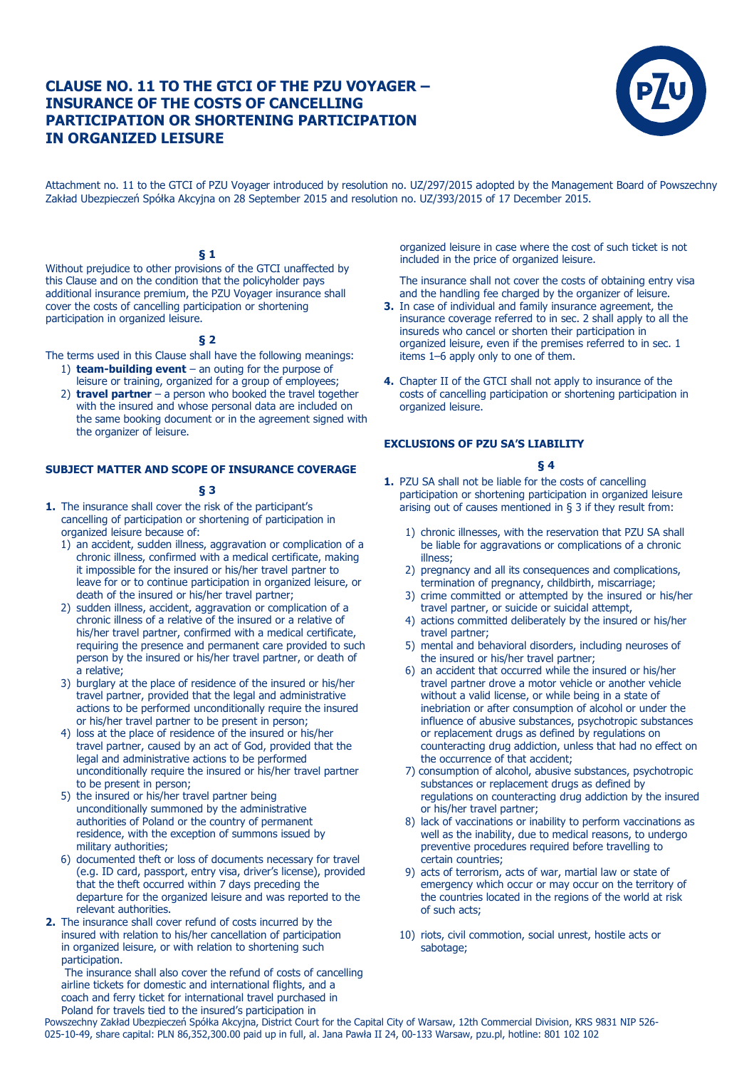# CLAUSE NO. 11 TO THE GTCI OF THE PZU VOYAGER – INSURANCE OF THE COSTS OF CANCELLING PARTICIPATION OR SHORTENING PARTICIPATION IN ORGANIZED LEISURE

Attachment no. 11 to the GTCI of PZU Voyager introduced by resolution no. UZ/297/2015 adopted by the Management Board of Powszechny Zakład Ubezpieczeń Spółka Akcyjna on 28 September 2015 and resolution no. UZ/393/2015 of 17 December 2015.

**§ 1**

Without prejudice to other provisions of the GTCI unaffected by this Clause and on the condition that the policyholder pays additional insurance premium, the PZU Voyager insurance shall cover the costs of cancelling participation or shortening participation in organized leisure.

**§ 2**

The terms used in this Clause shall have the following meanings:

1) **team-building event** – an outing for the purpose of leisure or training, organized for a group of employees;
2) **travel partner** – a person who booked the travel together with the insured and whose personal data are included on the same booking document or in the agreement signed with the organizer of leisure.

## SUBJECT MATTER AND SCOPE OF INSURANCE COVERAGE

**§ 3**

**1.** The insurance shall cover the risk of the participant's cancelling of participation or shortening of participation in organized leisure because of:
   1) an accident, sudden illness, aggravation or complication of a chronic illness, confirmed with a medical certificate, making it impossible for the insured or his/her travel partner to leave for or to continue participation in organized leisure, or death of the insured or his/her travel partner;
   2) sudden illness, accident, aggravation or complication of a chronic illness of a relative of the insured or a relative of his/her travel partner, confirmed with a medical certificate, requiring the presence and permanent care provided to such person by the insured or his/her travel partner, or death of a relative;
   3) burglary at the place of residence of the insured or his/her travel partner, provided that the legal and administrative actions to be performed unconditionally require the insured or his/her travel partner to be present in person;
   4) loss at the place of residence of the insured or his/her travel partner, caused by an act of God, provided that the legal and administrative actions to be performed unconditionally require the insured or his/her travel partner to be present in person;
   5) the insured or his/her travel partner being unconditionally summoned by the administrative authorities of Poland or the country of permanent residence, with the exception of summons issued by military authorities;
   6) documented theft or loss of documents necessary for travel (e.g. ID card, passport, entry visa, driver's license), provided that the theft occurred within 7 days preceding the departure for the organized leisure and was reported to the relevant authorities.

**2.** The insurance shall cover refund of costs incurred by the insured with relation to his/her cancellation of participation in organized leisure, or with relation to shortening such participation.

The insurance shall also cover the refund of costs of cancelling airline tickets for domestic and international flights, and a coach and ferry ticket for international travel purchased in Poland for travels tied to the insured's participation in organized leisure in case where the cost of such ticket is not included in the price of organized leisure.

The insurance shall not cover the costs of obtaining entry visa and the handling fee charged by the organizer of leisure.

**3.** In case of individual and family insurance agreement, the insurance coverage referred to in sec. 2 shall apply to all the insureds who cancel or shorten their participation in organized leisure, even if the premises referred to in sec. 1 items 1–6 apply only to one of them.

**4.** Chapter II of the GTCI shall not apply to insurance of the costs of cancelling participation or shortening participation in organized leisure.

## EXCLUSIONS OF PZU SA'S LIABILITY

**§ 4**

**1.** PZU SA shall not be liable for the costs of cancelling participation or shortening participation in organized leisure arising out of causes mentioned in § 3 if they result from:
   1) chronic illnesses, with the reservation that PZU SA shall be liable for aggravations or complications of a chronic illness;
   2) pregnancy and all its consequences and complications, termination of pregnancy, childbirth, miscarriage;
   3) crime committed or attempted by the insured or his/her travel partner, or suicide or suicidal attempt,
   4) actions committed deliberately by the insured or his/her travel partner;
   5) mental and behavioral disorders, including neuroses of the insured or his/her travel partner;
   6) an accident that occurred while the insured or his/her travel partner drove a motor vehicle or another vehicle without a valid license, or while being in a state of inebriation or after consumption of alcohol or under the influence of abusive substances, psychotropic substances or replacement drugs as defined by regulations on counteracting drug addiction, unless that had no effect on the occurrence of that accident;
   7) consumption of alcohol, abusive substances, psychotropic substances or replacement drugs as defined by regulations on counteracting drug addiction by the insured or his/her travel partner;
   8) lack of vaccinations or inability to perform vaccinations as well as the inability, due to medical reasons, to undergo preventive procedures required before travelling to certain countries;
   9) acts of terrorism, acts of war, martial law or state of emergency which occur or may occur on the territory of the countries located in the regions of the world at risk of such acts;
   10) riots, civil commotion, social unrest, hostile acts or sabotage;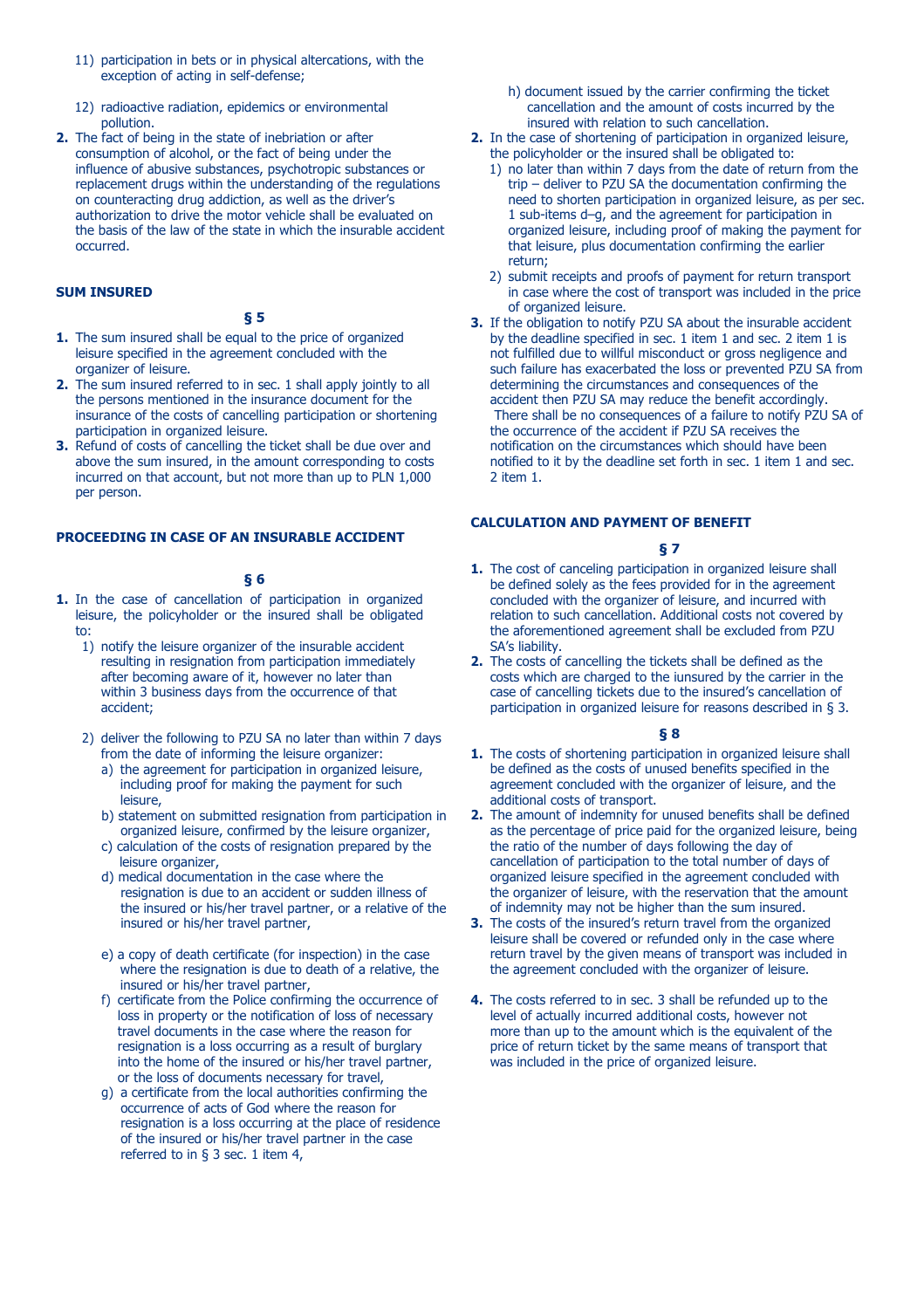11) participation in bets or in physical altercations, with the exception of acting in self-defense;

12) radioactive radiation, epidemics or environmental pollution.

**2.** The fact of being in the state of inebriation or after consumption of alcohol, or the fact of being under the influence of abusive substances, psychotropic substances or replacement drugs within the understanding of the regulations on counteracting drug addiction, as well as the driver's authorization to drive the motor vehicle shall be evaluated on the basis of the law of the state in which the insurable accident occurred.

## SUM INSURED

### § 5

**1.** The sum insured shall be equal to the price of organized leisure specified in the agreement concluded with the organizer of leisure.

**2.** The sum insured referred to in sec. 1 shall apply jointly to all the persons mentioned in the insurance document for the insurance of the costs of cancelling participation or shortening participation in organized leisure.

**3.** Refund of costs of cancelling the ticket shall be due over and above the sum insured, in the amount corresponding to costs incurred on that account, but not more than up to PLN 1,000 per person.

## PROCEEDING IN CASE OF AN INSURABLE ACCIDENT

### § 6

**1.** In the case of cancellation of participation in organized leisure, the policyholder or the insured shall be obligated to:

1) notify the leisure organizer of the insurable accident resulting in resignation from participation immediately after becoming aware of it, however no later than within 3 business days from the occurrence of that accident;

2) deliver the following to PZU SA no later than within 7 days from the date of informing the leisure organizer:

a) the agreement for participation in organized leisure, including proof for making the payment for such leisure,

b) statement on submitted resignation from participation in organized leisure, confirmed by the leisure organizer,

c) calculation of the costs of resignation prepared by the leisure organizer,

d) medical documentation in the case where the resignation is due to an accident or sudden illness of the insured or his/her travel partner, or a relative of the insured or his/her travel partner,

e) a copy of death certificate (for inspection) in the case where the resignation is due to death of a relative, the insured or his/her travel partner,

f) certificate from the Police confirming the occurrence of loss in property or the notification of loss of necessary travel documents in the case where the reason for resignation is a loss occurring as a result of burglary into the home of the insured or his/her travel partner, or the loss of documents necessary for travel,

g) a certificate from the local authorities confirming the occurrence of acts of God where the reason for resignation is a loss occurring at the place of residence of the insured or his/her travel partner in the case referred to in § 3 sec. 1 item 4,

h) document issued by the carrier confirming the ticket cancellation and the amount of costs incurred by the insured with relation to such cancellation.

**2.** In the case of shortening of participation in organized leisure, the policyholder or the insured shall be obligated to:

1) no later than within 7 days from the date of return from the trip – deliver to PZU SA the documentation confirming the need to shorten participation in organized leisure, as per sec. 1 sub-items d–g, and the agreement for participation in organized leisure, including proof of making the payment for that leisure, plus documentation confirming the earlier return;

2) submit receipts and proofs of payment for return transport in case where the cost of transport was included in the price of organized leisure.

**3.** If the obligation to notify PZU SA about the insurable accident by the deadline specified in sec. 1 item 1 and sec. 2 item 1 is not fulfilled due to willful misconduct or gross negligence and such failure has exacerbated the loss or prevented PZU SA from determining the circumstances and consequences of the accident then PZU SA may reduce the benefit accordingly. There shall be no consequences of a failure to notify PZU SA of the occurrence of the accident if PZU SA receives the notification on the circumstances which should have been notified to it by the deadline set forth in sec. 1 item 1 and sec. 2 item 1.

## CALCULATION AND PAYMENT OF BENEFIT

### § 7

**1.** The cost of canceling participation in organized leisure shall be defined solely as the fees provided for in the agreement concluded with the organizer of leisure, and incurred with relation to such cancellation. Additional costs not covered by the aforementioned agreement shall be excluded from PZU SA's liability.

**2.** The costs of cancelling the tickets shall be defined as the costs which are charged to the iunsured by the carrier in the case of cancelling tickets due to the insured's cancellation of participation in organized leisure for reasons described in § 3.

### § 8

**1.** The costs of shortening participation in organized leisure shall be defined as the costs of unused benefits specified in the agreement concluded with the organizer of leisure, and the additional costs of transport.

**2.** The amount of indemnity for unused benefits shall be defined as the percentage of price paid for the organized leisure, being the ratio of the number of days following the day of cancellation of participation to the total number of days of organized leisure specified in the agreement concluded with the organizer of leisure, with the reservation that the amount of indemnity may not be higher than the sum insured.

**3.** The costs of the insured's return travel from the organized leisure shall be covered or refunded only in the case where return travel by the given means of transport was included in the agreement concluded with the organizer of leisure.

**4.** The costs referred to in sec. 3 shall be refunded up to the level of actually incurred additional costs, however not more than up to the amount which is the equivalent of the price of return ticket by the same means of transport that was included in the price of organized leisure.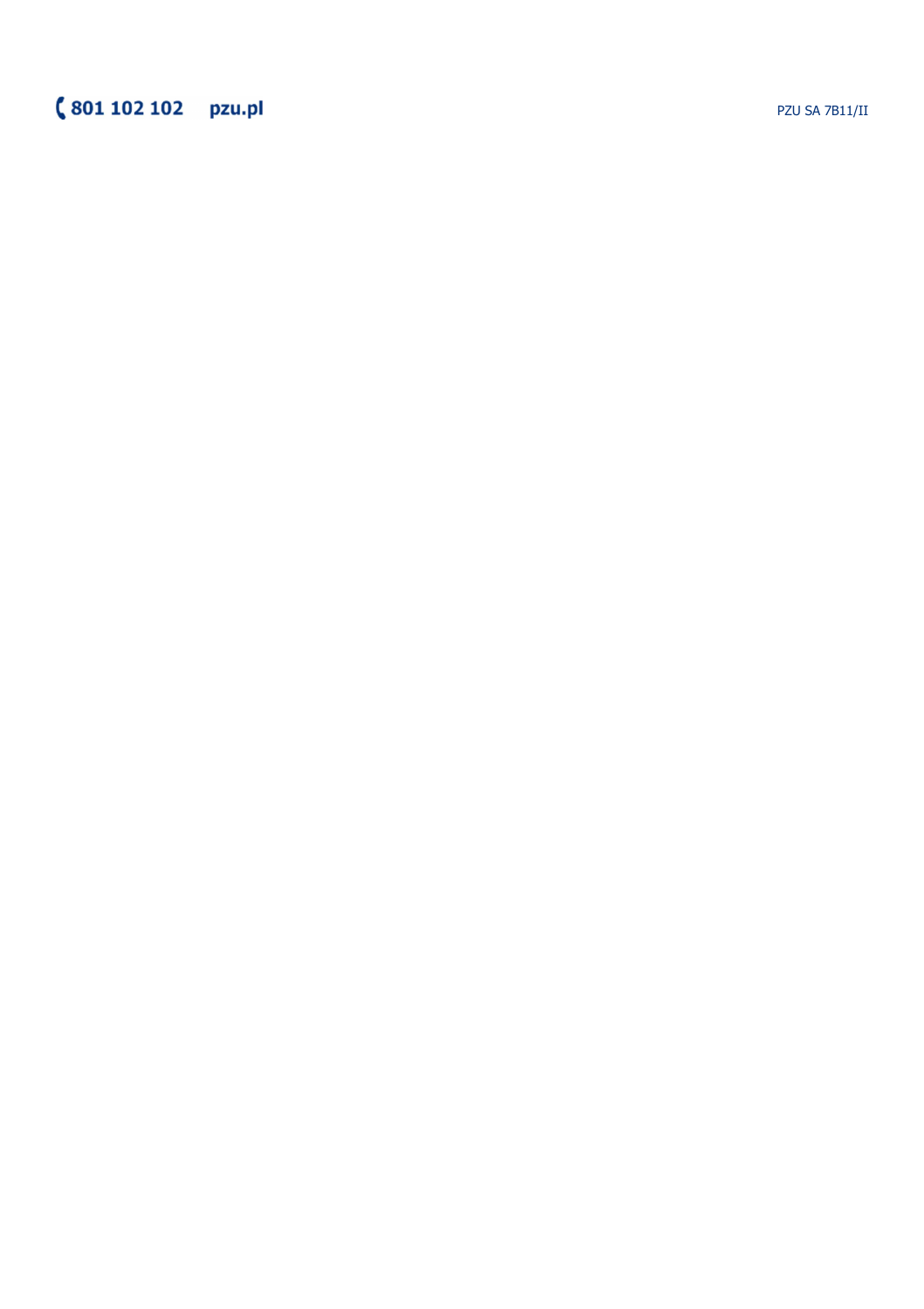801 102 102 pzu.pl

PZU SA 7B11/II